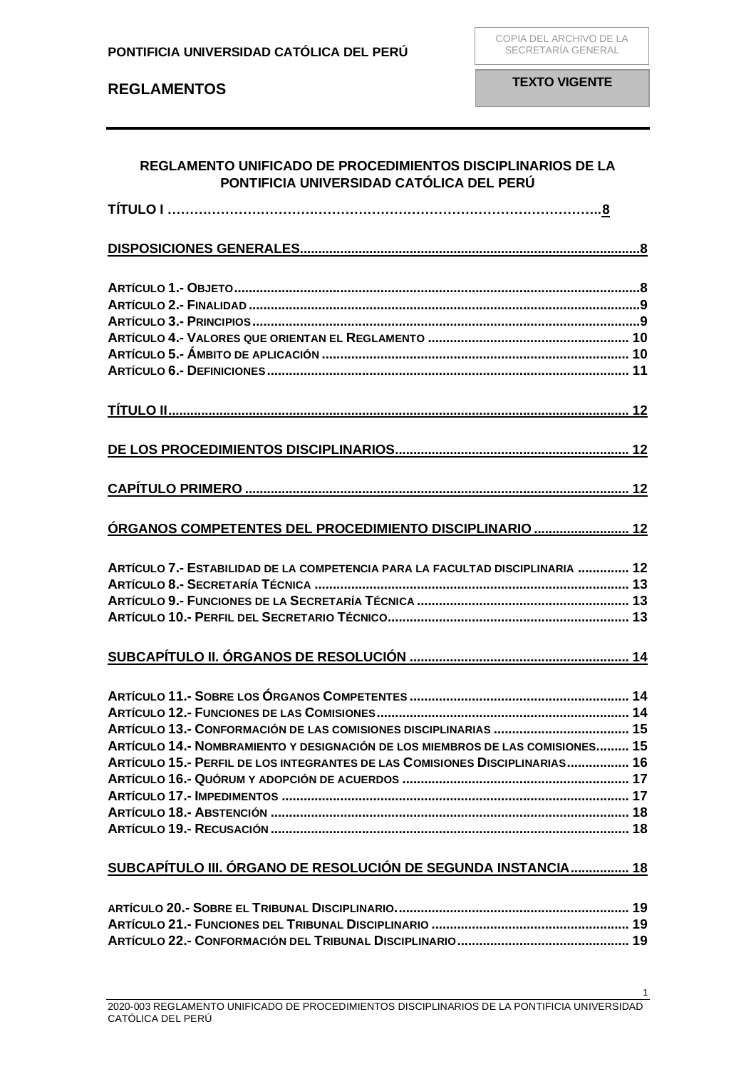**PONTIFICIA UNIVERSIDAD CATÓLICA DEL PERÚ**

COPIA DEL ARCHIVO DE LA SECRETARÍA GENERAL

**REGLAMENTOS**

**TEXTO VIGENTE**

# REGLAMENTO UNIFICADO DE PROCEDIMIENTOS DISCIPLINARIOS DE LA PONTIFICIA UNIVERSIDAD CATÓLICA DEL PERÚ

**TÍTULO I ………………………………………………………………………………….8**

**DISPOSICIONES GENERALES....................................................................................8**

**ARTÍCULO 1.- OBJETO....................................................................................................8**
**ARTÍCULO 2.- FINALIDAD ................................................................................................9**
**ARTÍCULO 3.- PRINCIPIOS...............................................................................................9**
**ARTÍCULO 4.- VALORES QUE ORIENTAN EL REGLAMENTO ............................................. 10**
**ARTÍCULO 5.- ÁMBITO DE APLICACIÓN ........................................................................... 10**
**ARTÍCULO 6.- DEFINICIONES........................................................................................... 11**

**TÍTULO II................................................................................................................... 12**

**DE LOS PROCEDIMIENTOS DISCIPLINARIOS.......................................................... 12**

**CAPÍTULO PRIMERO .................................................................................................. 12**

**ÓRGANOS COMPETENTES DEL PROCEDIMIENTO DISCIPLINARIO ......................... 12**

**ARTÍCULO 7.- ESTABILIDAD DE LA COMPETENCIA PARA LA FACULTAD DISCIPLINARIA .............. 12**
**ARTÍCULO 8.- SECRETARÍA TÉCNICA ............................................................................. 13**
**ARTÍCULO 9.- FUNCIONES DE LA SECRETARÍA TÉCNICA .................................................. 13**
**ARTÍCULO 10.- PERFIL DEL SECRETARIO TÉCNICO.......................................................... 13**

**SUBCAPÍTULO II. ÓRGANOS DE RESOLUCIÓN ......................................................... 14**

**ARTÍCULO 11.- SOBRE LOS ÓRGANOS COMPETENTES ..................................................... 14**
**ARTÍCULO 12.- FUNCIONES DE LAS COMISIONES............................................................. 14**
**ARTÍCULO 13.- CONFORMACIÓN DE LAS COMISIONES DISCIPLINARIAS ............................. 15**
**ARTÍCULO 14.- NOMBRAMIENTO Y DESIGNACIÓN DE LOS MIEMBROS DE LAS COMISIONES......... 15**
**ARTÍCULO 15.- PERFIL DE LOS INTEGRANTES DE LAS COMISIONES DISCIPLINARIAS................. 16**
**ARTÍCULO 16.- QUÓRUM Y ADOPCIÓN DE ACUERDOS ...................................................... 17**
**ARTÍCULO 17.- IMPEDIMENTOS ....................................................................................... 17**
**ARTÍCULO 18.- ABSTENCIÓN .......................................................................................... 18**
**ARTÍCULO 19.- RECUSACIÓN.......................................................................................... 18**

**SUBCAPÍTULO III. ÓRGANO DE RESOLUCIÓN DE SEGUNDA INSTANCIA................ 18**

**ARTÍCULO 20.- SOBRE EL TRIBUNAL DISCIPLINARIO.......................................................... 19**
**ARTÍCULO 21.- FUNCIONES DEL TRIBUNAL DISCIPLINARIO ............................................... 19**
**ARTÍCULO 22.- CONFORMACIÓN DEL TRIBUNAL DISCIPLINARIO....................................... 19**

2020-003 REGLAMENTO UNIFICADO DE PROCEDIMIENTOS DISCIPLINARIOS DE LA PONTIFICIA UNIVERSIDAD CATÓLICA DEL PERÚ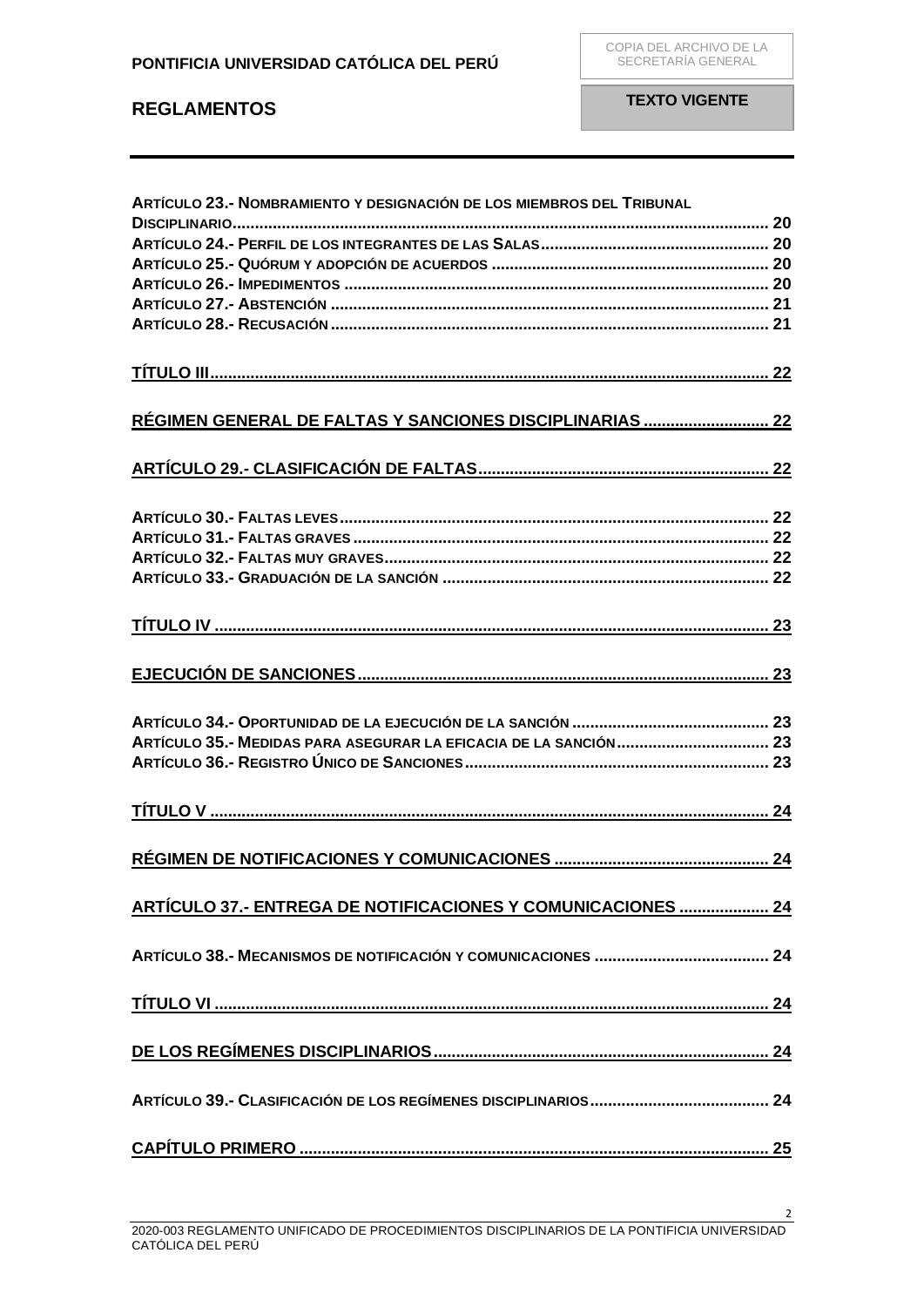ARTÍCULO 23.- NOMBRAMIENTO Y DESIGNACIÓN DE LOS MIEMBROS DEL TRIBUNAL DISCIPLINARIO ........ 20
ARTÍCULO 24.- PERFIL DE LOS INTEGRANTES DE LAS SALAS ........ 20
ARTÍCULO 25.- QUÓRUM Y ADOPCIÓN DE ACUERDOS ........ 20
ARTÍCULO 26.- IMPEDIMENTOS ........ 20
ARTÍCULO 27.- ABSTENCIÓN ........ 21
ARTÍCULO 28.- RECUSACIÓN ........ 21

TÍTULO III ........ 22

RÉGIMEN GENERAL DE FALTAS Y SANCIONES DISCIPLINARIAS ........ 22

ARTÍCULO 29.- CLASIFICACIÓN DE FALTAS ........ 22

ARTÍCULO 30.- FALTAS LEVES ........ 22
ARTÍCULO 31.- FALTAS GRAVES ........ 22
ARTÍCULO 32.- FALTAS MUY GRAVES ........ 22
ARTÍCULO 33.- GRADUACIÓN DE LA SANCIÓN ........ 22

TÍTULO IV ........ 23

EJECUCIÓN DE SANCIONES ........ 23

ARTÍCULO 34.- OPORTUNIDAD DE LA EJECUCIÓN DE LA SANCIÓN ........ 23
ARTÍCULO 35.- MEDIDAS PARA ASEGURAR LA EFICACIA DE LA SANCIÓN ........ 23
ARTÍCULO 36.- REGISTRO ÚNICO DE SANCIONES ........ 23

TÍTULO V ........ 24

RÉGIMEN DE NOTIFICACIONES Y COMUNICACIONES ........ 24

ARTÍCULO 37.- ENTREGA DE NOTIFICACIONES Y COMUNICACIONES ........ 24

ARTÍCULO 38.- MECANISMOS DE NOTIFICACIÓN Y COMUNICACIONES ........ 24

TÍTULO VI ........ 24

DE LOS REGÍMENES DISCIPLINARIOS ........ 24

ARTÍCULO 39.- CLASIFICACIÓN DE LOS REGÍMENES DISCIPLINARIOS ........ 24

CAPÍTULO PRIMERO ........ 25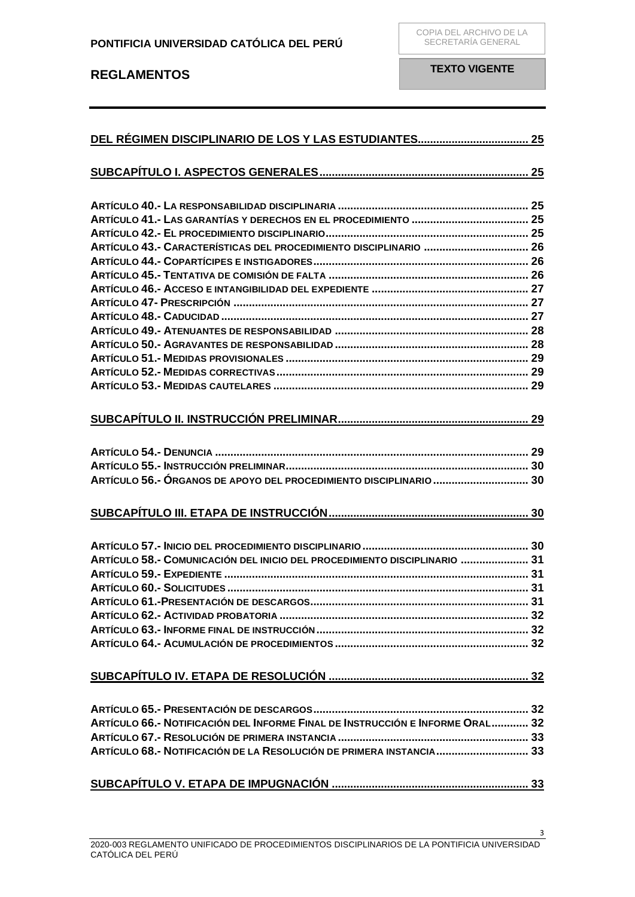[DEL RÉGIMEN DISCIPLINARIO DE LOS Y LAS ESTUDIANTES .................................... 25]

[SUBCAPÍTULO I. ASPECTOS GENERALES ................................................................... 25]

ARTÍCULO 40.- LA RESPONSABILIDAD DISCIPLINARIA ............................................................ 25
ARTÍCULO 41.- LAS GARANTÍAS Y DERECHOS EN EL PROCEDIMIENTO ..................................... 25
ARTÍCULO 42.- EL PROCEDIMIENTO DISCIPLINARIO ................................................................ 25
ARTÍCULO 43.- CARACTERÍSTICAS DEL PROCEDIMIENTO DISCIPLINARIO ................................. 26
ARTÍCULO 44.- COPARTÍCIPES E INSTIGADORES .................................................................... 26
ARTÍCULO 45.- TENTATIVA DE COMISIÓN DE FALTA ............................................................... 26
ARTÍCULO 46.- ACCESO E INTANGIBILIDAD DEL EXPEDIENTE .................................................. 27
ARTÍCULO 47- PRESCRIPCIÓN ............................................................................................. 27
ARTÍCULO 48.- CADUCIDAD .................................................................................................. 27
ARTÍCULO 49.- ATENUANTES DE RESPONSABILIDAD .............................................................. 28
ARTÍCULO 50.- AGRAVANTES DE RESPONSABILIDAD .............................................................. 28
ARTÍCULO 51.- MEDIDAS PROVISIONALES ............................................................................. 29
ARTÍCULO 52.- MEDIDAS CORRECTIVAS ................................................................................ 29
ARTÍCULO 53.- MEDIDAS CAUTELARES ................................................................................. 29

[SUBCAPÍTULO II. INSTRUCCIÓN PRELIMINAR ............................................................ 29]

ARTÍCULO 54.- DENUNCIA .................................................................................................... 29
ARTÍCULO 55.- INSTRUCCIÓN PRELIMINAR ............................................................................. 30
ARTÍCULO 56.- ÓRGANOS DE APOYO DEL PROCEDIMIENTO DISCIPLINARIO .............................. 30

[SUBCAPÍTULO III. ETAPA DE INSTRUCCIÓN ................................................................ 30]

ARTÍCULO 57.- INICIO DEL PROCEDIMIENTO DISCIPLINARIO ..................................................... 30
ARTÍCULO 58.- COMUNICACIÓN DEL INICIO DEL PROCEDIMIENTO DISCIPLINARIO ..................... 31
ARTÍCULO 59.- EXPEDIENTE ................................................................................................. 31
ARTÍCULO 60.- SOLICITUDES ................................................................................................ 31
ARTÍCULO 61.-PRESENTACIÓN DE DESCARGOS ...................................................................... 31
ARTÍCULO 62.- ACTIVIDAD PROBATORIA ................................................................................ 32
ARTÍCULO 63.- INFORME FINAL DE INSTRUCCIÓN .................................................................... 32
ARTÍCULO 64.- ACUMULACIÓN DE PROCEDIMIENTOS .............................................................. 32

[SUBCAPÍTULO IV. ETAPA DE RESOLUCIÓN ............................................................... 32]

ARTÍCULO 65.- PRESENTACIÓN DE DESCARGOS ..................................................................... 32
ARTÍCULO 66.- NOTIFICACIÓN DEL INFORME FINAL DE INSTRUCCIÓN E INFORME ORAL ............ 32
ARTÍCULO 67.- RESOLUCIÓN DE PRIMERA INSTANCIA ............................................................. 33
ARTÍCULO 68.- NOTIFICACIÓN DE LA RESOLUCIÓN DE PRIMERA INSTANCIA ............................. 33

[SUBCAPÍTULO V. ETAPA DE IMPUGNACIÓN ............................................................... 33]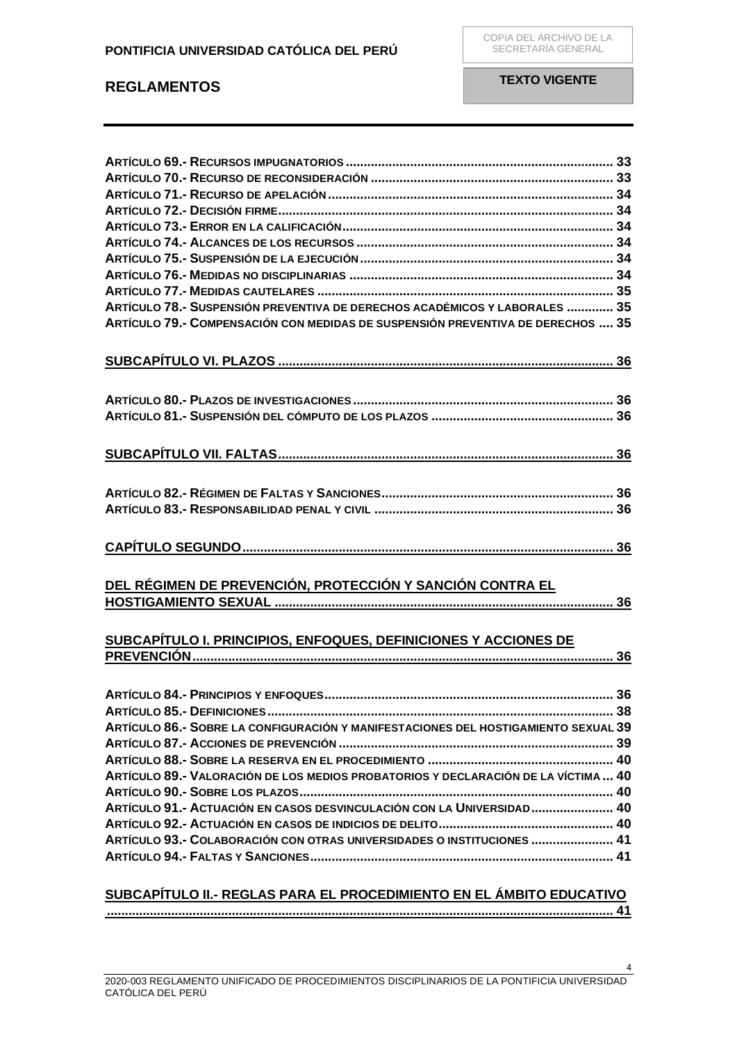**Artículo 69.- Recursos impugnatorios** ........................................................................ 33
**Artículo 70.- Recurso de reconsideración** .................................................................... 33
**Artículo 71.- Recurso de apelación** ............................................................................... 34
**Artículo 72.- Decisión firme** ........................................................................................... 34
**Artículo 73.- Error en la calificación** ............................................................................. 34
**Artículo 74.- Alcances de los recursos** ......................................................................... 34
**Artículo 75.- Suspensión de la ejecución** ..................................................................... 34
**Artículo 76.- Medidas no disciplinarias** ....................................................................... 34
**Artículo 77.- Medidas cautelares** .................................................................................. 35
**Artículo 78.- Suspensión preventiva de derechos académicos y laborales** ............. 35
**Artículo 79.- Compensación con medidas de suspensión preventiva de derechos** .... 35

**SUBCAPÍTULO VI. PLAZOS** ............................................................................................ 36

**Artículo 80.- Plazos de investigaciones** ........................................................................ 36
**Artículo 81.- Suspensión del cómputo de los plazos** .................................................. 36

**SUBCAPÍTULO VII. FALTAS** ............................................................................................ 36

**Artículo 82.- Régimen de Faltas y Sanciones** ................................................................ 36
**Artículo 83.- Responsabilidad penal y civil** .................................................................. 36

**CAPÍTULO SEGUNDO** ...................................................................................................... 36

**DEL RÉGIMEN DE PREVENCIÓN, PROTECCIÓN Y SANCIÓN CONTRA EL HOSTIGAMIENTO SEXUAL** ............................................................................................. 36

**SUBCAPÍTULO I. PRINCIPIOS, ENFOQUES, DEFINICIONES Y ACCIONES DE PREVENCIÓN** ..................................................................................................................... 36

**Artículo 84.- Principios y enfoques** ................................................................................ 36
**Artículo 85.- Definiciones** ................................................................................................ 38
**Artículo 86.- Sobre la configuración y manifestaciones del hostigamiento sexual** 39
**Artículo 87.- Acciones de prevención** ............................................................................ 39
**Artículo 88.- Sobre la reserva en el procedimiento** ...................................................... 40
**Artículo 89.- Valoración de los medios probatorios y declaración de la víctima** ... 40
**Artículo 90.- Sobre los plazos** ......................................................................................... 40
**Artículo 91.- Actuación en casos desvinculación con la Universidad** ....................... 40
**Artículo 92.- Actuación en casos de indicios de delito** ................................................ 40
**Artículo 93.- Colaboración con otras universidades o instituciones** ....................... 41
**Artículo 94.- Faltas y Sanciones** .................................................................................... 41

**SUBCAPÍTULO II.- REGLAS PARA EL PROCEDIMIENTO EN EL ÁMBITO EDUCATIVO** ............................................................................................................................ 41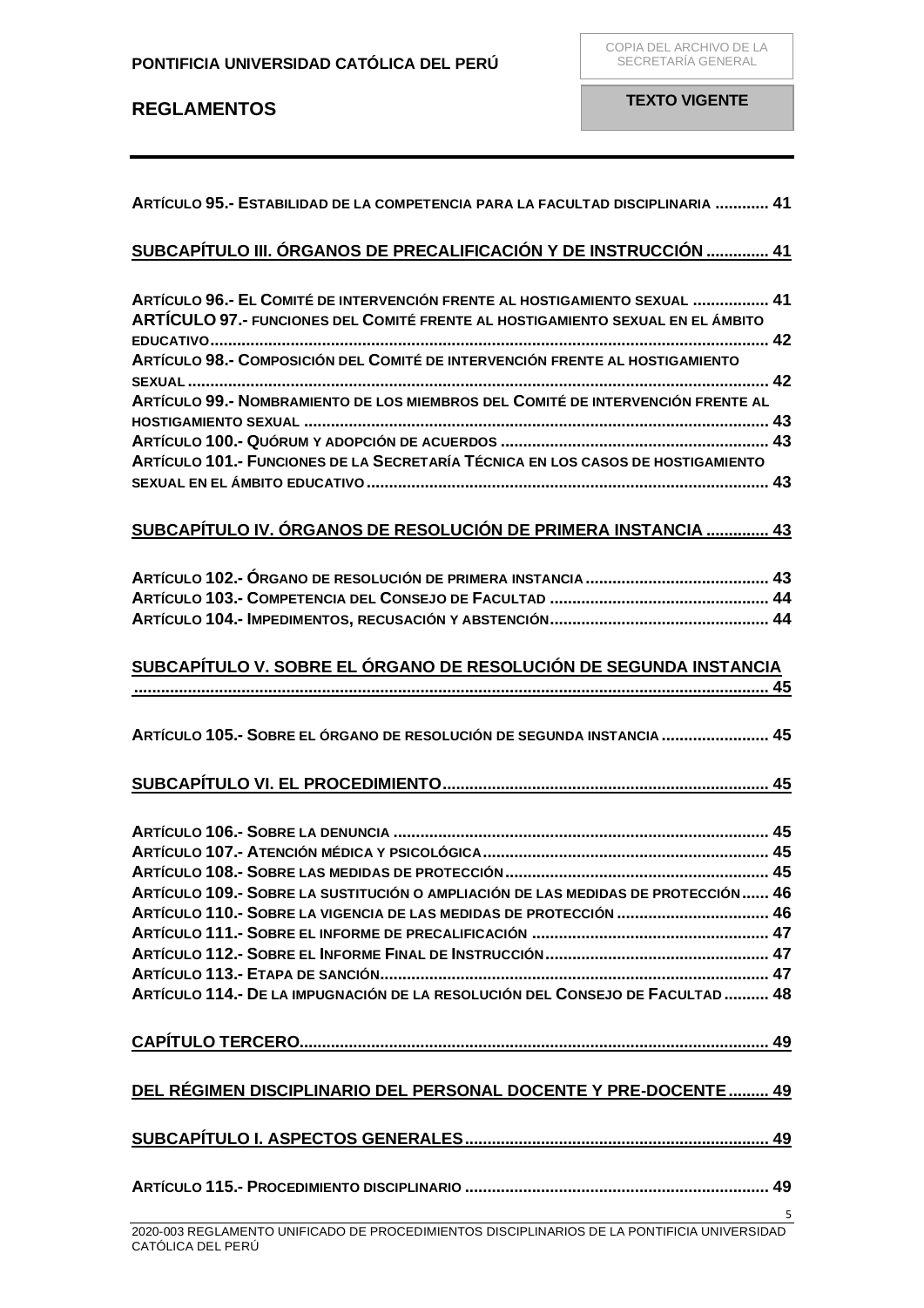ARTÍCULO 95.- ESTABILIDAD DE LA COMPETENCIA PARA LA FACULTAD DISCIPLINARIA ............ 41

SUBCAPÍTULO III. ÓRGANOS DE PRECALIFICACIÓN Y DE INSTRUCCIÓN .............. 41

ARTÍCULO 96.- EL COMITÉ DE INTERVENCIÓN FRENTE AL HOSTIGAMIENTO SEXUAL ................. 41
ARTÍCULO 97.- FUNCIONES DEL COMITÉ FRENTE AL HOSTIGAMIENTO SEXUAL EN EL ÁMBITO EDUCATIVO........................................................................................................................ 42
ARTÍCULO 98.- COMPOSICIÓN DEL COMITÉ DE INTERVENCIÓN FRENTE AL HOSTIGAMIENTO SEXUAL ............................................................................................................................ 42
ARTÍCULO 99.- NOMBRAMIENTO DE LOS MIEMBROS DEL COMITÉ DE INTERVENCIÓN FRENTE AL HOSTIGAMIENTO SEXUAL ...................................................................................................... 43
ARTÍCULO 100.- QUÓRUM Y ADOPCIÓN DE ACUERDOS ........................................................... 43
ARTÍCULO 101.- FUNCIONES DE LA SECRETARÍA TÉCNICA EN LOS CASOS DE HOSTIGAMIENTO SEXUAL EN EL ÁMBITO EDUCATIVO .......................................................................................... 43

SUBCAPÍTULO IV. ÓRGANOS DE RESOLUCIÓN DE PRIMERA INSTANCIA .............. 43

ARTÍCULO 102.- ÓRGANO DE RESOLUCIÓN DE PRIMERA INSTANCIA ......................................... 43
ARTÍCULO 103.- COMPETENCIA DEL CONSEJO DE FACULTAD ................................................ 44
ARTÍCULO 104.- IMPEDIMENTOS, RECUSACIÓN Y ABSTENCIÓN................................................. 44

SUBCAPÍTULO V. SOBRE EL ÓRGANO DE RESOLUCIÓN DE SEGUNDA INSTANCIA ........................................................................................................................................ 45

ARTÍCULO 105.- SOBRE EL ÓRGANO DE RESOLUCIÓN DE SEGUNDA INSTANCIA ........................ 45

SUBCAPÍTULO VI. EL PROCEDIMIENTO........................................................................ 45

ARTÍCULO 106.- SOBRE LA DENUNCIA ................................................................................... 45
ARTÍCULO 107.- ATENCIÓN MÉDICA Y PSICOLÓGICA................................................................ 45
ARTÍCULO 108.- SOBRE LAS MEDIDAS DE PROTECCIÓN........................................................... 45
ARTÍCULO 109.- SOBRE LA SUSTITUCIÓN O AMPLIACIÓN DE LAS MEDIDAS DE PROTECCIÓN...... 46
ARTÍCULO 110.- SOBRE LA VIGENCIA DE LAS MEDIDAS DE PROTECCIÓN .................................. 46
ARTÍCULO 111.- SOBRE EL INFORME DE PRECALIFICACIÓN ..................................................... 47
ARTÍCULO 112.- SOBRE EL INFORME FINAL DE INSTRUCCIÓN................................................. 47
ARTÍCULO 113.- ETAPA DE SANCIÓN...................................................................................... 47
ARTÍCULO 114.- DE LA IMPUGNACIÓN DE LA RESOLUCIÓN DEL CONSEJO DE FACULTAD .......... 48

CAPÍTULO TERCERO........................................................................................................ 49

DEL RÉGIMEN DISCIPLINARIO DEL PERSONAL DOCENTE Y PRE-DOCENTE ......... 49

SUBCAPÍTULO I. ASPECTOS GENERALES.................................................................... 49

ARTÍCULO 115.- PROCEDIMIENTO DISCIPLINARIO .................................................................... 49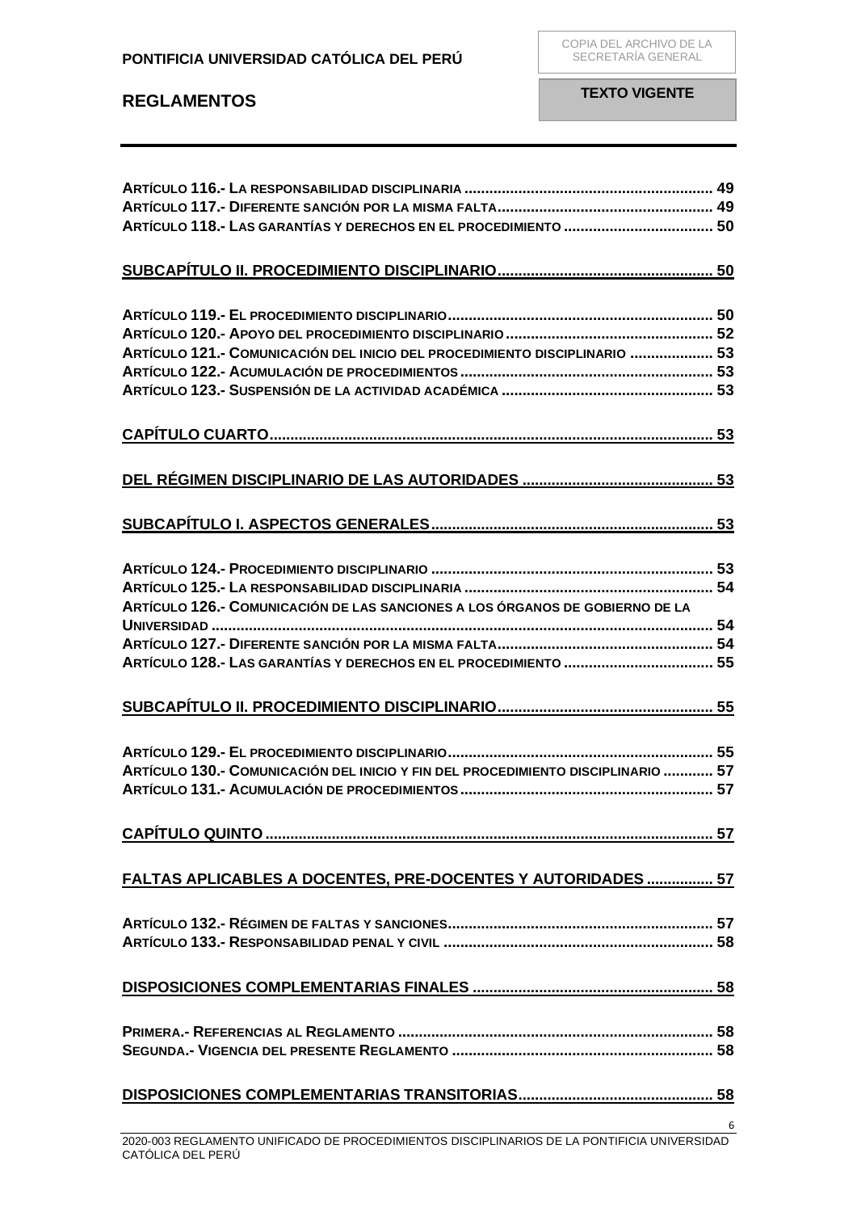Artículo 116.- La responsabilidad disciplinaria ............................................................ 49
Artículo 117.- Diferente sanción por la misma falta.................................................... 49
Artículo 118.- Las garantías y derechos en el procedimiento .................................... 50

**SUBCAPÍTULO II. PROCEDIMIENTO DISCIPLINARIO.................................................... 50**

Artículo 119.- El procedimiento disciplinario................................................................ 50
Artículo 120.- Apoyo del procedimiento disciplinario .................................................. 52
Artículo 121.- Comunicación del inicio del procedimiento disciplinario .................... 53
Artículo 122.- Acumulación de procedimientos ............................................................ 53
Artículo 123.- Suspensión de la actividad académica ................................................... 53

**CAPÍTULO CUARTO.......................................................................................................... 53**

**DEL RÉGIMEN DISCIPLINARIO DE LAS AUTORIDADES .............................................. 53**

**SUBCAPÍTULO I. ASPECTOS GENERALES.................................................................... 53**

Artículo 124.- Procedimiento disciplinario .................................................................... 53
Artículo 125.- La responsabilidad disciplinaria ............................................................ 54
Artículo 126.- Comunicación de las sanciones a los órganos de gobierno de la Universidad ........................................................................................................................ 54
Artículo 127.- Diferente sanción por la misma falta.................................................... 54
Artículo 128.- Las garantías y derechos en el procedimiento .................................... 55

**SUBCAPÍTULO II. PROCEDIMIENTO DISCIPLINARIO.................................................... 55**

Artículo 129.- El procedimiento disciplinario................................................................ 55
Artículo 130.- Comunicación del inicio y fin del procedimiento disciplinario ............ 57
Artículo 131.- Acumulación de procedimientos ............................................................ 57

**CAPÍTULO QUINTO ........................................................................................................... 57**

**FALTAS APLICABLES A DOCENTES, PRE-DOCENTES Y AUTORIDADES ................ 57**

Artículo 132.- Régimen de faltas y sanciones................................................................ 57
Artículo 133.- Responsabilidad penal y civil ................................................................. 58

**DISPOSICIONES COMPLEMENTARIAS FINALES .......................................................... 58**

Primera.- Referencias al Reglamento ............................................................................ 58
Segunda.- Vigencia del presente Reglamento ............................................................... 58

**DISPOSICIONES COMPLEMENTARIAS TRANSITORIAS............................................... 58**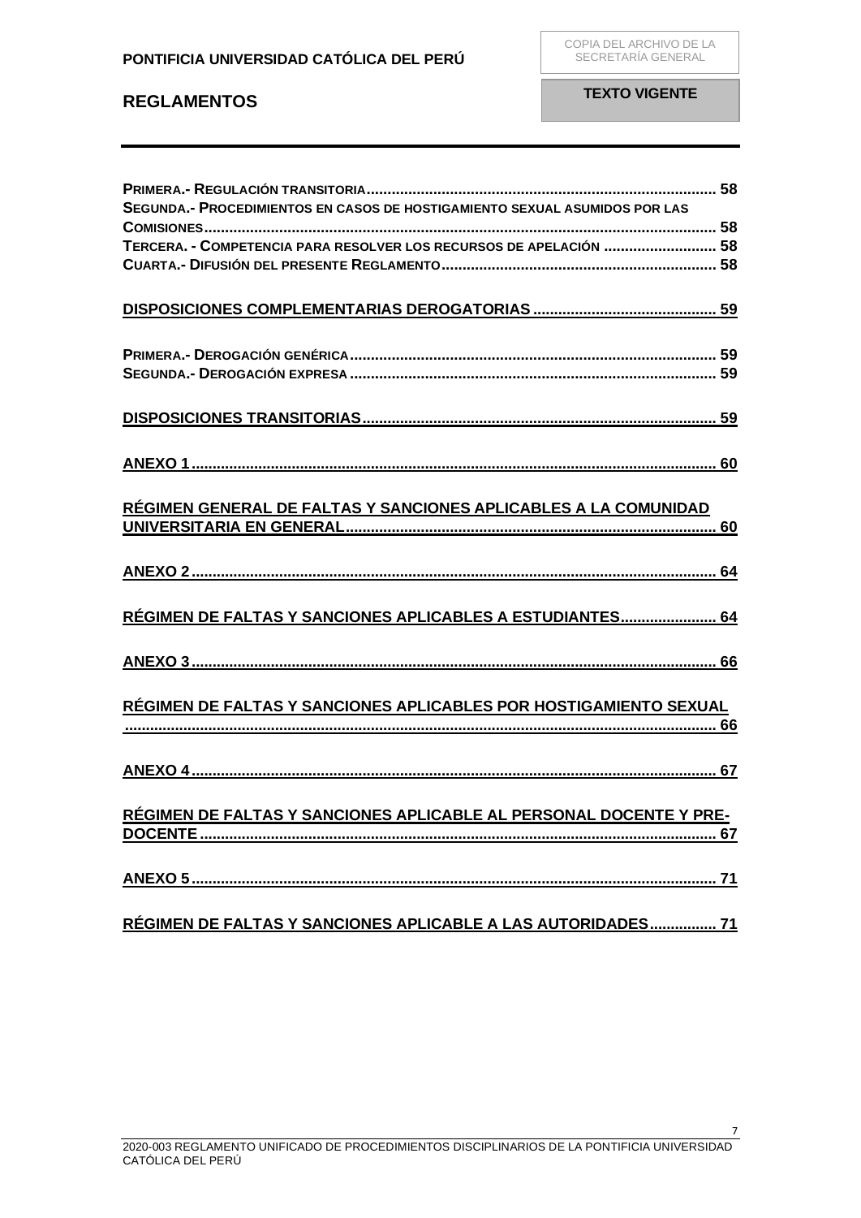**PRIMERA.- REGULACIÓN TRANSITORIA** .................................................................................. 58

**SEGUNDA.- PROCEDIMIENTOS EN CASOS DE HOSTIGAMIENTO SEXUAL ASUMIDOS POR LAS COMISIONES** .................................................................................................................... 58

**TERCERA. - COMPETENCIA PARA RESOLVER LOS RECURSOS DE APELACIÓN** .......................... 58

**CUARTA.- DIFUSIÓN DEL PRESENTE REGLAMENTO** ................................................................ 58

**DISPOSICIONES COMPLEMENTARIAS DEROGATORIAS** ........................................... 59

**PRIMERA.- DEROGACIÓN GENÉRICA** ...................................................................................... 59

**SEGUNDA.- DEROGACIÓN EXPRESA** ...................................................................................... 59

**DISPOSICIONES TRANSITORIAS** .................................................................................. 59

**ANEXO 1** ......................................................................................................................... 60

**RÉGIMEN GENERAL DE FALTAS Y SANCIONES APLICABLES A LA COMUNIDAD UNIVERSITARIA EN GENERAL** ....................................................................................... 60

**ANEXO 2** ......................................................................................................................... 64

**RÉGIMEN DE FALTAS Y SANCIONES APLICABLES A ESTUDIANTES** ...................... 64

**ANEXO 3** ......................................................................................................................... 66

**RÉGIMEN DE FALTAS Y SANCIONES APLICABLES POR HOSTIGAMIENTO SEXUAL** ......................................................................................................................................... 66

**ANEXO 4** ......................................................................................................................... 67

**RÉGIMEN DE FALTAS Y SANCIONES APLICABLE AL PERSONAL DOCENTE Y PRE-DOCENTE** ........................................................................................................................ 67

**ANEXO 5** ......................................................................................................................... 71

**RÉGIMEN DE FALTAS Y SANCIONES APLICABLE A LAS AUTORIDADES** ................ 71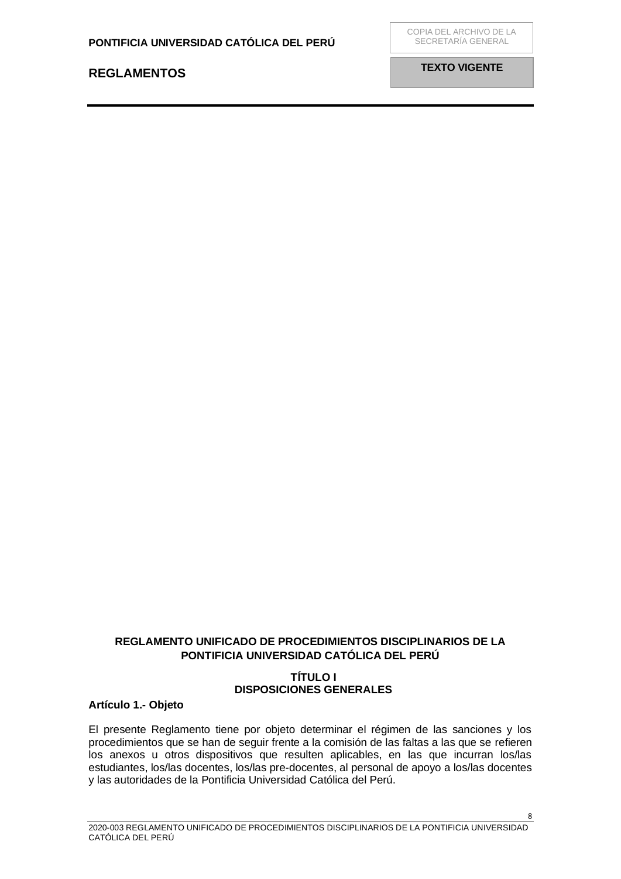# REGLAMENTO UNIFICADO DE PROCEDIMIENTOS DISCIPLINARIOS DE LA PONTIFICIA UNIVERSIDAD CATÓLICA DEL PERÚ

## TÍTULO I
## DISPOSICIONES GENERALES

### Artículo 1.- Objeto

El presente Reglamento tiene por objeto determinar el régimen de las sanciones y los procedimientos que se han de seguir frente a la comisión de las faltas a las que se refieren los anexos u otros dispositivos que resulten aplicables, en las que incurran los/las estudiantes, los/las docentes, los/las pre-docentes, al personal de apoyo a los/las docentes y las autoridades de la Pontificia Universidad Católica del Perú.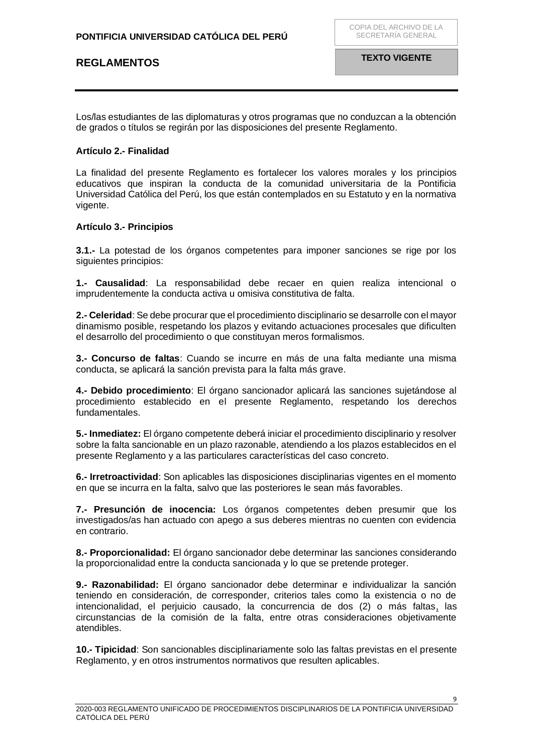Los/las estudiantes de las diplomaturas y otros programas que no conduzcan a la obtención de grados o títulos se regirán por las disposiciones del presente Reglamento.

### Artículo 2.- Finalidad

La finalidad del presente Reglamento es fortalecer los valores morales y los principios educativos que inspiran la conducta de la comunidad universitaria de la Pontificia Universidad Católica del Perú, los que están contemplados en su Estatuto y en la normativa vigente.

### Artículo 3.- Principios

**3.1.-** La potestad de los órganos competentes para imponer sanciones se rige por los siguientes principios:

**1.- Causalidad**: La responsabilidad debe recaer en quien realiza intencional o imprudentemente la conducta activa u omisiva constitutiva de falta.

**2.- Celeridad**: Se debe procurar que el procedimiento disciplinario se desarrolle con el mayor dinamismo posible, respetando los plazos y evitando actuaciones procesales que dificulten el desarrollo del procedimiento o que constituyan meros formalismos.

**3.- Concurso de faltas**: Cuando se incurre en más de una falta mediante una misma conducta, se aplicará la sanción prevista para la falta más grave.

**4.- Debido procedimiento**: El órgano sancionador aplicará las sanciones sujetándose al procedimiento establecido en el presente Reglamento, respetando los derechos fundamentales.

**5.- Inmediatez:** El órgano competente deberá iniciar el procedimiento disciplinario y resolver sobre la falta sancionable en un plazo razonable, atendiendo a los plazos establecidos en el presente Reglamento y a las particulares características del caso concreto.

**6.- Irretroactividad**: Son aplicables las disposiciones disciplinarias vigentes en el momento en que se incurra en la falta, salvo que las posteriores le sean más favorables.

**7.- Presunción de inocencia:** Los órganos competentes deben presumir que los investigados/as han actuado con apego a sus deberes mientras no cuenten con evidencia en contrario.

**8.- Proporcionalidad:** El órgano sancionador debe determinar las sanciones considerando la proporcionalidad entre la conducta sancionada y lo que se pretende proteger.

**9.- Razonabilidad:** El órgano sancionador debe determinar e individualizar la sanción teniendo en consideración, de corresponder, criterios tales como la existencia o no de intencionalidad, el perjuicio causado, la concurrencia de dos (2) o más faltas, las circunstancias de la comisión de la falta, entre otras consideraciones objetivamente atendibles.

**10.- Tipicidad**: Son sancionables disciplinariamente solo las faltas previstas en el presente Reglamento, y en otros instrumentos normativos que resulten aplicables.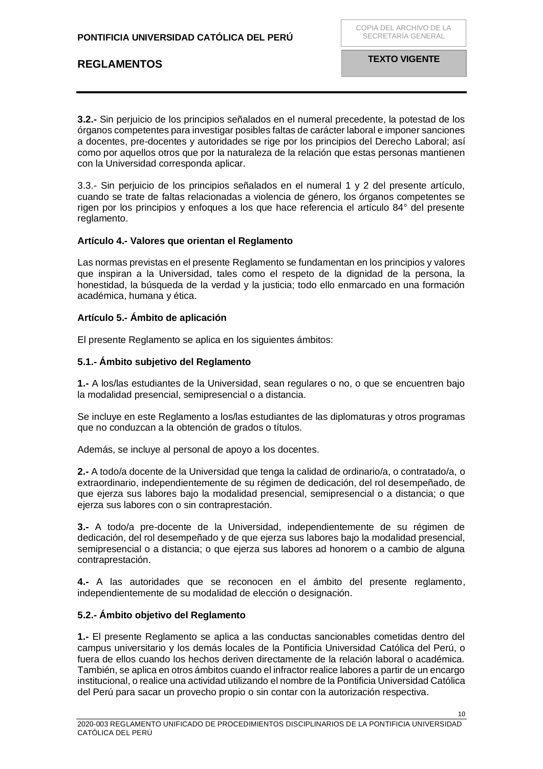**3.2.-** Sin perjuicio de los principios señalados en el numeral precedente, la potestad de los órganos competentes para investigar posibles faltas de carácter laboral e imponer sanciones a docentes, pre-docentes y autoridades se rige por los principios del Derecho Laboral; así como por aquellos otros que por la naturaleza de la relación que estas personas mantienen con la Universidad corresponda aplicar.

3.3.- Sin perjuicio de los principios señalados en el numeral 1 y 2 del presente artículo, cuando se trate de faltas relacionadas a violencia de género, los órganos competentes se rigen por los principios y enfoques a los que hace referencia el artículo 84° del presente reglamento.

### Artículo 4.- Valores que orientan el Reglamento

Las normas previstas en el presente Reglamento se fundamentan en los principios y valores que inspiran a la Universidad, tales como el respeto de la dignidad de la persona, la honestidad, la búsqueda de la verdad y la justicia; todo ello enmarcado en una formación académica, humana y ética.

### Artículo 5.- Ámbito de aplicación

El presente Reglamento se aplica en los siguientes ámbitos:

#### 5.1.- Ámbito subjetivo del Reglamento

**1.-** A los/las estudiantes de la Universidad, sean regulares o no, o que se encuentren bajo la modalidad presencial, semipresencial o a distancia.

Se incluye en este Reglamento a los/las estudiantes de las diplomaturas y otros programas que no conduzcan a la obtención de grados o títulos.

Además, se incluye al personal de apoyo a los docentes.

**2.-** A todo/a docente de la Universidad que tenga la calidad de ordinario/a, o contratado/a, o extraordinario, independientemente de su régimen de dedicación, del rol desempeñado, de que ejerza sus labores bajo la modalidad presencial, semipresencial o a distancia; o que ejerza sus labores con o sin contraprestación.

**3.-** A todo/a pre-docente de la Universidad, independientemente de su régimen de dedicación, del rol desempeñado y de que ejerza sus labores bajo la modalidad presencial, semipresencial o a distancia; o que ejerza sus labores ad honorem o a cambio de alguna contraprestación.

**4.-** A las autoridades que se reconocen en el ámbito del presente reglamento, independientemente de su modalidad de elección o designación.

#### 5.2.- Ámbito objetivo del Reglamento

**1.-** El presente Reglamento se aplica a las conductas sancionables cometidas dentro del campus universitario y los demás locales de la Pontificia Universidad Católica del Perú, o fuera de ellos cuando los hechos deriven directamente de la relación laboral o académica. También, se aplica en otros ámbitos cuando el infractor realice labores a partir de un encargo institucional, o realice una actividad utilizando el nombre de la Pontificia Universidad Católica del Perú para sacar un provecho propio o sin contar con la autorización respectiva.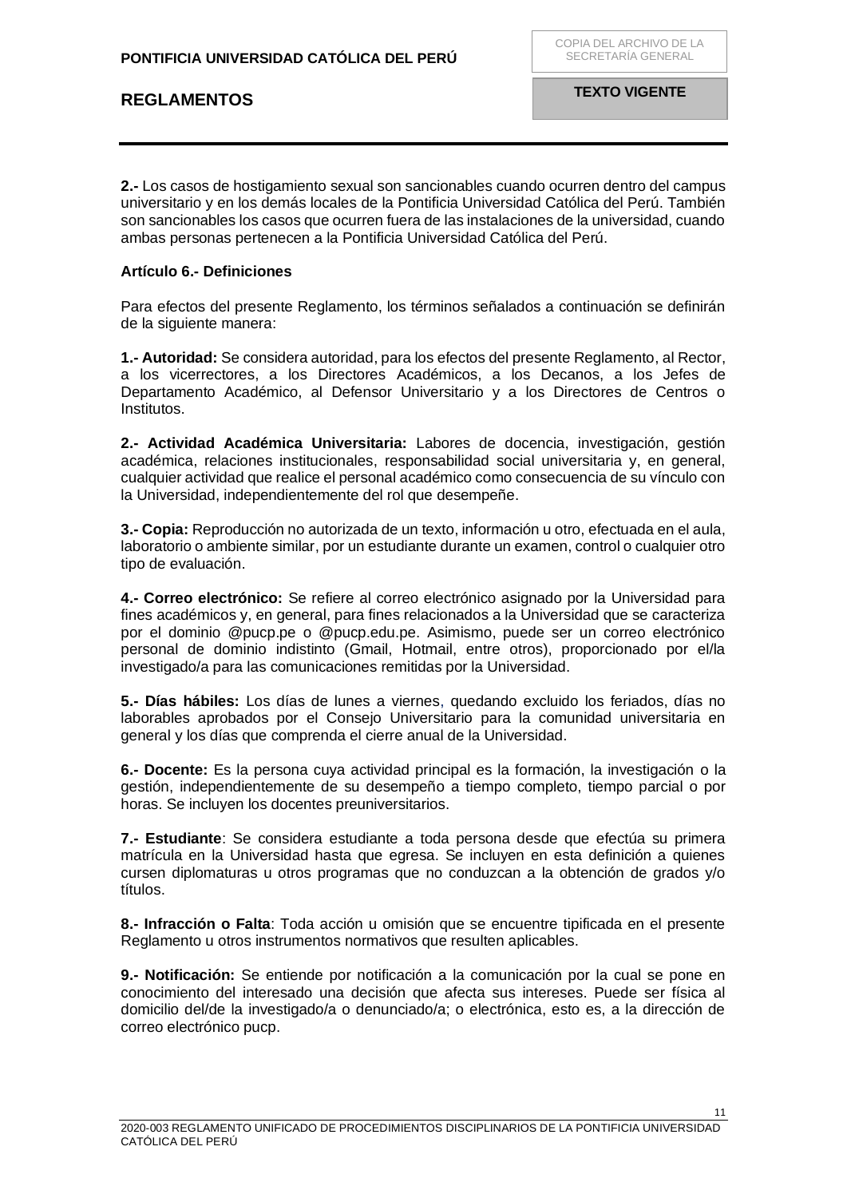**2.-** Los casos de hostigamiento sexual son sancionables cuando ocurren dentro del campus universitario y en los demás locales de la Pontificia Universidad Católica del Perú. También son sancionables los casos que ocurren fuera de las instalaciones de la universidad, cuando ambas personas pertenecen a la Pontificia Universidad Católica del Perú.

### Artículo 6.- Definiciones

Para efectos del presente Reglamento, los términos señalados a continuación se definirán de la siguiente manera:

**1.- Autoridad:** Se considera autoridad, para los efectos del presente Reglamento, al Rector, a los vicerrectores, a los Directores Académicos, a los Decanos, a los Jefes de Departamento Académico, al Defensor Universitario y a los Directores de Centros o Institutos.

**2.- Actividad Académica Universitaria:** Labores de docencia, investigación, gestión académica, relaciones institucionales, responsabilidad social universitaria y, en general, cualquier actividad que realice el personal académico como consecuencia de su vínculo con la Universidad, independientemente del rol que desempeñe.

**3.- Copia:** Reproducción no autorizada de un texto, información u otro, efectuada en el aula, laboratorio o ambiente similar, por un estudiante durante un examen, control o cualquier otro tipo de evaluación.

**4.- Correo electrónico:** Se refiere al correo electrónico asignado por la Universidad para fines académicos y, en general, para fines relacionados a la Universidad que se caracteriza por el dominio @pucp.pe o @pucp.edu.pe. Asimismo, puede ser un correo electrónico personal de dominio indistinto (Gmail, Hotmail, entre otros), proporcionado por el/la investigado/a para las comunicaciones remitidas por la Universidad.

**5.- Días hábiles:** Los días de lunes a viernes, quedando excluido los feriados, días no laborables aprobados por el Consejo Universitario para la comunidad universitaria en general y los días que comprenda el cierre anual de la Universidad.

**6.- Docente:** Es la persona cuya actividad principal es la formación, la investigación o la gestión, independientemente de su desempeño a tiempo completo, tiempo parcial o por horas. Se incluyen los docentes preuniversitarios.

**7.- Estudiante**: Se considera estudiante a toda persona desde que efectúa su primera matrícula en la Universidad hasta que egresa. Se incluyen en esta definición a quienes cursen diplomaturas u otros programas que no conduzcan a la obtención de grados y/o títulos.

**8.- Infracción o Falta**: Toda acción u omisión que se encuentre tipificada en el presente Reglamento u otros instrumentos normativos que resulten aplicables.

**9.- Notificación:** Se entiende por notificación a la comunicación por la cual se pone en conocimiento del interesado una decisión que afecta sus intereses. Puede ser física al domicilio del/de la investigado/a o denunciado/a; o electrónica, esto es, a la dirección de correo electrónico pucp.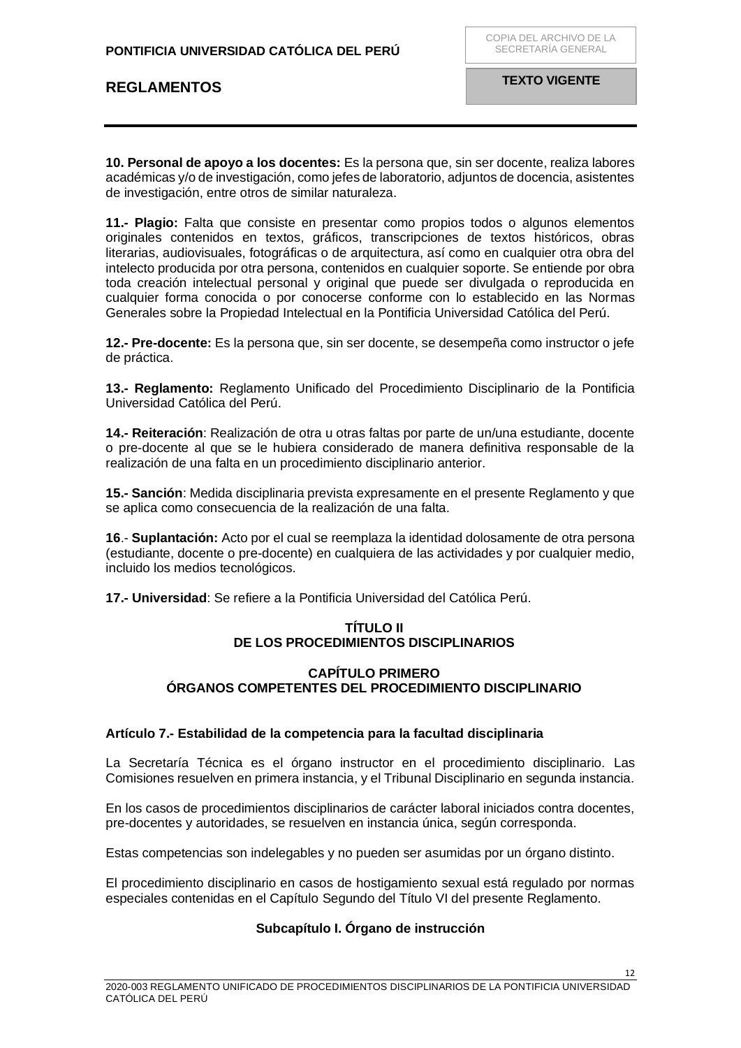**10. Personal de apoyo a los docentes:** Es la persona que, sin ser docente, realiza labores académicas y/o de investigación, como jefes de laboratorio, adjuntos de docencia, asistentes de investigación, entre otros de similar naturaleza.

**11.- Plagio:** Falta que consiste en presentar como propios todos o algunos elementos originales contenidos en textos, gráficos, transcripciones de textos históricos, obras literarias, audiovisuales, fotográficas o de arquitectura, así como en cualquier otra obra del intelecto producida por otra persona, contenidos en cualquier soporte. Se entiende por obra toda creación intelectual personal y original que puede ser divulgada o reproducida en cualquier forma conocida o por conocerse conforme con lo establecido en las Normas Generales sobre la Propiedad Intelectual en la Pontificia Universidad Católica del Perú.

**12.- Pre-docente:** Es la persona que, sin ser docente, se desempeña como instructor o jefe de práctica.

**13.- Reglamento:** Reglamento Unificado del Procedimiento Disciplinario de la Pontificia Universidad Católica del Perú.

**14.- Reiteración**: Realización de otra u otras faltas por parte de un/una estudiante, docente o pre-docente al que se le hubiera considerado de manera definitiva responsable de la realización de una falta en un procedimiento disciplinario anterior.

**15.- Sanción**: Medida disciplinaria prevista expresamente en el presente Reglamento y que se aplica como consecuencia de la realización de una falta.

**16**.- **Suplantación:** Acto por el cual se reemplaza la identidad dolosamente de otra persona (estudiante, docente o pre-docente) en cualquiera de las actividades y por cualquier medio, incluido los medios tecnológicos.

**17.- Universidad**: Se refiere a la Pontificia Universidad del Católica Perú.

## TÍTULO II
## DE LOS PROCEDIMIENTOS DISCIPLINARIOS

### CAPÍTULO PRIMERO
### ÓRGANOS COMPETENTES DEL PROCEDIMIENTO DISCIPLINARIO

**Artículo 7.- Estabilidad de la competencia para la facultad disciplinaria**

La Secretaría Técnica es el órgano instructor en el procedimiento disciplinario. Las Comisiones resuelven en primera instancia, y el Tribunal Disciplinario en segunda instancia.

En los casos de procedimientos disciplinarios de carácter laboral iniciados contra docentes, pre-docentes y autoridades, se resuelven en instancia única, según corresponda.

Estas competencias son indelegables y no pueden ser asumidas por un órgano distinto.

El procedimiento disciplinario en casos de hostigamiento sexual está regulado por normas especiales contenidas en el Capítulo Segundo del Título VI del presente Reglamento.

#### Subcapítulo I. Órgano de instrucción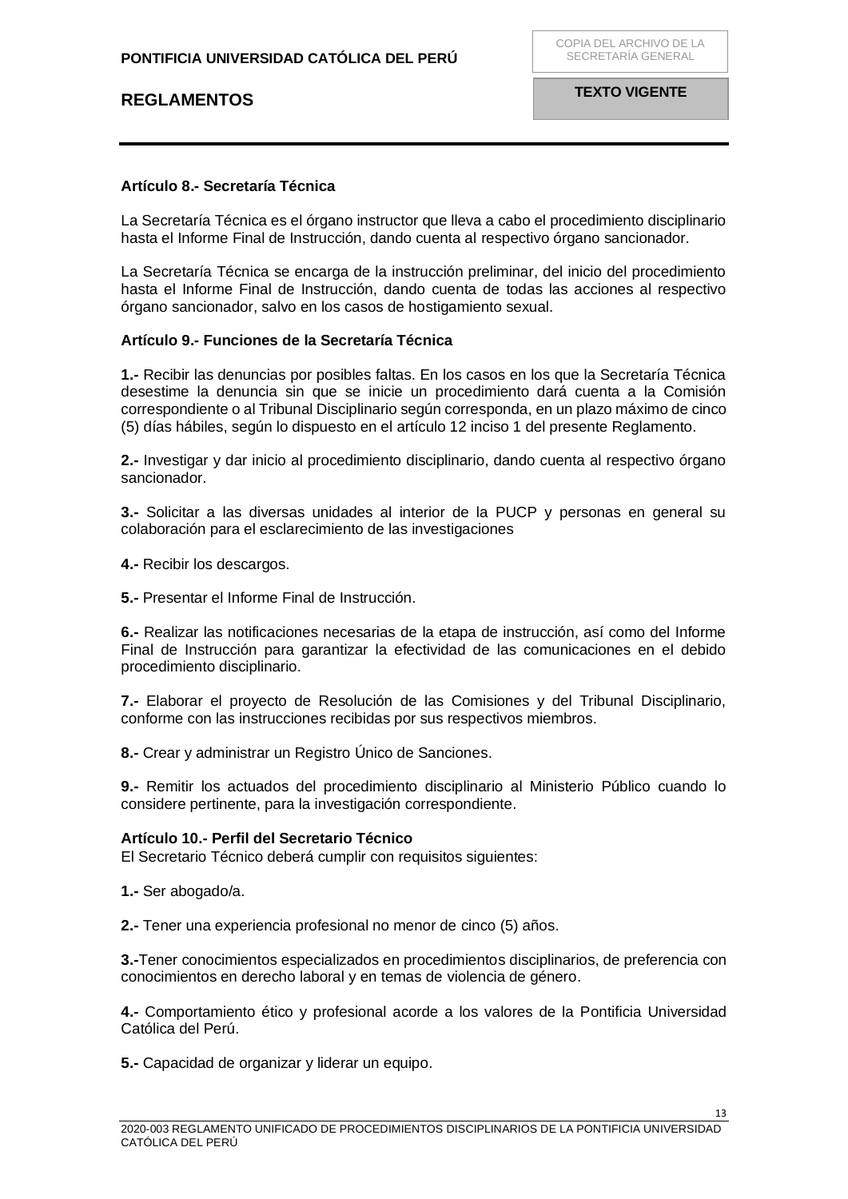**Artículo 8.- Secretaría Técnica**

La Secretaría Técnica es el órgano instructor que lleva a cabo el procedimiento disciplinario hasta el Informe Final de Instrucción, dando cuenta al respectivo órgano sancionador.

La Secretaría Técnica se encarga de la instrucción preliminar, del inicio del procedimiento hasta el Informe Final de Instrucción, dando cuenta de todas las acciones al respectivo órgano sancionador, salvo en los casos de hostigamiento sexual.

**Artículo 9.- Funciones de la Secretaría Técnica**

**1.-** Recibir las denuncias por posibles faltas. En los casos en los que la Secretaría Técnica desestime la denuncia sin que se inicie un procedimiento dará cuenta a la Comisión correspondiente o al Tribunal Disciplinario según corresponda, en un plazo máximo de cinco (5) días hábiles, según lo dispuesto en el artículo 12 inciso 1 del presente Reglamento.

**2.-** Investigar y dar inicio al procedimiento disciplinario, dando cuenta al respectivo órgano sancionador.

**3.-** Solicitar a las diversas unidades al interior de la PUCP y personas en general su colaboración para el esclarecimiento de las investigaciones

**4.-** Recibir los descargos.

**5.-** Presentar el Informe Final de Instrucción.

**6.-** Realizar las notificaciones necesarias de la etapa de instrucción, así como del Informe Final de Instrucción para garantizar la efectividad de las comunicaciones en el debido procedimiento disciplinario.

**7.-** Elaborar el proyecto de Resolución de las Comisiones y del Tribunal Disciplinario, conforme con las instrucciones recibidas por sus respectivos miembros.

**8.-** Crear y administrar un Registro Único de Sanciones.

**9.-** Remitir los actuados del procedimiento disciplinario al Ministerio Público cuando lo considere pertinente, para la investigación correspondiente.

**Artículo 10.- Perfil del Secretario Técnico**
El Secretario Técnico deberá cumplir con requisitos siguientes:

**1.-** Ser abogado/a.

**2.-** Tener una experiencia profesional no menor de cinco (5) años.

**3.-**Tener conocimientos especializados en procedimientos disciplinarios, de preferencia con conocimientos en derecho laboral y en temas de violencia de género.

**4.-** Comportamiento ético y profesional acorde a los valores de la Pontificia Universidad Católica del Perú.

**5.-** Capacidad de organizar y liderar un equipo.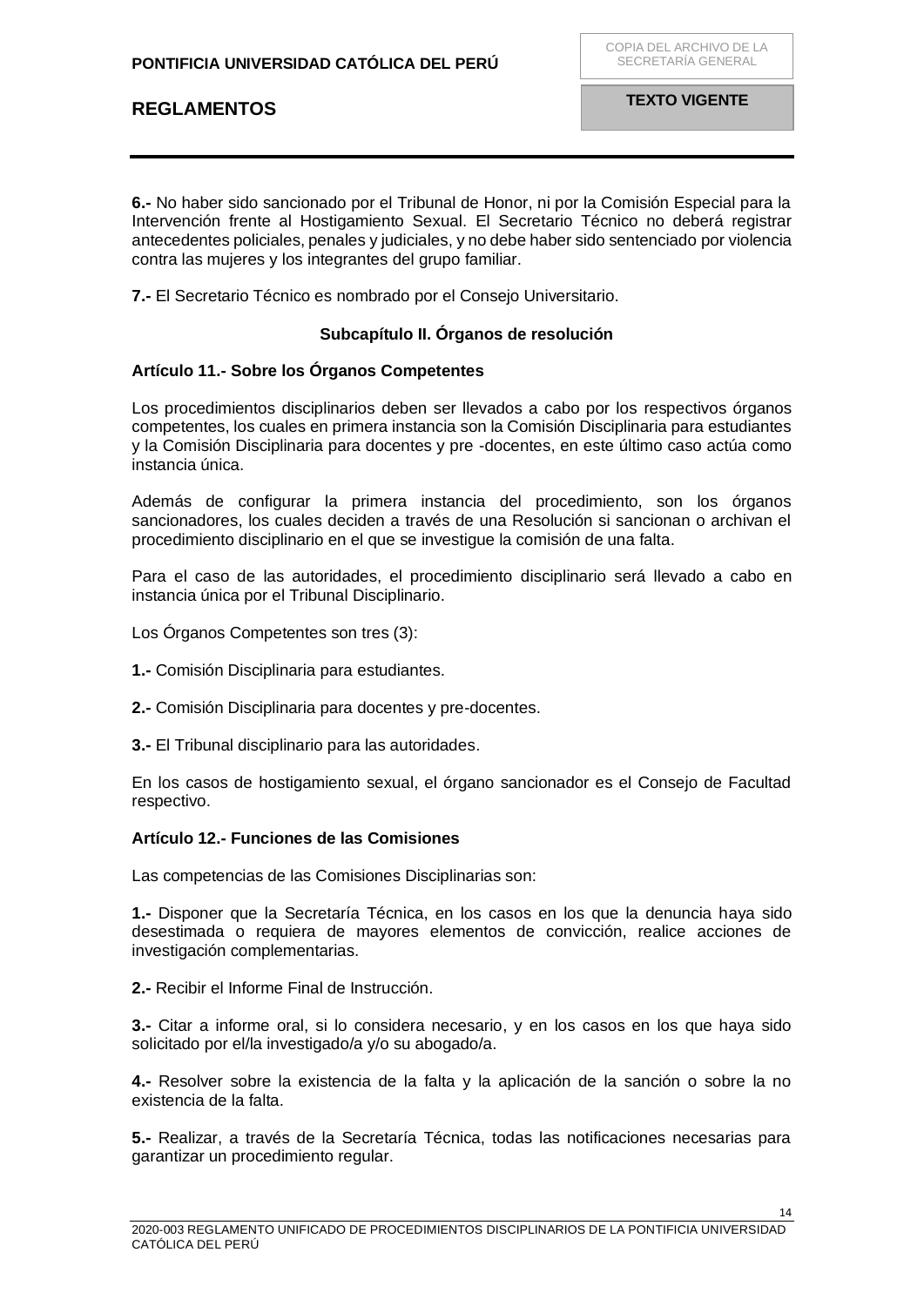**6.-** No haber sido sancionado por el Tribunal de Honor, ni por la Comisión Especial para la Intervención frente al Hostigamiento Sexual. El Secretario Técnico no deberá registrar antecedentes policiales, penales y judiciales, y no debe haber sido sentenciado por violencia contra las mujeres y los integrantes del grupo familiar.

**7.-** El Secretario Técnico es nombrado por el Consejo Universitario.

### Subcapítulo II. Órganos de resolución

**Artículo 11.- Sobre los Órganos Competentes**

Los procedimientos disciplinarios deben ser llevados a cabo por los respectivos órganos competentes, los cuales en primera instancia son la Comisión Disciplinaria para estudiantes y la Comisión Disciplinaria para docentes y pre -docentes, en este último caso actúa como instancia única.

Además de configurar la primera instancia del procedimiento, son los órganos sancionadores, los cuales deciden a través de una Resolución si sancionan o archivan el procedimiento disciplinario en el que se investigue la comisión de una falta.

Para el caso de las autoridades, el procedimiento disciplinario será llevado a cabo en instancia única por el Tribunal Disciplinario.

Los Órganos Competentes son tres (3):

**1.-** Comisión Disciplinaria para estudiantes.

**2.-** Comisión Disciplinaria para docentes y pre-docentes.

**3.-** El Tribunal disciplinario para las autoridades.

En los casos de hostigamiento sexual, el órgano sancionador es el Consejo de Facultad respectivo.

**Artículo 12.- Funciones de las Comisiones**

Las competencias de las Comisiones Disciplinarias son:

**1.-** Disponer que la Secretaría Técnica, en los casos en los que la denuncia haya sido desestimada o requiera de mayores elementos de convicción, realice acciones de investigación complementarias.

**2.-** Recibir el Informe Final de Instrucción.

**3.-** Citar a informe oral, si lo considera necesario, y en los casos en los que haya sido solicitado por el/la investigado/a y/o su abogado/a.

**4.-** Resolver sobre la existencia de la falta y la aplicación de la sanción o sobre la no existencia de la falta.

**5.-** Realizar, a través de la Secretaría Técnica, todas las notificaciones necesarias para garantizar un procedimiento regular.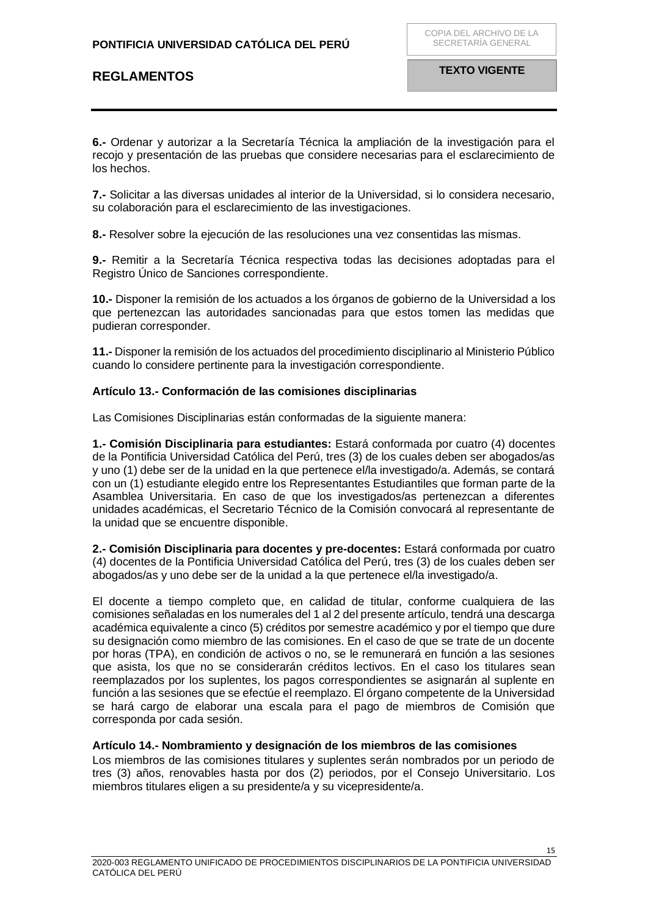**6.-** Ordenar y autorizar a la Secretaría Técnica la ampliación de la investigación para el recojo y presentación de las pruebas que considere necesarias para el esclarecimiento de los hechos.

**7.-** Solicitar a las diversas unidades al interior de la Universidad, si lo considera necesario, su colaboración para el esclarecimiento de las investigaciones.

**8.-** Resolver sobre la ejecución de las resoluciones una vez consentidas las mismas.

**9.-** Remitir a la Secretaría Técnica respectiva todas las decisiones adoptadas para el Registro Único de Sanciones correspondiente.

**10.-** Disponer la remisión de los actuados a los órganos de gobierno de la Universidad a los que pertenezcan las autoridades sancionadas para que estos tomen las medidas que pudieran corresponder.

**11.-** Disponer la remisión de los actuados del procedimiento disciplinario al Ministerio Público cuando lo considere pertinente para la investigación correspondiente.

**Artículo 13.- Conformación de las comisiones disciplinarias**

Las Comisiones Disciplinarias están conformadas de la siguiente manera:

**1.- Comisión Disciplinaria para estudiantes:** Estará conformada por cuatro (4) docentes de la Pontificia Universidad Católica del Perú, tres (3) de los cuales deben ser abogados/as y uno (1) debe ser de la unidad en la que pertenece el/la investigado/a. Además, se contará con un (1) estudiante elegido entre los Representantes Estudiantiles que forman parte de la Asamblea Universitaria. En caso de que los investigados/as pertenezcan a diferentes unidades académicas, el Secretario Técnico de la Comisión convocará al representante de la unidad que se encuentre disponible.

**2.- Comisión Disciplinaria para docentes y pre-docentes:** Estará conformada por cuatro (4) docentes de la Pontificia Universidad Católica del Perú, tres (3) de los cuales deben ser abogados/as y uno debe ser de la unidad a la que pertenece el/la investigado/a.

El docente a tiempo completo que, en calidad de titular, conforme cualquiera de las comisiones señaladas en los numerales del 1 al 2 del presente artículo, tendrá una descarga académica equivalente a cinco (5) créditos por semestre académico y por el tiempo que dure su designación como miembro de las comisiones. En el caso de que se trate de un docente por horas (TPA), en condición de activos o no, se le remunerará en función a las sesiones que asista, los que no se considerarán créditos lectivos. En el caso los titulares sean reemplazados por los suplentes, los pagos correspondientes se asignarán al suplente en función a las sesiones que se efectúe el reemplazo. El órgano competente de la Universidad se hará cargo de elaborar una escala para el pago de miembros de Comisión que corresponda por cada sesión.

**Artículo 14.- Nombramiento y designación de los miembros de las comisiones**

Los miembros de las comisiones titulares y suplentes serán nombrados por un periodo de tres (3) años, renovables hasta por dos (2) periodos, por el Consejo Universitario. Los miembros titulares eligen a su presidente/a y su vicepresidente/a.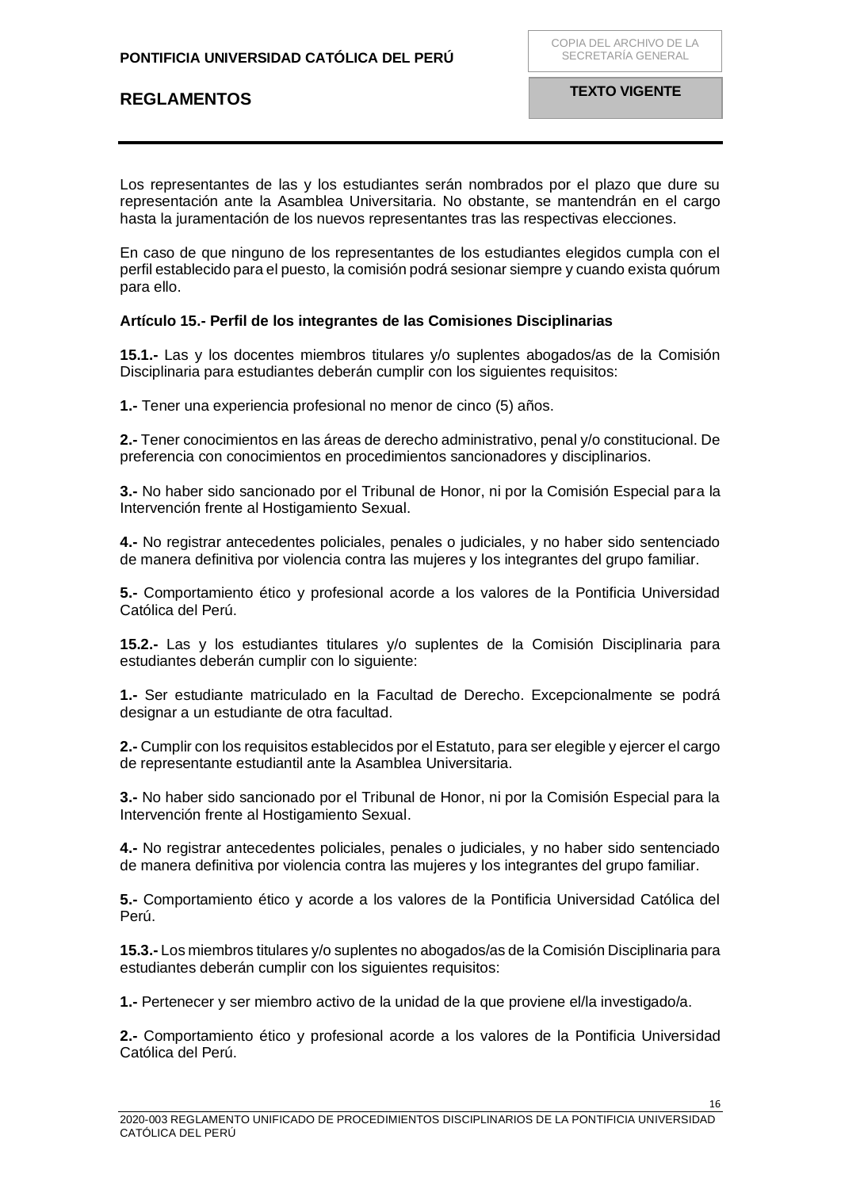Los representantes de las y los estudiantes serán nombrados por el plazo que dure su representación ante la Asamblea Universitaria. No obstante, se mantendrán en el cargo hasta la juramentación de los nuevos representantes tras las respectivas elecciones.

En caso de que ninguno de los representantes de los estudiantes elegidos cumpla con el perfil establecido para el puesto, la comisión podrá sesionar siempre y cuando exista quórum para ello.

**Artículo 15.- Perfil de los integrantes de las Comisiones Disciplinarias**

**15.1.-** Las y los docentes miembros titulares y/o suplentes abogados/as de la Comisión Disciplinaria para estudiantes deberán cumplir con los siguientes requisitos:

**1.-** Tener una experiencia profesional no menor de cinco (5) años.

**2.-** Tener conocimientos en las áreas de derecho administrativo, penal y/o constitucional. De preferencia con conocimientos en procedimientos sancionadores y disciplinarios.

**3.-** No haber sido sancionado por el Tribunal de Honor, ni por la Comisión Especial para la Intervención frente al Hostigamiento Sexual.

**4.-** No registrar antecedentes policiales, penales o judiciales, y no haber sido sentenciado de manera definitiva por violencia contra las mujeres y los integrantes del grupo familiar.

**5.-** Comportamiento ético y profesional acorde a los valores de la Pontificia Universidad Católica del Perú.

**15.2.-** Las y los estudiantes titulares y/o suplentes de la Comisión Disciplinaria para estudiantes deberán cumplir con lo siguiente:

**1.-** Ser estudiante matriculado en la Facultad de Derecho. Excepcionalmente se podrá designar a un estudiante de otra facultad.

**2.-** Cumplir con los requisitos establecidos por el Estatuto, para ser elegible y ejercer el cargo de representante estudiantil ante la Asamblea Universitaria.

**3.-** No haber sido sancionado por el Tribunal de Honor, ni por la Comisión Especial para la Intervención frente al Hostigamiento Sexual.

**4.-** No registrar antecedentes policiales, penales o judiciales, y no haber sido sentenciado de manera definitiva por violencia contra las mujeres y los integrantes del grupo familiar.

**5.-** Comportamiento ético y acorde a los valores de la Pontificia Universidad Católica del Perú.

**15.3.-** Los miembros titulares y/o suplentes no abogados/as de la Comisión Disciplinaria para estudiantes deberán cumplir con los siguientes requisitos:

**1.-** Pertenecer y ser miembro activo de la unidad de la que proviene el/la investigado/a.

**2.-** Comportamiento ético y profesional acorde a los valores de la Pontificia Universidad Católica del Perú.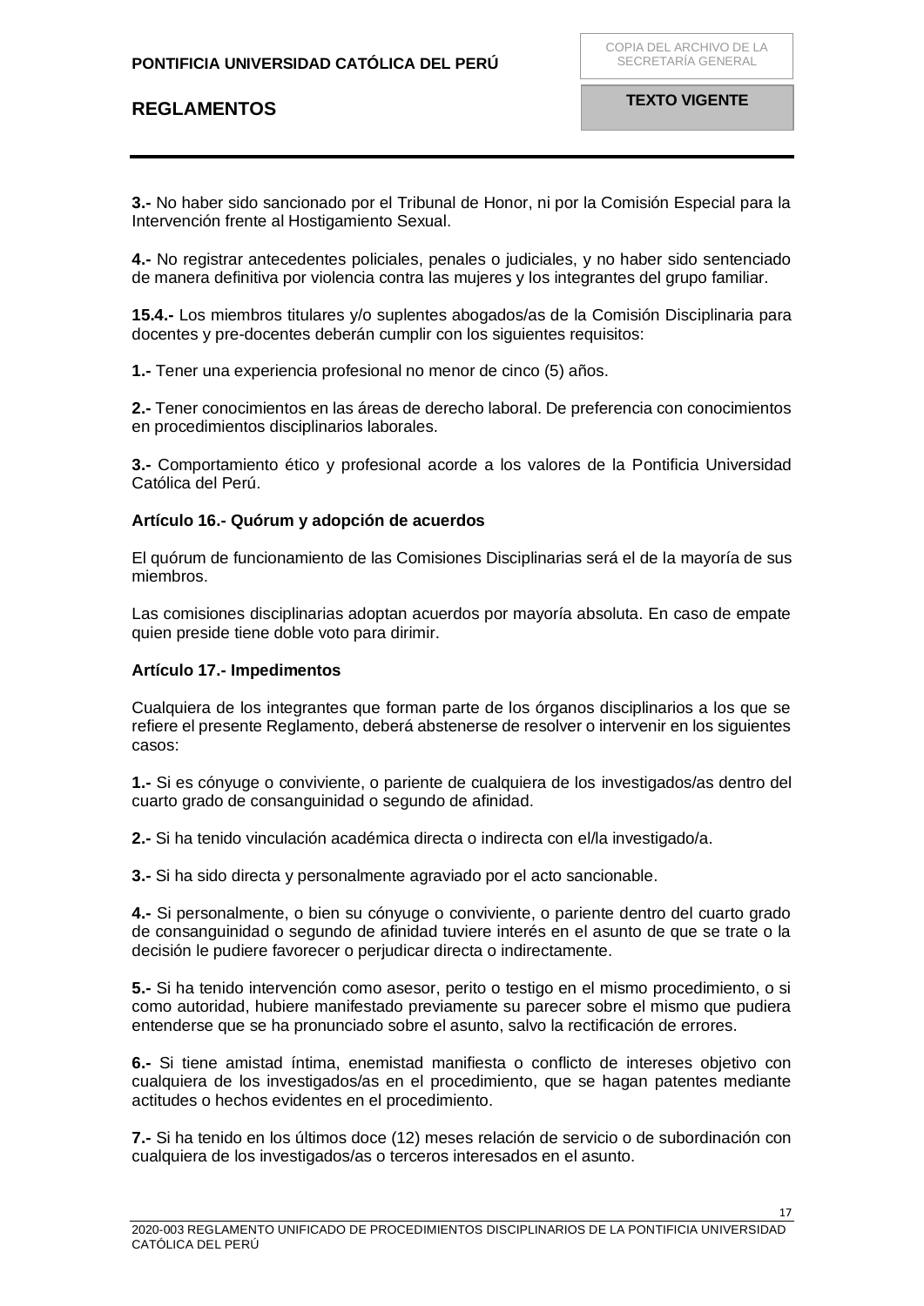**3.-** No haber sido sancionado por el Tribunal de Honor, ni por la Comisión Especial para la Intervención frente al Hostigamiento Sexual.

**4.-** No registrar antecedentes policiales, penales o judiciales, y no haber sido sentenciado de manera definitiva por violencia contra las mujeres y los integrantes del grupo familiar.

**15.4.-** Los miembros titulares y/o suplentes abogados/as de la Comisión Disciplinaria para docentes y pre-docentes deberán cumplir con los siguientes requisitos:

**1.-** Tener una experiencia profesional no menor de cinco (5) años.

**2.-** Tener conocimientos en las áreas de derecho laboral. De preferencia con conocimientos en procedimientos disciplinarios laborales.

**3.-** Comportamiento ético y profesional acorde a los valores de la Pontificia Universidad Católica del Perú.

**Artículo 16.- Quórum y adopción de acuerdos**

El quórum de funcionamiento de las Comisiones Disciplinarias será el de la mayoría de sus miembros.

Las comisiones disciplinarias adoptan acuerdos por mayoría absoluta. En caso de empate quien preside tiene doble voto para dirimir.

**Artículo 17.- Impedimentos**

Cualquiera de los integrantes que forman parte de los órganos disciplinarios a los que se refiere el presente Reglamento, deberá abstenerse de resolver o intervenir en los siguientes casos:

**1.-** Si es cónyuge o conviviente, o pariente de cualquiera de los investigados/as dentro del cuarto grado de consanguinidad o segundo de afinidad.

**2.-** Si ha tenido vinculación académica directa o indirecta con el/la investigado/a.

**3.-** Si ha sido directa y personalmente agraviado por el acto sancionable.

**4.-** Si personalmente, o bien su cónyuge o conviviente, o pariente dentro del cuarto grado de consanguinidad o segundo de afinidad tuviere interés en el asunto de que se trate o la decisión le pudiere favorecer o perjudicar directa o indirectamente.

**5.-** Si ha tenido intervención como asesor, perito o testigo en el mismo procedimiento, o si como autoridad, hubiere manifestado previamente su parecer sobre el mismo que pudiera entenderse que se ha pronunciado sobre el asunto, salvo la rectificación de errores.

**6.-** Si tiene amistad íntima, enemistad manifiesta o conflicto de intereses objetivo con cualquiera de los investigados/as en el procedimiento, que se hagan patentes mediante actitudes o hechos evidentes en el procedimiento.

**7.-** Si ha tenido en los últimos doce (12) meses relación de servicio o de subordinación con cualquiera de los investigados/as o terceros interesados en el asunto.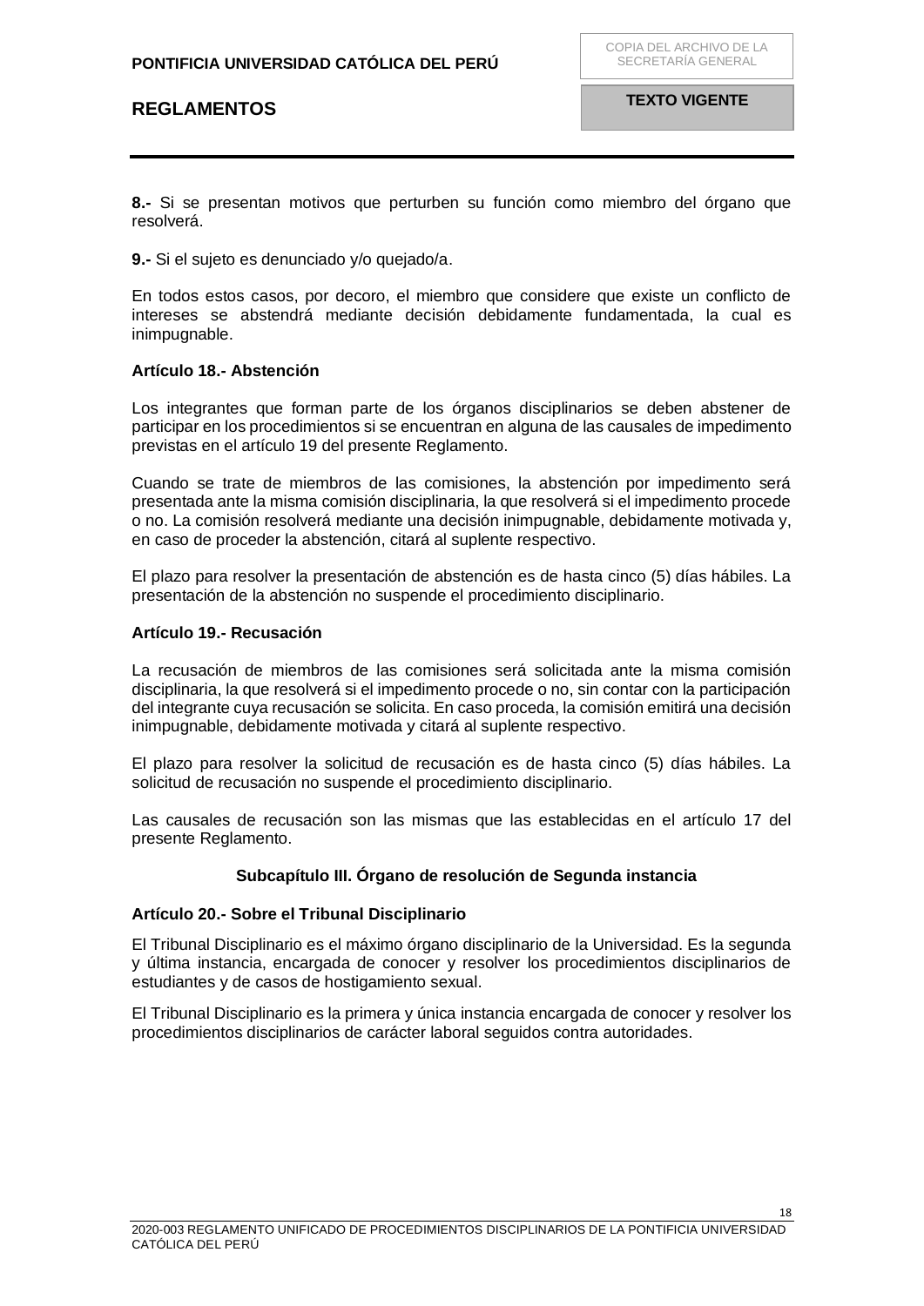**8.-** Si se presentan motivos que perturben su función como miembro del órgano que resolverá.

**9.-** Si el sujeto es denunciado y/o quejado/a.

En todos estos casos, por decoro, el miembro que considere que existe un conflicto de intereses se abstendrá mediante decisión debidamente fundamentada, la cual es inimpugnable.

**Artículo 18.- Abstención**

Los integrantes que forman parte de los órganos disciplinarios se deben abstener de participar en los procedimientos si se encuentran en alguna de las causales de impedimento previstas en el artículo 19 del presente Reglamento.

Cuando se trate de miembros de las comisiones, la abstención por impedimento será presentada ante la misma comisión disciplinaria, la que resolverá si el impedimento procede o no. La comisión resolverá mediante una decisión inimpugnable, debidamente motivada y, en caso de proceder la abstención, citará al suplente respectivo.

El plazo para resolver la presentación de abstención es de hasta cinco (5) días hábiles. La presentación de la abstención no suspende el procedimiento disciplinario.

**Artículo 19.- Recusación**

La recusación de miembros de las comisiones será solicitada ante la misma comisión disciplinaria, la que resolverá si el impedimento procede o no, sin contar con la participación del integrante cuya recusación se solicita. En caso proceda, la comisión emitirá una decisión inimpugnable, debidamente motivada y citará al suplente respectivo.

El plazo para resolver la solicitud de recusación es de hasta cinco (5) días hábiles. La solicitud de recusación no suspende el procedimiento disciplinario.

Las causales de recusación son las mismas que las establecidas en el artículo 17 del presente Reglamento.

### Subcapítulo III. Órgano de resolución de Segunda instancia

**Artículo 20.- Sobre el Tribunal Disciplinario**

El Tribunal Disciplinario es el máximo órgano disciplinario de la Universidad. Es la segunda y última instancia, encargada de conocer y resolver los procedimientos disciplinarios de estudiantes y de casos de hostigamiento sexual.

El Tribunal Disciplinario es la primera y única instancia encargada de conocer y resolver los procedimientos disciplinarios de carácter laboral seguidos contra autoridades.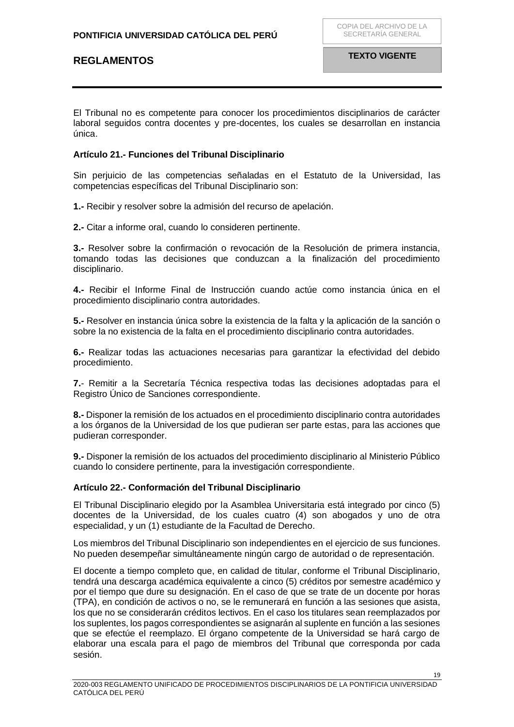El Tribunal no es competente para conocer los procedimientos disciplinarios de carácter laboral seguidos contra docentes y pre-docentes, los cuales se desarrollan en instancia única.

**Artículo 21.- Funciones del Tribunal Disciplinario**

Sin perjuicio de las competencias señaladas en el Estatuto de la Universidad, las competencias específicas del Tribunal Disciplinario son:

**1.-** Recibir y resolver sobre la admisión del recurso de apelación.

**2.-** Citar a informe oral, cuando lo consideren pertinente.

**3.-** Resolver sobre la confirmación o revocación de la Resolución de primera instancia, tomando todas las decisiones que conduzcan a la finalización del procedimiento disciplinario.

**4.-** Recibir el Informe Final de Instrucción cuando actúe como instancia única en el procedimiento disciplinario contra autoridades.

**5.-** Resolver en instancia única sobre la existencia de la falta y la aplicación de la sanción o sobre la no existencia de la falta en el procedimiento disciplinario contra autoridades.

**6.-** Realizar todas las actuaciones necesarias para garantizar la efectividad del debido procedimiento.

**7.**- Remitir a la Secretaría Técnica respectiva todas las decisiones adoptadas para el Registro Único de Sanciones correspondiente.

**8.-** Disponer la remisión de los actuados en el procedimiento disciplinario contra autoridades a los órganos de la Universidad de los que pudieran ser parte estas, para las acciones que pudieran corresponder.

**9.-** Disponer la remisión de los actuados del procedimiento disciplinario al Ministerio Público cuando lo considere pertinente, para la investigación correspondiente.

**Artículo 22.- Conformación del Tribunal Disciplinario**

El Tribunal Disciplinario elegido por la Asamblea Universitaria está integrado por cinco (5) docentes de la Universidad, de los cuales cuatro (4) son abogados y uno de otra especialidad, y un (1) estudiante de la Facultad de Derecho.

Los miembros del Tribunal Disciplinario son independientes en el ejercicio de sus funciones. No pueden desempeñar simultáneamente ningún cargo de autoridad o de representación.

El docente a tiempo completo que, en calidad de titular, conforme el Tribunal Disciplinario, tendrá una descarga académica equivalente a cinco (5) créditos por semestre académico y por el tiempo que dure su designación. En el caso de que se trate de un docente por horas (TPA), en condición de activos o no, se le remunerará en función a las sesiones que asista, los que no se considerarán créditos lectivos. En el caso los titulares sean reemplazados por los suplentes, los pagos correspondientes se asignarán al suplente en función a las sesiones que se efectúe el reemplazo. El órgano competente de la Universidad se hará cargo de elaborar una escala para el pago de miembros del Tribunal que corresponda por cada sesión.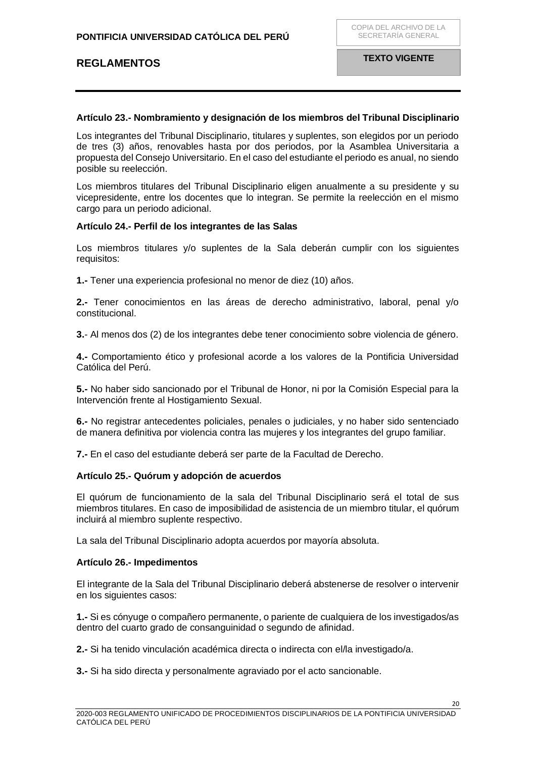**Artículo 23.- Nombramiento y designación de los miembros del Tribunal Disciplinario**

Los integrantes del Tribunal Disciplinario, titulares y suplentes, son elegidos por un periodo de tres (3) años, renovables hasta por dos periodos, por la Asamblea Universitaria a propuesta del Consejo Universitario. En el caso del estudiante el periodo es anual, no siendo posible su reelección.

Los miembros titulares del Tribunal Disciplinario eligen anualmente a su presidente y su vicepresidente, entre los docentes que lo integran. Se permite la reelección en el mismo cargo para un periodo adicional.

**Artículo 24.- Perfil de los integrantes de las Salas**

Los miembros titulares y/o suplentes de la Sala deberán cumplir con los siguientes requisitos:

**1.-** Tener una experiencia profesional no menor de diez (10) años.

**2.-** Tener conocimientos en las áreas de derecho administrativo, laboral, penal y/o constitucional.

**3.**- Al menos dos (2) de los integrantes debe tener conocimiento sobre violencia de género.

**4.-** Comportamiento ético y profesional acorde a los valores de la Pontificia Universidad Católica del Perú.

**5.-** No haber sido sancionado por el Tribunal de Honor, ni por la Comisión Especial para la Intervención frente al Hostigamiento Sexual.

**6.-** No registrar antecedentes policiales, penales o judiciales, y no haber sido sentenciado de manera definitiva por violencia contra las mujeres y los integrantes del grupo familiar.

**7.-** En el caso del estudiante deberá ser parte de la Facultad de Derecho.

**Artículo 25.- Quórum y adopción de acuerdos**

El quórum de funcionamiento de la sala del Tribunal Disciplinario será el total de sus miembros titulares. En caso de imposibilidad de asistencia de un miembro titular, el quórum incluirá al miembro suplente respectivo.

La sala del Tribunal Disciplinario adopta acuerdos por mayoría absoluta.

**Artículo 26.- Impedimentos**

El integrante de la Sala del Tribunal Disciplinario deberá abstenerse de resolver o intervenir en los siguientes casos:

**1.-** Si es cónyuge o compañero permanente, o pariente de cualquiera de los investigados/as dentro del cuarto grado de consanguinidad o segundo de afinidad.

**2.-** Si ha tenido vinculación académica directa o indirecta con el/la investigado/a.

**3.-** Si ha sido directa y personalmente agraviado por el acto sancionable.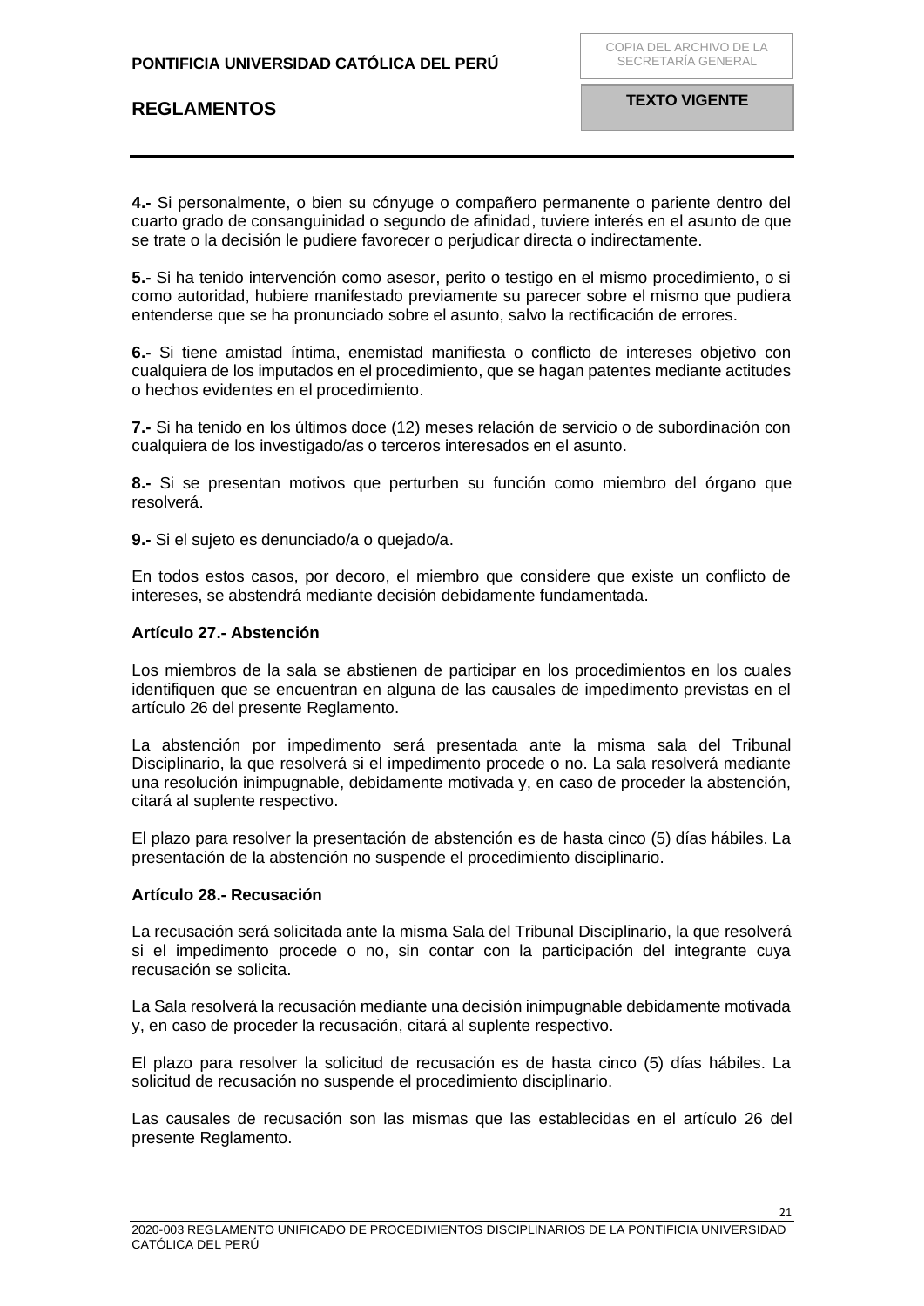**4.-** Si personalmente, o bien su cónyuge o compañero permanente o pariente dentro del cuarto grado de consanguinidad o segundo de afinidad, tuviere interés en el asunto de que se trate o la decisión le pudiere favorecer o perjudicar directa o indirectamente.

**5.-** Si ha tenido intervención como asesor, perito o testigo en el mismo procedimiento, o si como autoridad, hubiere manifestado previamente su parecer sobre el mismo que pudiera entenderse que se ha pronunciado sobre el asunto, salvo la rectificación de errores.

**6.-** Si tiene amistad íntima, enemistad manifiesta o conflicto de intereses objetivo con cualquiera de los imputados en el procedimiento, que se hagan patentes mediante actitudes o hechos evidentes en el procedimiento.

**7.-** Si ha tenido en los últimos doce (12) meses relación de servicio o de subordinación con cualquiera de los investigado/as o terceros interesados en el asunto.

**8.-** Si se presentan motivos que perturben su función como miembro del órgano que resolverá.

**9.-** Si el sujeto es denunciado/a o quejado/a.

En todos estos casos, por decoro, el miembro que considere que existe un conflicto de intereses, se abstendrá mediante decisión debidamente fundamentada.

**Artículo 27.- Abstención**

Los miembros de la sala se abstienen de participar en los procedimientos en los cuales identifiquen que se encuentran en alguna de las causales de impedimento previstas en el artículo 26 del presente Reglamento.

La abstención por impedimento será presentada ante la misma sala del Tribunal Disciplinario, la que resolverá si el impedimento procede o no. La sala resolverá mediante una resolución inimpugnable, debidamente motivada y, en caso de proceder la abstención, citará al suplente respectivo.

El plazo para resolver la presentación de abstención es de hasta cinco (5) días hábiles. La presentación de la abstención no suspende el procedimiento disciplinario.

**Artículo 28.- Recusación**

La recusación será solicitada ante la misma Sala del Tribunal Disciplinario, la que resolverá si el impedimento procede o no, sin contar con la participación del integrante cuya recusación se solicita.

La Sala resolverá la recusación mediante una decisión inimpugnable debidamente motivada y, en caso de proceder la recusación, citará al suplente respectivo.

El plazo para resolver la solicitud de recusación es de hasta cinco (5) días hábiles. La solicitud de recusación no suspende el procedimiento disciplinario.

Las causales de recusación son las mismas que las establecidas en el artículo 26 del presente Reglamento.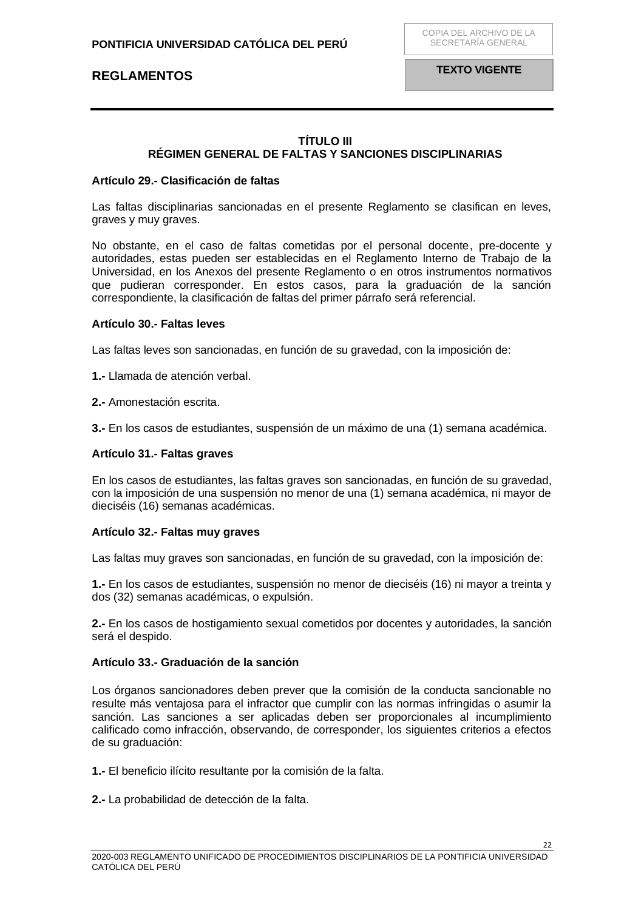## TÍTULO III
## RÉGIMEN GENERAL DE FALTAS Y SANCIONES DISCIPLINARIAS

### Artículo 29.- Clasificación de faltas

Las faltas disciplinarias sancionadas en el presente Reglamento se clasifican en leves, graves y muy graves.

No obstante, en el caso de faltas cometidas por el personal docente, pre-docente y autoridades, estas pueden ser establecidas en el Reglamento Interno de Trabajo de la Universidad, en los Anexos del presente Reglamento o en otros instrumentos normativos que pudieran corresponder. En estos casos, para la graduación de la sanción correspondiente, la clasificación de faltas del primer párrafo será referencial.

### Artículo 30.- Faltas leves

Las faltas leves son sancionadas, en función de su gravedad, con la imposición de:

**1.-** Llamada de atención verbal.

**2.-** Amonestación escrita.

**3.-** En los casos de estudiantes, suspensión de un máximo de una (1) semana académica.

### Artículo 31.- Faltas graves

En los casos de estudiantes, las faltas graves son sancionadas, en función de su gravedad, con la imposición de una suspensión no menor de una (1) semana académica, ni mayor de dieciséis (16) semanas académicas.

### Artículo 32.- Faltas muy graves

Las faltas muy graves son sancionadas, en función de su gravedad, con la imposición de:

**1.-** En los casos de estudiantes, suspensión no menor de dieciséis (16) ni mayor a treinta y dos (32) semanas académicas, o expulsión.

**2.-** En los casos de hostigamiento sexual cometidos por docentes y autoridades, la sanción será el despido.

### Artículo 33.- Graduación de la sanción

Los órganos sancionadores deben prever que la comisión de la conducta sancionable no resulte más ventajosa para el infractor que cumplir con las normas infringidas o asumir la sanción. Las sanciones a ser aplicadas deben ser proporcionales al incumplimiento calificado como infracción, observando, de corresponder, los siguientes criterios a efectos de su graduación:

**1.-** El beneficio ilícito resultante por la comisión de la falta.

**2.-** La probabilidad de detección de la falta.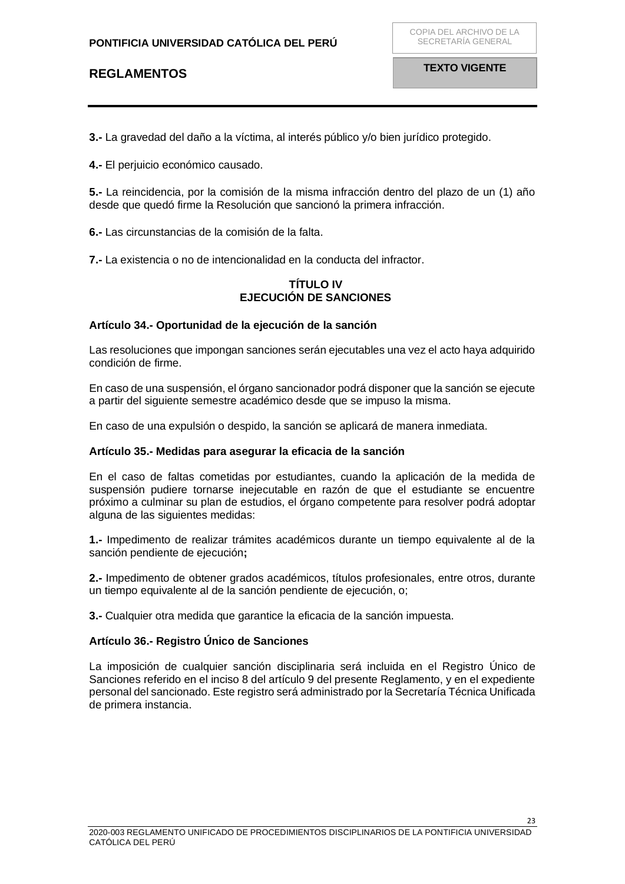**3.-** La gravedad del daño a la víctima, al interés público y/o bien jurídico protegido.

**4.-** El perjuicio económico causado.

**5.-** La reincidencia, por la comisión de la misma infracción dentro del plazo de un (1) año desde que quedó firme la Resolución que sancionó la primera infracción.

**6.-** Las circunstancias de la comisión de la falta.

**7.-** La existencia o no de intencionalidad en la conducta del infractor.

## TÍTULO IV
## EJECUCIÓN DE SANCIONES

### Artículo 34.- Oportunidad de la ejecución de la sanción

Las resoluciones que impongan sanciones serán ejecutables una vez el acto haya adquirido condición de firme.

En caso de una suspensión, el órgano sancionador podrá disponer que la sanción se ejecute a partir del siguiente semestre académico desde que se impuso la misma.

En caso de una expulsión o despido, la sanción se aplicará de manera inmediata.

### Artículo 35.- Medidas para asegurar la eficacia de la sanción

En el caso de faltas cometidas por estudiantes, cuando la aplicación de la medida de suspensión pudiere tornarse inejecutable en razón de que el estudiante se encuentre próximo a culminar su plan de estudios, el órgano competente para resolver podrá adoptar alguna de las siguientes medidas:

**1.-** Impedimento de realizar trámites académicos durante un tiempo equivalente al de la sanción pendiente de ejecución**;**

**2.-** Impedimento de obtener grados académicos, títulos profesionales, entre otros, durante un tiempo equivalente al de la sanción pendiente de ejecución, o;

**3.-** Cualquier otra medida que garantice la eficacia de la sanción impuesta.

### Artículo 36.- Registro Único de Sanciones

La imposición de cualquier sanción disciplinaria será incluida en el Registro Único de Sanciones referido en el inciso 8 del artículo 9 del presente Reglamento, y en el expediente personal del sancionado. Este registro será administrado por la Secretaría Técnica Unificada de primera instancia.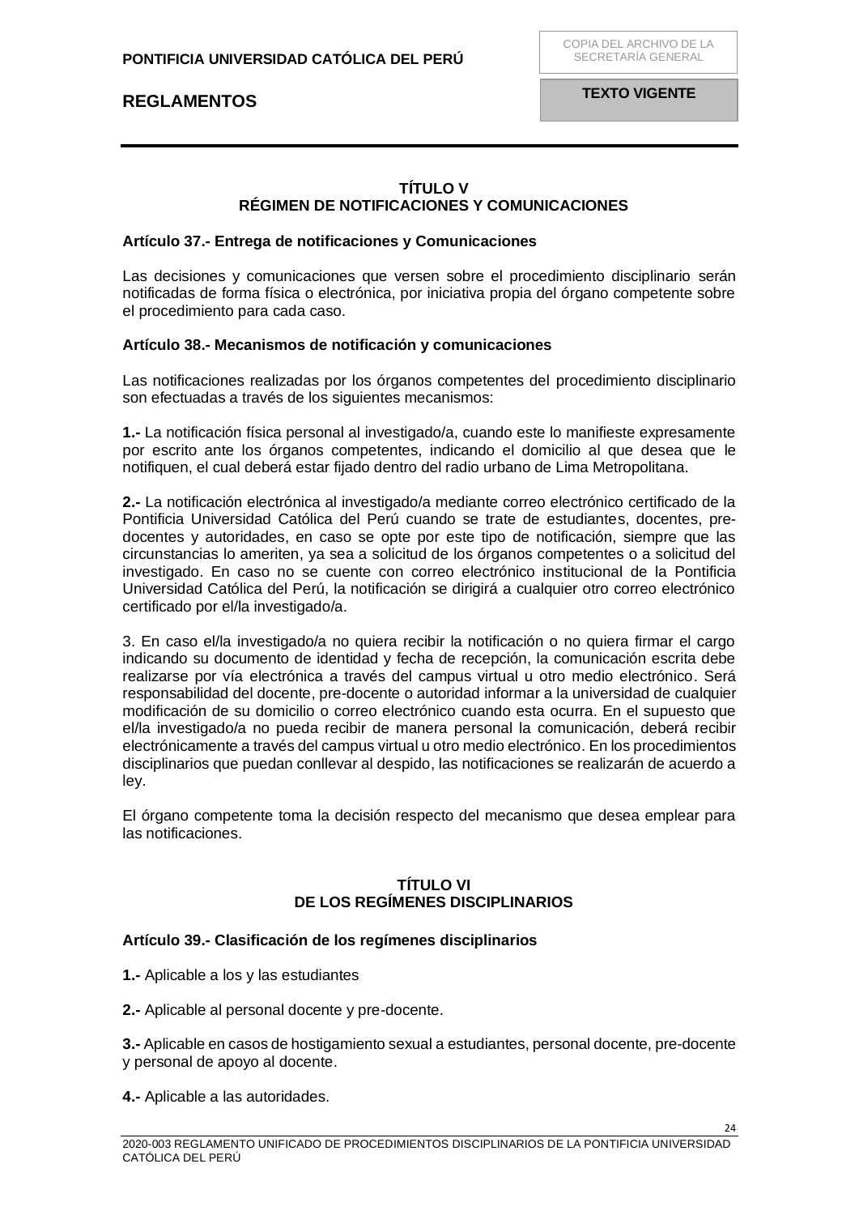## TÍTULO V
## RÉGIMEN DE NOTIFICACIONES Y COMUNICACIONES

### Artículo 37.- Entrega de notificaciones y Comunicaciones

Las decisiones y comunicaciones que versen sobre el procedimiento disciplinario serán notificadas de forma física o electrónica, por iniciativa propia del órgano competente sobre el procedimiento para cada caso.

### Artículo 38.- Mecanismos de notificación y comunicaciones

Las notificaciones realizadas por los órganos competentes del procedimiento disciplinario son efectuadas a través de los siguientes mecanismos:

**1.-** La notificación física personal al investigado/a, cuando este lo manifieste expresamente por escrito ante los órganos competentes, indicando el domicilio al que desea que le notifiquen, el cual deberá estar fijado dentro del radio urbano de Lima Metropolitana.

**2.-** La notificación electrónica al investigado/a mediante correo electrónico certificado de la Pontificia Universidad Católica del Perú cuando se trate de estudiantes, docentes, pre-docentes y autoridades, en caso se opte por este tipo de notificación, siempre que las circunstancias lo ameriten, ya sea a solicitud de los órganos competentes o a solicitud del investigado. En caso no se cuente con correo electrónico institucional de la Pontificia Universidad Católica del Perú, la notificación se dirigirá a cualquier otro correo electrónico certificado por el/la investigado/a.

3. En caso el/la investigado/a no quiera recibir la notificación o no quiera firmar el cargo indicando su documento de identidad y fecha de recepción, la comunicación escrita debe realizarse por vía electrónica a través del campus virtual u otro medio electrónico. Será responsabilidad del docente, pre-docente o autoridad informar a la universidad de cualquier modificación de su domicilio o correo electrónico cuando esta ocurra. En el supuesto que el/la investigado/a no pueda recibir de manera personal la comunicación, deberá recibir electrónicamente a través del campus virtual u otro medio electrónico. En los procedimientos disciplinarios que puedan conllevar al despido, las notificaciones se realizarán de acuerdo a ley.

El órgano competente toma la decisión respecto del mecanismo que desea emplear para las notificaciones.

## TÍTULO VI
## DE LOS REGÍMENES DISCIPLINARIOS

### Artículo 39.- Clasificación de los regímenes disciplinarios

**1.-** Aplicable a los y las estudiantes

**2.-** Aplicable al personal docente y pre-docente.

**3.-** Aplicable en casos de hostigamiento sexual a estudiantes, personal docente, pre-docente y personal de apoyo al docente.

**4.-** Aplicable a las autoridades.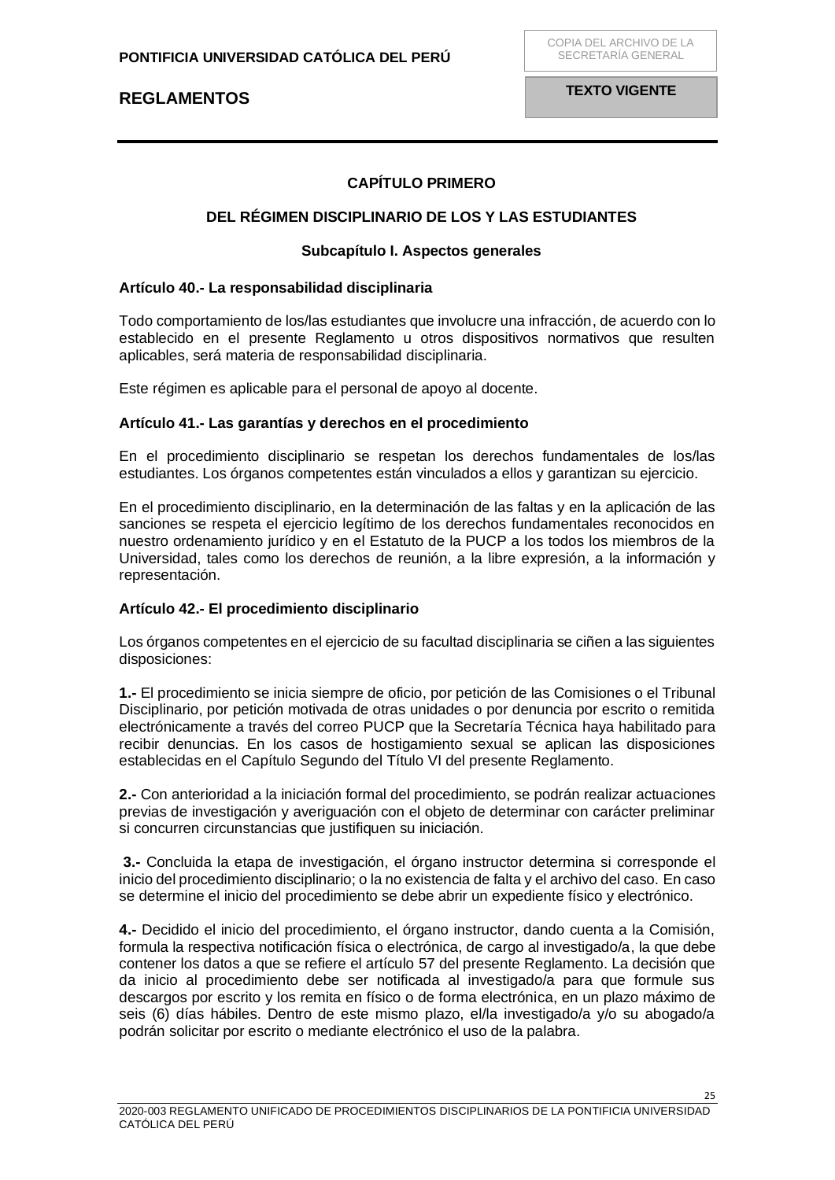## CAPÍTULO PRIMERO

## DEL RÉGIMEN DISCIPLINARIO DE LOS Y LAS ESTUDIANTES

### Subcapítulo I. Aspectos generales

**Artículo 40.- La responsabilidad disciplinaria**

Todo comportamiento de los/las estudiantes que involucre una infracción, de acuerdo con lo establecido en el presente Reglamento u otros dispositivos normativos que resulten aplicables, será materia de responsabilidad disciplinaria.

Este régimen es aplicable para el personal de apoyo al docente.

**Artículo 41.- Las garantías y derechos en el procedimiento**

En el procedimiento disciplinario se respetan los derechos fundamentales de los/las estudiantes. Los órganos competentes están vinculados a ellos y garantizan su ejercicio.

En el procedimiento disciplinario, en la determinación de las faltas y en la aplicación de las sanciones se respeta el ejercicio legítimo de los derechos fundamentales reconocidos en nuestro ordenamiento jurídico y en el Estatuto de la PUCP a los todos los miembros de la Universidad, tales como los derechos de reunión, a la libre expresión, a la información y representación.

**Artículo 42.- El procedimiento disciplinario**

Los órganos competentes en el ejercicio de su facultad disciplinaria se ciñen a las siguientes disposiciones:

**1.-** El procedimiento se inicia siempre de oficio, por petición de las Comisiones o el Tribunal Disciplinario, por petición motivada de otras unidades o por denuncia por escrito o remitida electrónicamente a través del correo PUCP que la Secretaría Técnica haya habilitado para recibir denuncias. En los casos de hostigamiento sexual se aplican las disposiciones establecidas en el Capítulo Segundo del Título VI del presente Reglamento.

**2.-** Con anterioridad a la iniciación formal del procedimiento, se podrán realizar actuaciones previas de investigación y averiguación con el objeto de determinar con carácter preliminar si concurren circunstancias que justifiquen su iniciación.

**3.-** Concluida la etapa de investigación, el órgano instructor determina si corresponde el inicio del procedimiento disciplinario; o la no existencia de falta y el archivo del caso. En caso se determine el inicio del procedimiento se debe abrir un expediente físico y electrónico.

**4.-** Decidido el inicio del procedimiento, el órgano instructor, dando cuenta a la Comisión, formula la respectiva notificación física o electrónica, de cargo al investigado/a, la que debe contener los datos a que se refiere el artículo 57 del presente Reglamento. La decisión que da inicio al procedimiento debe ser notificada al investigado/a para que formule sus descargos por escrito y los remita en físico o de forma electrónica, en un plazo máximo de seis (6) días hábiles. Dentro de este mismo plazo, el/la investigado/a y/o su abogado/a podrán solicitar por escrito o mediante electrónico el uso de la palabra.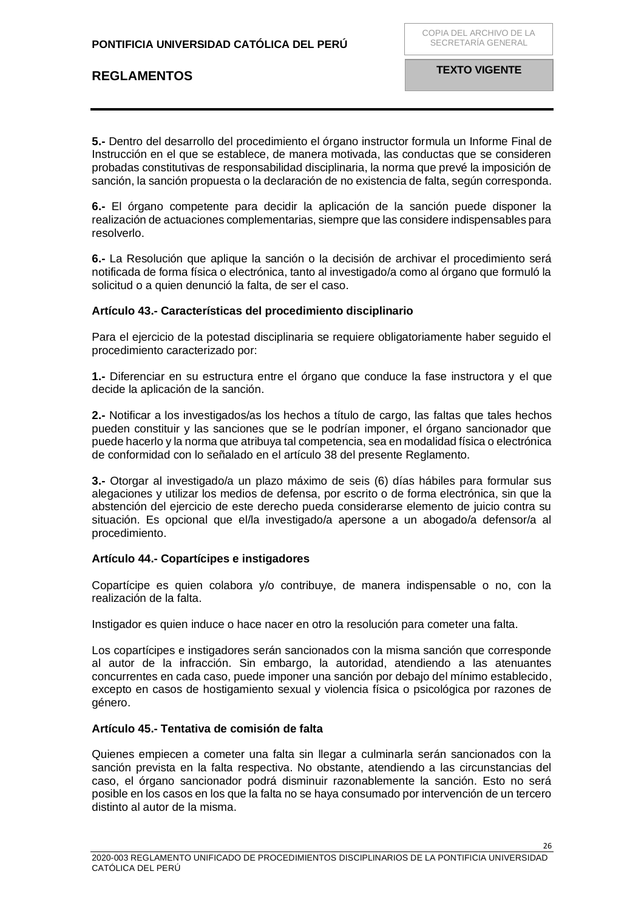**5.-** Dentro del desarrollo del procedimiento el órgano instructor formula un Informe Final de Instrucción en el que se establece, de manera motivada, las conductas que se consideren probadas constitutivas de responsabilidad disciplinaria, la norma que prevé la imposición de sanción, la sanción propuesta o la declaración de no existencia de falta, según corresponda.

**6.-** El órgano competente para decidir la aplicación de la sanción puede disponer la realización de actuaciones complementarias, siempre que las considere indispensables para resolverlo.

**6.-** La Resolución que aplique la sanción o la decisión de archivar el procedimiento será notificada de forma física o electrónica, tanto al investigado/a como al órgano que formuló la solicitud o a quien denunció la falta, de ser el caso.

**Artículo 43.- Características del procedimiento disciplinario**

Para el ejercicio de la potestad disciplinaria se requiere obligatoriamente haber seguido el procedimiento caracterizado por:

**1.-** Diferenciar en su estructura entre el órgano que conduce la fase instructora y el que decide la aplicación de la sanción.

**2.-** Notificar a los investigados/as los hechos a título de cargo, las faltas que tales hechos pueden constituir y las sanciones que se le podrían imponer, el órgano sancionador que puede hacerlo y la norma que atribuya tal competencia, sea en modalidad física o electrónica de conformidad con lo señalado en el artículo 38 del presente Reglamento.

**3.-** Otorgar al investigado/a un plazo máximo de seis (6) días hábiles para formular sus alegaciones y utilizar los medios de defensa, por escrito o de forma electrónica, sin que la abstención del ejercicio de este derecho pueda considerarse elemento de juicio contra su situación. Es opcional que el/la investigado/a apersone a un abogado/a defensor/a al procedimiento.

**Artículo 44.- Copartícipes e instigadores**

Copartícipe es quien colabora y/o contribuye, de manera indispensable o no, con la realización de la falta.

Instigador es quien induce o hace nacer en otro la resolución para cometer una falta.

Los copartícipes e instigadores serán sancionados con la misma sanción que corresponde al autor de la infracción. Sin embargo, la autoridad, atendiendo a las atenuantes concurrentes en cada caso, puede imponer una sanción por debajo del mínimo establecido, excepto en casos de hostigamiento sexual y violencia física o psicológica por razones de género.

**Artículo 45.- Tentativa de comisión de falta**

Quienes empiecen a cometer una falta sin llegar a culminarla serán sancionados con la sanción prevista en la falta respectiva. No obstante, atendiendo a las circunstancias del caso, el órgano sancionador podrá disminuir razonablemente la sanción. Esto no será posible en los casos en los que la falta no se haya consumado por intervención de un tercero distinto al autor de la misma.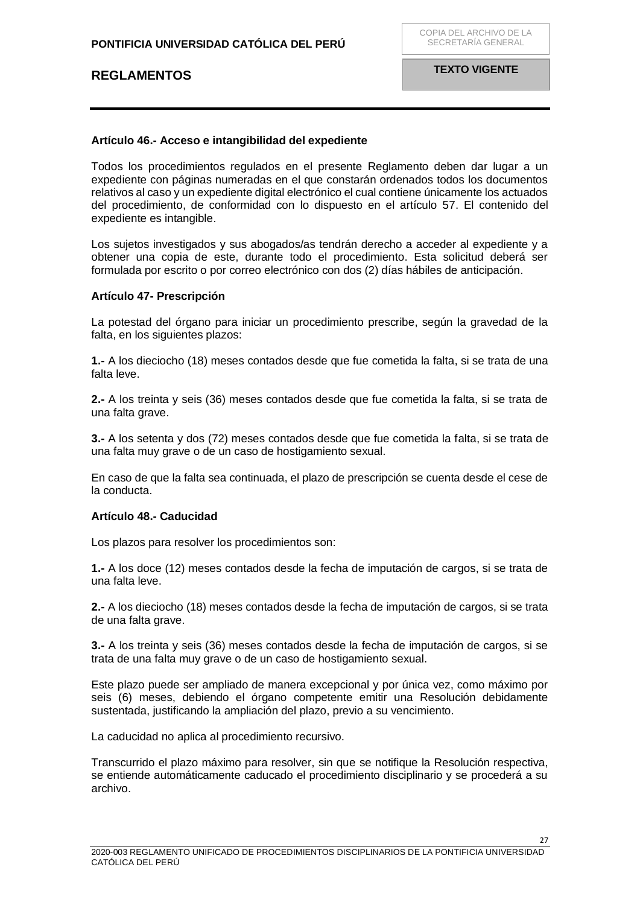**Artículo 46.- Acceso e intangibilidad del expediente**

Todos los procedimientos regulados en el presente Reglamento deben dar lugar a un expediente con páginas numeradas en el que constarán ordenados todos los documentos relativos al caso y un expediente digital electrónico el cual contiene únicamente los actuados del procedimiento, de conformidad con lo dispuesto en el artículo 57. El contenido del expediente es intangible.

Los sujetos investigados y sus abogados/as tendrán derecho a acceder al expediente y a obtener una copia de este, durante todo el procedimiento. Esta solicitud deberá ser formulada por escrito o por correo electrónico con dos (2) días hábiles de anticipación.

**Artículo 47- Prescripción**

La potestad del órgano para iniciar un procedimiento prescribe, según la gravedad de la falta, en los siguientes plazos:

**1.-** A los dieciocho (18) meses contados desde que fue cometida la falta, si se trata de una falta leve.

**2.-** A los treinta y seis (36) meses contados desde que fue cometida la falta, si se trata de una falta grave.

**3.-** A los setenta y dos (72) meses contados desde que fue cometida la falta, si se trata de una falta muy grave o de un caso de hostigamiento sexual.

En caso de que la falta sea continuada, el plazo de prescripción se cuenta desde el cese de la conducta.

**Artículo 48.- Caducidad**

Los plazos para resolver los procedimientos son:

**1.-** A los doce (12) meses contados desde la fecha de imputación de cargos, si se trata de una falta leve.

**2.-** A los dieciocho (18) meses contados desde la fecha de imputación de cargos, si se trata de una falta grave.

**3.-** A los treinta y seis (36) meses contados desde la fecha de imputación de cargos, si se trata de una falta muy grave o de un caso de hostigamiento sexual.

Este plazo puede ser ampliado de manera excepcional y por única vez, como máximo por seis (6) meses, debiendo el órgano competente emitir una Resolución debidamente sustentada, justificando la ampliación del plazo, previo a su vencimiento.

La caducidad no aplica al procedimiento recursivo.

Transcurrido el plazo máximo para resolver, sin que se notifique la Resolución respectiva, se entiende automáticamente caducado el procedimiento disciplinario y se procederá a su archivo.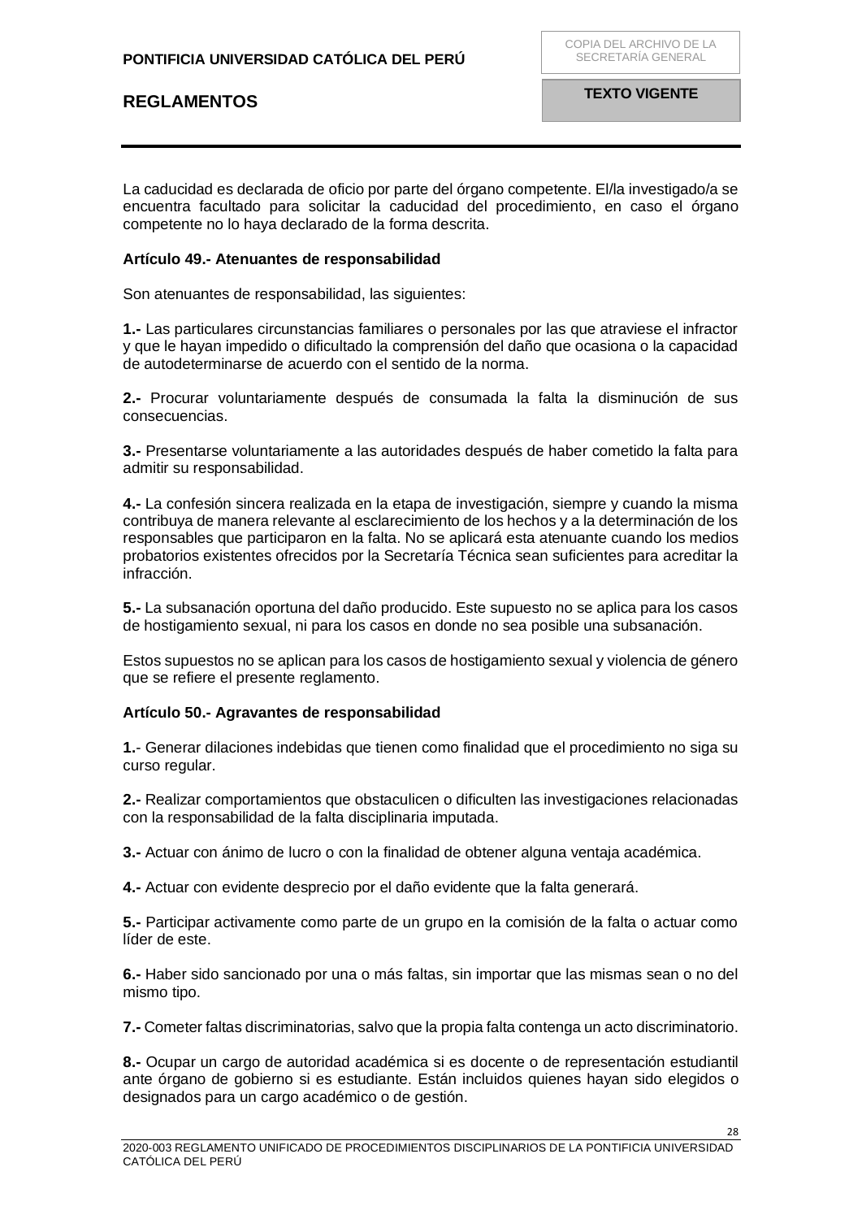La caducidad es declarada de oficio por parte del órgano competente. El/la investigado/a se encuentra facultado para solicitar la caducidad del procedimiento, en caso el órgano competente no lo haya declarado de la forma descrita.

**Artículo 49.- Atenuantes de responsabilidad**

Son atenuantes de responsabilidad, las siguientes:

**1.-** Las particulares circunstancias familiares o personales por las que atraviese el infractor y que le hayan impedido o dificultado la comprensión del daño que ocasiona o la capacidad de autodeterminarse de acuerdo con el sentido de la norma.

**2.-** Procurar voluntariamente después de consumada la falta la disminución de sus consecuencias.

**3.-** Presentarse voluntariamente a las autoridades después de haber cometido la falta para admitir su responsabilidad.

**4.-** La confesión sincera realizada en la etapa de investigación, siempre y cuando la misma contribuya de manera relevante al esclarecimiento de los hechos y a la determinación de los responsables que participaron en la falta. No se aplicará esta atenuante cuando los medios probatorios existentes ofrecidos por la Secretaría Técnica sean suficientes para acreditar la infracción.

**5.-** La subsanación oportuna del daño producido. Este supuesto no se aplica para los casos de hostigamiento sexual, ni para los casos en donde no sea posible una subsanación.

Estos supuestos no se aplican para los casos de hostigamiento sexual y violencia de género que se refiere el presente reglamento.

**Artículo 50.- Agravantes de responsabilidad**

**1.**- Generar dilaciones indebidas que tienen como finalidad que el procedimiento no siga su curso regular.

**2.-** Realizar comportamientos que obstaculicen o dificulten las investigaciones relacionadas con la responsabilidad de la falta disciplinaria imputada.

**3.-** Actuar con ánimo de lucro o con la finalidad de obtener alguna ventaja académica.

**4.-** Actuar con evidente desprecio por el daño evidente que la falta generará.

**5.-** Participar activamente como parte de un grupo en la comisión de la falta o actuar como líder de este.

**6.-** Haber sido sancionado por una o más faltas, sin importar que las mismas sean o no del mismo tipo.

**7.-** Cometer faltas discriminatorias, salvo que la propia falta contenga un acto discriminatorio.

**8.-** Ocupar un cargo de autoridad académica si es docente o de representación estudiantil ante órgano de gobierno si es estudiante. Están incluidos quienes hayan sido elegidos o designados para un cargo académico o de gestión.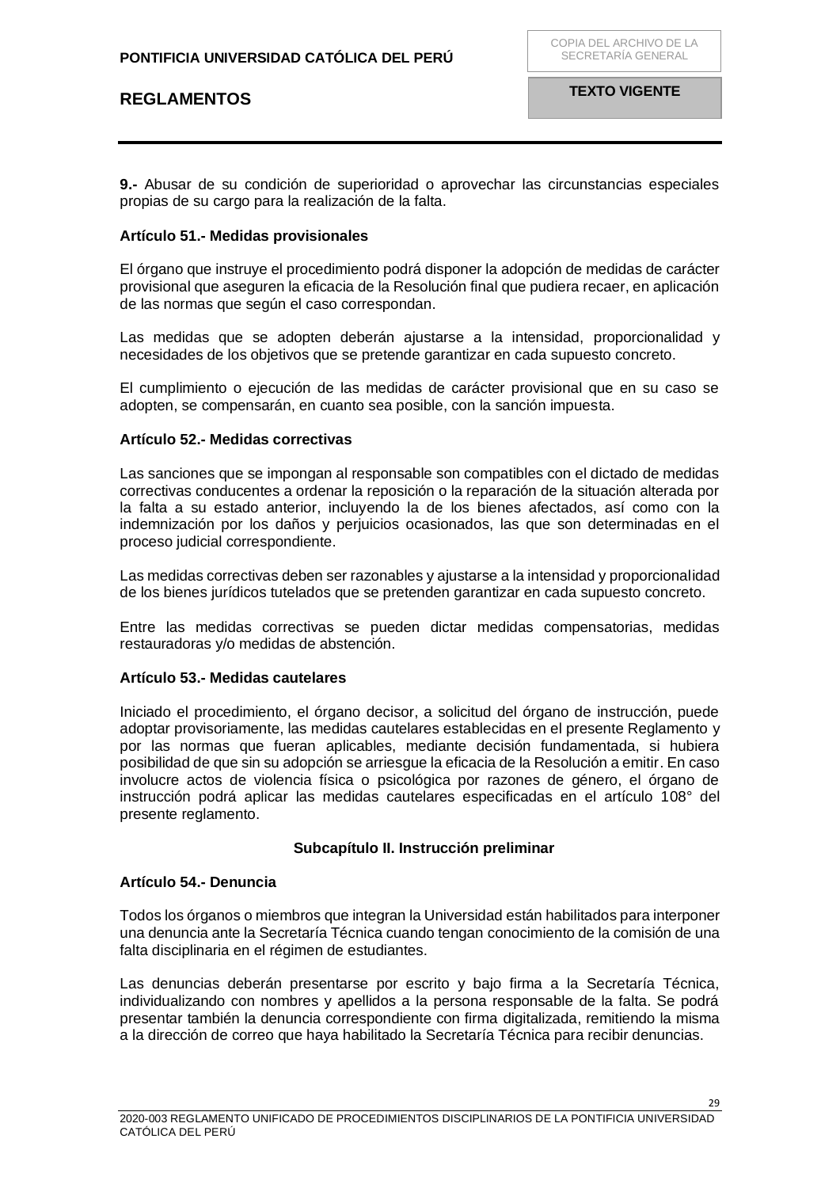**9.-** Abusar de su condición de superioridad o aprovechar las circunstancias especiales propias de su cargo para la realización de la falta.

**Artículo 51.- Medidas provisionales**

El órgano que instruye el procedimiento podrá disponer la adopción de medidas de carácter provisional que aseguren la eficacia de la Resolución final que pudiera recaer, en aplicación de las normas que según el caso correspondan.

Las medidas que se adopten deberán ajustarse a la intensidad, proporcionalidad y necesidades de los objetivos que se pretende garantizar en cada supuesto concreto.

El cumplimiento o ejecución de las medidas de carácter provisional que en su caso se adopten, se compensarán, en cuanto sea posible, con la sanción impuesta.

**Artículo 52.- Medidas correctivas**

Las sanciones que se impongan al responsable son compatibles con el dictado de medidas correctivas conducentes a ordenar la reposición o la reparación de la situación alterada por la falta a su estado anterior, incluyendo la de los bienes afectados, así como con la indemnización por los daños y perjuicios ocasionados, las que son determinadas en el proceso judicial correspondiente.

Las medidas correctivas deben ser razonables y ajustarse a la intensidad y proporcionalidad de los bienes jurídicos tutelados que se pretenden garantizar en cada supuesto concreto.

Entre las medidas correctivas se pueden dictar medidas compensatorias, medidas restauradoras y/o medidas de abstención.

**Artículo 53.- Medidas cautelares**

Iniciado el procedimiento, el órgano decisor, a solicitud del órgano de instrucción, puede adoptar provisoriamente, las medidas cautelares establecidas en el presente Reglamento y por las normas que fueran aplicables, mediante decisión fundamentada, si hubiera posibilidad de que sin su adopción se arriesgue la eficacia de la Resolución a emitir. En caso involucre actos de violencia física o psicológica por razones de género, el órgano de instrucción podrá aplicar las medidas cautelares especificadas en el artículo 108° del presente reglamento.

### Subcapítulo II. Instrucción preliminar

**Artículo 54.- Denuncia**

Todos los órganos o miembros que integran la Universidad están habilitados para interponer una denuncia ante la Secretaría Técnica cuando tengan conocimiento de la comisión de una falta disciplinaria en el régimen de estudiantes.

Las denuncias deberán presentarse por escrito y bajo firma a la Secretaría Técnica, individualizando con nombres y apellidos a la persona responsable de la falta. Se podrá presentar también la denuncia correspondiente con firma digitalizada, remitiendo la misma a la dirección de correo que haya habilitado la Secretaría Técnica para recibir denuncias.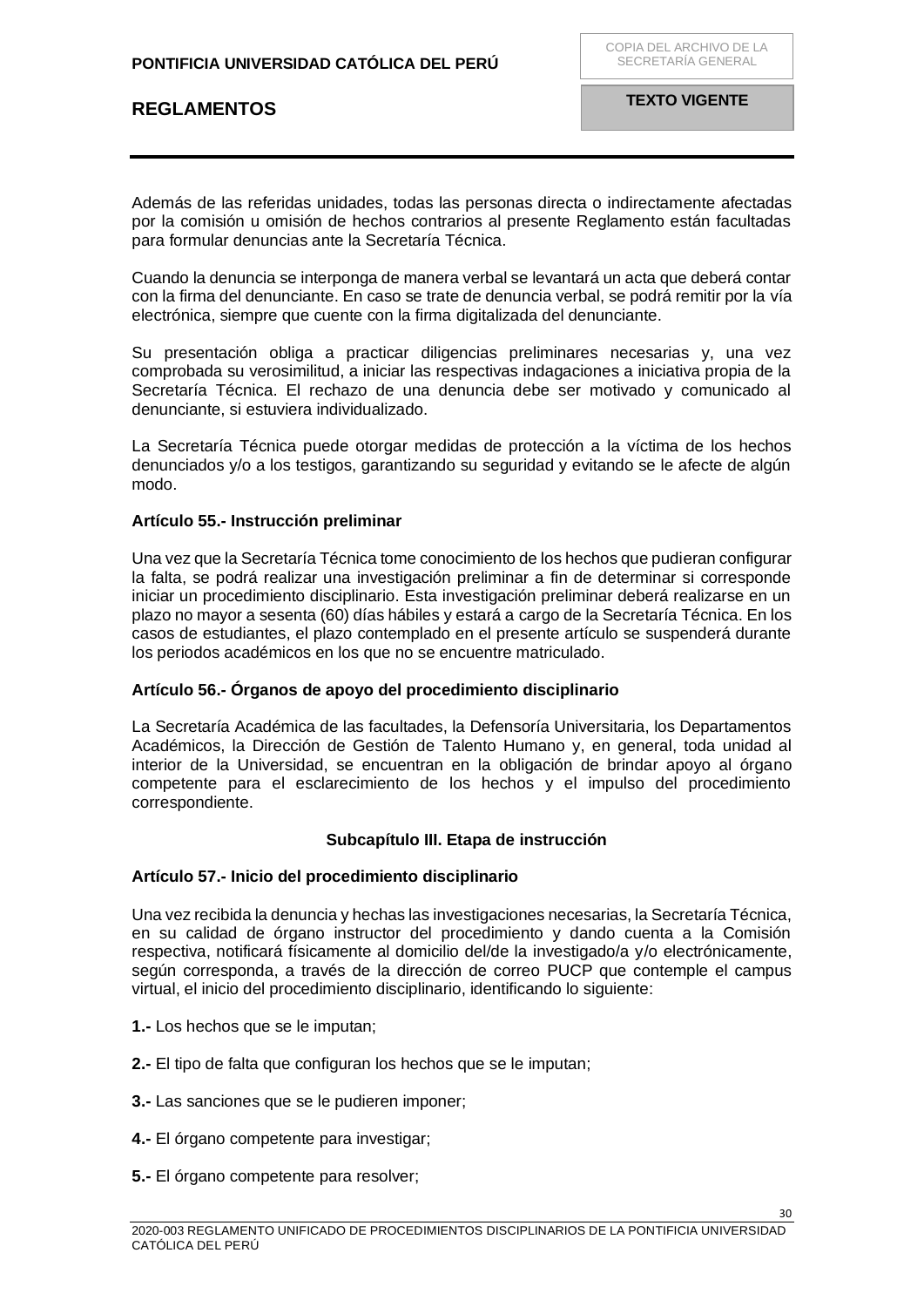Además de las referidas unidades, todas las personas directa o indirectamente afectadas por la comisión u omisión de hechos contrarios al presente Reglamento están facultadas para formular denuncias ante la Secretaría Técnica.

Cuando la denuncia se interponga de manera verbal se levantará un acta que deberá contar con la firma del denunciante. En caso se trate de denuncia verbal, se podrá remitir por la vía electrónica, siempre que cuente con la firma digitalizada del denunciante.

Su presentación obliga a practicar diligencias preliminares necesarias y, una vez comprobada su verosimilitud, a iniciar las respectivas indagaciones a iniciativa propia de la Secretaría Técnica. El rechazo de una denuncia debe ser motivado y comunicado al denunciante, si estuviera individualizado.

La Secretaría Técnica puede otorgar medidas de protección a la víctima de los hechos denunciados y/o a los testigos, garantizando su seguridad y evitando se le afecte de algún modo.

**Artículo 55.- Instrucción preliminar**

Una vez que la Secretaría Técnica tome conocimiento de los hechos que pudieran configurar la falta, se podrá realizar una investigación preliminar a fin de determinar si corresponde iniciar un procedimiento disciplinario. Esta investigación preliminar deberá realizarse en un plazo no mayor a sesenta (60) días hábiles y estará a cargo de la Secretaría Técnica. En los casos de estudiantes, el plazo contemplado en el presente artículo se suspenderá durante los periodos académicos en los que no se encuentre matriculado.

**Artículo 56.- Órganos de apoyo del procedimiento disciplinario**

La Secretaría Académica de las facultades, la Defensoría Universitaria, los Departamentos Académicos, la Dirección de Gestión de Talento Humano y, en general, toda unidad al interior de la Universidad, se encuentran en la obligación de brindar apoyo al órgano competente para el esclarecimiento de los hechos y el impulso del procedimiento correspondiente.

## Subcapítulo III. Etapa de instrucción

**Artículo 57.- Inicio del procedimiento disciplinario**

Una vez recibida la denuncia y hechas las investigaciones necesarias, la Secretaría Técnica, en su calidad de órgano instructor del procedimiento y dando cuenta a la Comisión respectiva, notificará físicamente al domicilio del/de la investigado/a y/o electrónicamente, según corresponda, a través de la dirección de correo PUCP que contemple el campus virtual, el inicio del procedimiento disciplinario, identificando lo siguiente:

**1.-** Los hechos que se le imputan;

**2.-** El tipo de falta que configuran los hechos que se le imputan;

**3.-** Las sanciones que se le pudieren imponer;

**4.-** El órgano competente para investigar;

**5.-** El órgano competente para resolver;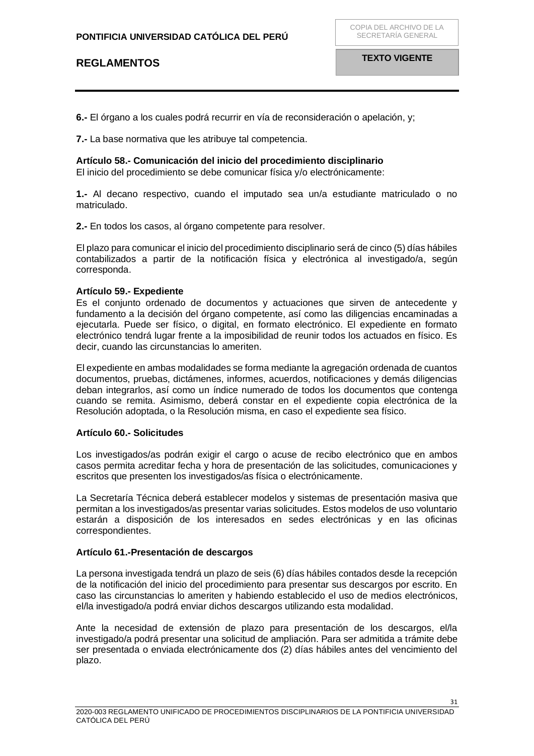**6.-** El órgano a los cuales podrá recurrir en vía de reconsideración o apelación, y;

**7.-** La base normativa que les atribuye tal competencia.

**Artículo 58.- Comunicación del inicio del procedimiento disciplinario**
El inicio del procedimiento se debe comunicar física y/o electrónicamente:

**1.-** Al decano respectivo, cuando el imputado sea un/a estudiante matriculado o no matriculado.

**2.-** En todos los casos, al órgano competente para resolver.

El plazo para comunicar el inicio del procedimiento disciplinario será de cinco (5) días hábiles contabilizados a partir de la notificación física y electrónica al investigado/a, según corresponda.

**Artículo 59.- Expediente**
Es el conjunto ordenado de documentos y actuaciones que sirven de antecedente y fundamento a la decisión del órgano competente, así como las diligencias encaminadas a ejecutarla. Puede ser físico, o digital, en formato electrónico. El expediente en formato electrónico tendrá lugar frente a la imposibilidad de reunir todos los actuados en físico. Es decir, cuando las circunstancias lo ameriten.

El expediente en ambas modalidades se forma mediante la agregación ordenada de cuantos documentos, pruebas, dictámenes, informes, acuerdos, notificaciones y demás diligencias deban integrarlos, así como un índice numerado de todos los documentos que contenga cuando se remita. Asimismo, deberá constar en el expediente copia electrónica de la Resolución adoptada, o la Resolución misma, en caso el expediente sea físico.

**Artículo 60.- Solicitudes**

Los investigados/as podrán exigir el cargo o acuse de recibo electrónico que en ambos casos permita acreditar fecha y hora de presentación de las solicitudes, comunicaciones y escritos que presenten los investigados/as física o electrónicamente.

La Secretaría Técnica deberá establecer modelos y sistemas de presentación masiva que permitan a los investigados/as presentar varias solicitudes. Estos modelos de uso voluntario estarán a disposición de los interesados en sedes electrónicas y en las oficinas correspondientes.

**Artículo 61.-Presentación de descargos**

La persona investigada tendrá un plazo de seis (6) días hábiles contados desde la recepción de la notificación del inicio del procedimiento para presentar sus descargos por escrito. En caso las circunstancias lo ameriten y habiendo establecido el uso de medios electrónicos, el/la investigado/a podrá enviar dichos descargos utilizando esta modalidad.

Ante la necesidad de extensión de plazo para presentación de los descargos, el/la investigado/a podrá presentar una solicitud de ampliación. Para ser admitida a trámite debe ser presentada o enviada electrónicamente dos (2) días hábiles antes del vencimiento del plazo.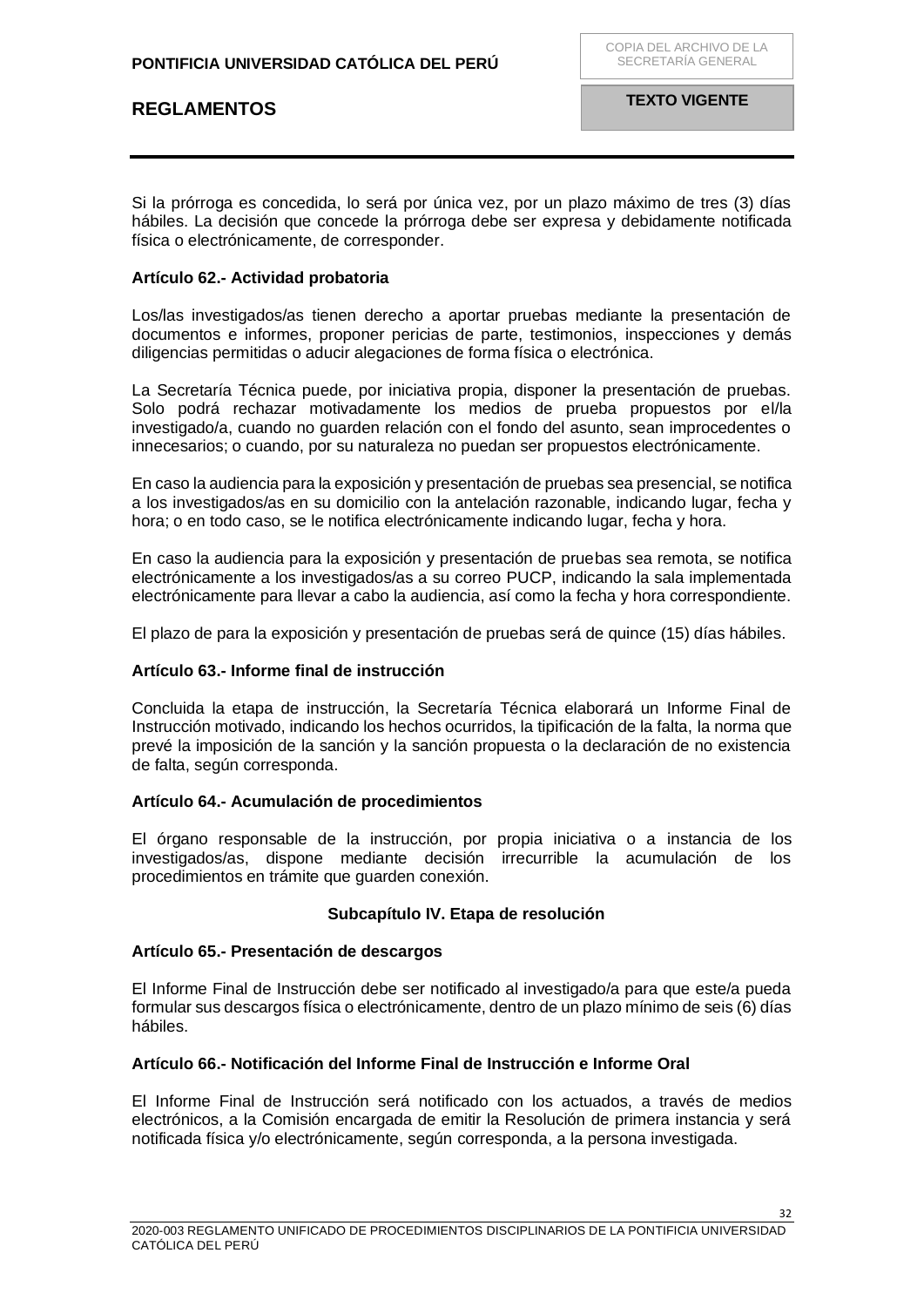Si la prórroga es concedida, lo será por única vez, por un plazo máximo de tres (3) días hábiles. La decisión que concede la prórroga debe ser expresa y debidamente notificada física o electrónicamente, de corresponder.

**Artículo 62.- Actividad probatoria**

Los/las investigados/as tienen derecho a aportar pruebas mediante la presentación de documentos e informes, proponer pericias de parte, testimonios, inspecciones y demás diligencias permitidas o aducir alegaciones de forma física o electrónica.

La Secretaría Técnica puede, por iniciativa propia, disponer la presentación de pruebas. Solo podrá rechazar motivadamente los medios de prueba propuestos por el/la investigado/a, cuando no guarden relación con el fondo del asunto, sean improcedentes o innecesarios; o cuando, por su naturaleza no puedan ser propuestos electrónicamente.

En caso la audiencia para la exposición y presentación de pruebas sea presencial, se notifica a los investigados/as en su domicilio con la antelación razonable, indicando lugar, fecha y hora; o en todo caso, se le notifica electrónicamente indicando lugar, fecha y hora.

En caso la audiencia para la exposición y presentación de pruebas sea remota, se notifica electrónicamente a los investigados/as a su correo PUCP, indicando la sala implementada electrónicamente para llevar a cabo la audiencia, así como la fecha y hora correspondiente.

El plazo de para la exposición y presentación de pruebas será de quince (15) días hábiles.

**Artículo 63.- Informe final de instrucción**

Concluida la etapa de instrucción, la Secretaría Técnica elaborará un Informe Final de Instrucción motivado, indicando los hechos ocurridos, la tipificación de la falta, la norma que prevé la imposición de la sanción y la sanción propuesta o la declaración de no existencia de falta, según corresponda.

**Artículo 64.- Acumulación de procedimientos**

El órgano responsable de la instrucción, por propia iniciativa o a instancia de los investigados/as, dispone mediante decisión irrecurrible la acumulación de los procedimientos en trámite que guarden conexión.

### Subcapítulo IV. Etapa de resolución

**Artículo 65.- Presentación de descargos**

El Informe Final de Instrucción debe ser notificado al investigado/a para que este/a pueda formular sus descargos física o electrónicamente, dentro de un plazo mínimo de seis (6) días hábiles.

**Artículo 66.- Notificación del Informe Final de Instrucción e Informe Oral**

El Informe Final de Instrucción será notificado con los actuados, a través de medios electrónicos, a la Comisión encargada de emitir la Resolución de primera instancia y será notificada física y/o electrónicamente, según corresponda, a la persona investigada.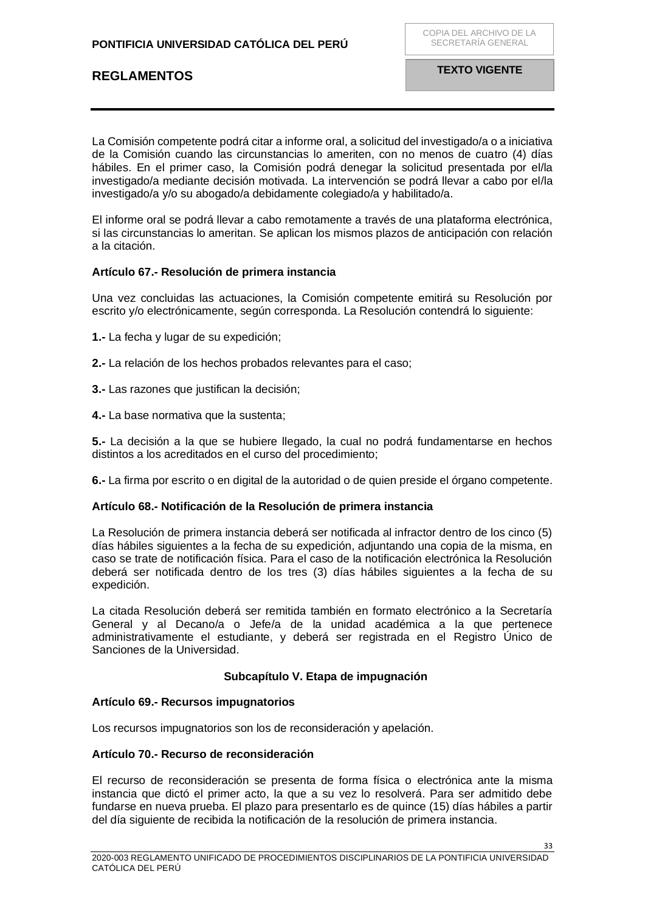La Comisión competente podrá citar a informe oral, a solicitud del investigado/a o a iniciativa de la Comisión cuando las circunstancias lo ameriten, con no menos de cuatro (4) días hábiles. En el primer caso, la Comisión podrá denegar la solicitud presentada por el/la investigado/a mediante decisión motivada. La intervención se podrá llevar a cabo por el/la investigado/a y/o su abogado/a debidamente colegiado/a y habilitado/a.

El informe oral se podrá llevar a cabo remotamente a través de una plataforma electrónica, si las circunstancias lo ameritan. Se aplican los mismos plazos de anticipación con relación a la citación.

**Artículo 67.- Resolución de primera instancia**

Una vez concluidas las actuaciones, la Comisión competente emitirá su Resolución por escrito y/o electrónicamente, según corresponda. La Resolución contendrá lo siguiente:

**1.-** La fecha y lugar de su expedición;

**2.-** La relación de los hechos probados relevantes para el caso;

**3.-** Las razones que justifican la decisión;

**4.-** La base normativa que la sustenta;

**5.-** La decisión a la que se hubiere llegado, la cual no podrá fundamentarse en hechos distintos a los acreditados en el curso del procedimiento;

**6.-** La firma por escrito o en digital de la autoridad o de quien preside el órgano competente.

**Artículo 68.- Notificación de la Resolución de primera instancia**

La Resolución de primera instancia deberá ser notificada al infractor dentro de los cinco (5) días hábiles siguientes a la fecha de su expedición, adjuntando una copia de la misma, en caso se trate de notificación física. Para el caso de la notificación electrónica la Resolución deberá ser notificada dentro de los tres (3) días hábiles siguientes a la fecha de su expedición.

La citada Resolución deberá ser remitida también en formato electrónico a la Secretaría General y al Decano/a o Jefe/a de la unidad académica a la que pertenece administrativamente el estudiante, y deberá ser registrada en el Registro Único de Sanciones de la Universidad.

## Subcapítulo V. Etapa de impugnación

**Artículo 69.- Recursos impugnatorios**

Los recursos impugnatorios son los de reconsideración y apelación.

**Artículo 70.- Recurso de reconsideración**

El recurso de reconsideración se presenta de forma física o electrónica ante la misma instancia que dictó el primer acto, la que a su vez lo resolverá. Para ser admitido debe fundarse en nueva prueba. El plazo para presentarlo es de quince (15) días hábiles a partir del día siguiente de recibida la notificación de la resolución de primera instancia.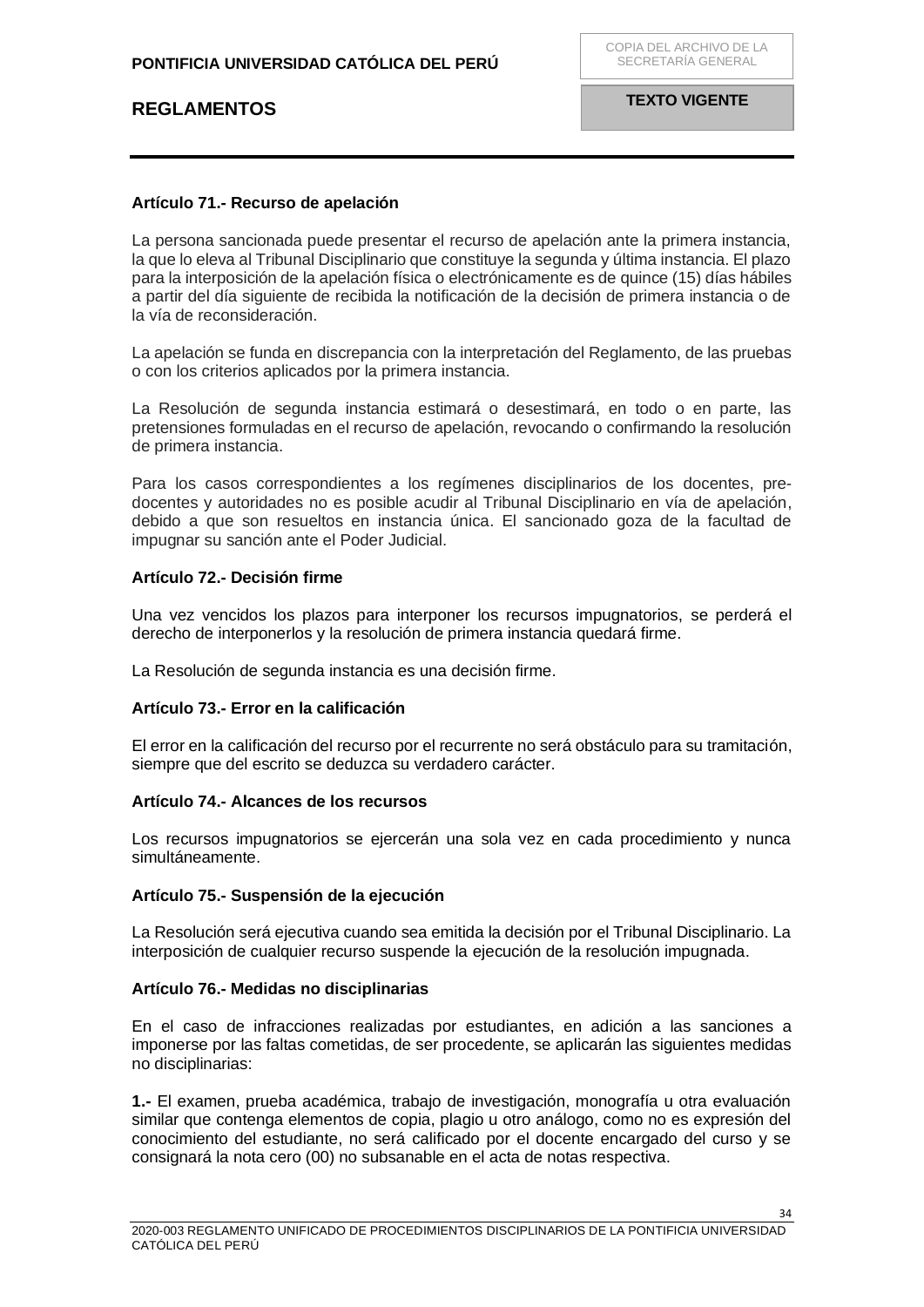**Artículo 71.- Recurso de apelación**

La persona sancionada puede presentar el recurso de apelación ante la primera instancia, la que lo eleva al Tribunal Disciplinario que constituye la segunda y última instancia. El plazo para la interposición de la apelación física o electrónicamente es de quince (15) días hábiles a partir del día siguiente de recibida la notificación de la decisión de primera instancia o de la vía de reconsideración.

La apelación se funda en discrepancia con la interpretación del Reglamento, de las pruebas o con los criterios aplicados por la primera instancia.

La Resolución de segunda instancia estimará o desestimará, en todo o en parte, las pretensiones formuladas en el recurso de apelación, revocando o confirmando la resolución de primera instancia.

Para los casos correspondientes a los regímenes disciplinarios de los docentes, pre-docentes y autoridades no es posible acudir al Tribunal Disciplinario en vía de apelación, debido a que son resueltos en instancia única. El sancionado goza de la facultad de impugnar su sanción ante el Poder Judicial.

**Artículo 72.- Decisión firme**

Una vez vencidos los plazos para interponer los recursos impugnatorios, se perderá el derecho de interponerlos y la resolución de primera instancia quedará firme.

La Resolución de segunda instancia es una decisión firme.

**Artículo 73.- Error en la calificación**

El error en la calificación del recurso por el recurrente no será obstáculo para su tramitación, siempre que del escrito se deduzca su verdadero carácter.

**Artículo 74.- Alcances de los recursos**

Los recursos impugnatorios se ejercerán una sola vez en cada procedimiento y nunca simultáneamente.

**Artículo 75.- Suspensión de la ejecución**

La Resolución será ejecutiva cuando sea emitida la decisión por el Tribunal Disciplinario. La interposición de cualquier recurso suspende la ejecución de la resolución impugnada.

**Artículo 76.- Medidas no disciplinarias**

En el caso de infracciones realizadas por estudiantes, en adición a las sanciones a imponerse por las faltas cometidas, de ser procedente, se aplicarán las siguientes medidas no disciplinarias:

**1.-** El examen, prueba académica, trabajo de investigación, monografía u otra evaluación similar que contenga elementos de copia, plagio u otro análogo, como no es expresión del conocimiento del estudiante, no será calificado por el docente encargado del curso y se consignará la nota cero (00) no subsanable en el acta de notas respectiva.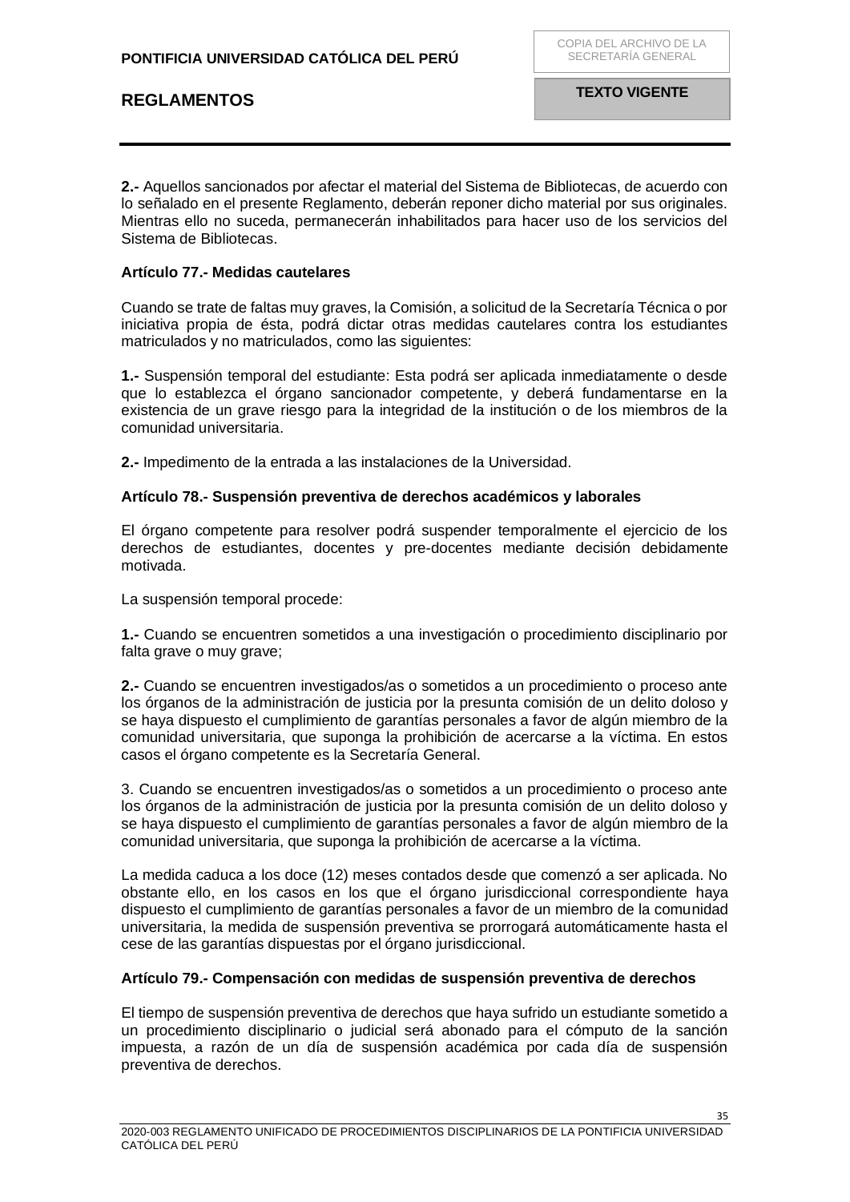**2.-** Aquellos sancionados por afectar el material del Sistema de Bibliotecas, de acuerdo con lo señalado en el presente Reglamento, deberán reponer dicho material por sus originales. Mientras ello no suceda, permanecerán inhabilitados para hacer uso de los servicios del Sistema de Bibliotecas.

**Artículo 77.- Medidas cautelares**

Cuando se trate de faltas muy graves, la Comisión, a solicitud de la Secretaría Técnica o por iniciativa propia de ésta, podrá dictar otras medidas cautelares contra los estudiantes matriculados y no matriculados, como las siguientes:

**1.-** Suspensión temporal del estudiante: Esta podrá ser aplicada inmediatamente o desde que lo establezca el órgano sancionador competente, y deberá fundamentarse en la existencia de un grave riesgo para la integridad de la institución o de los miembros de la comunidad universitaria.

**2.-** Impedimento de la entrada a las instalaciones de la Universidad.

**Artículo 78.- Suspensión preventiva de derechos académicos y laborales**

El órgano competente para resolver podrá suspender temporalmente el ejercicio de los derechos de estudiantes, docentes y pre-docentes mediante decisión debidamente motivada.

La suspensión temporal procede:

**1.-** Cuando se encuentren sometidos a una investigación o procedimiento disciplinario por falta grave o muy grave;

**2.-** Cuando se encuentren investigados/as o sometidos a un procedimiento o proceso ante los órganos de la administración de justicia por la presunta comisión de un delito doloso y se haya dispuesto el cumplimiento de garantías personales a favor de algún miembro de la comunidad universitaria, que suponga la prohibición de acercarse a la víctima. En estos casos el órgano competente es la Secretaría General.

3. Cuando se encuentren investigados/as o sometidos a un procedimiento o proceso ante los órganos de la administración de justicia por la presunta comisión de un delito doloso y se haya dispuesto el cumplimiento de garantías personales a favor de algún miembro de la comunidad universitaria, que suponga la prohibición de acercarse a la víctima.

La medida caduca a los doce (12) meses contados desde que comenzó a ser aplicada. No obstante ello, en los casos en los que el órgano jurisdiccional correspondiente haya dispuesto el cumplimiento de garantías personales a favor de un miembro de la comunidad universitaria, la medida de suspensión preventiva se prorrogará automáticamente hasta el cese de las garantías dispuestas por el órgano jurisdiccional.

**Artículo 79.- Compensación con medidas de suspensión preventiva de derechos**

El tiempo de suspensión preventiva de derechos que haya sufrido un estudiante sometido a un procedimiento disciplinario o judicial será abonado para el cómputo de la sanción impuesta, a razón de un día de suspensión académica por cada día de suspensión preventiva de derechos.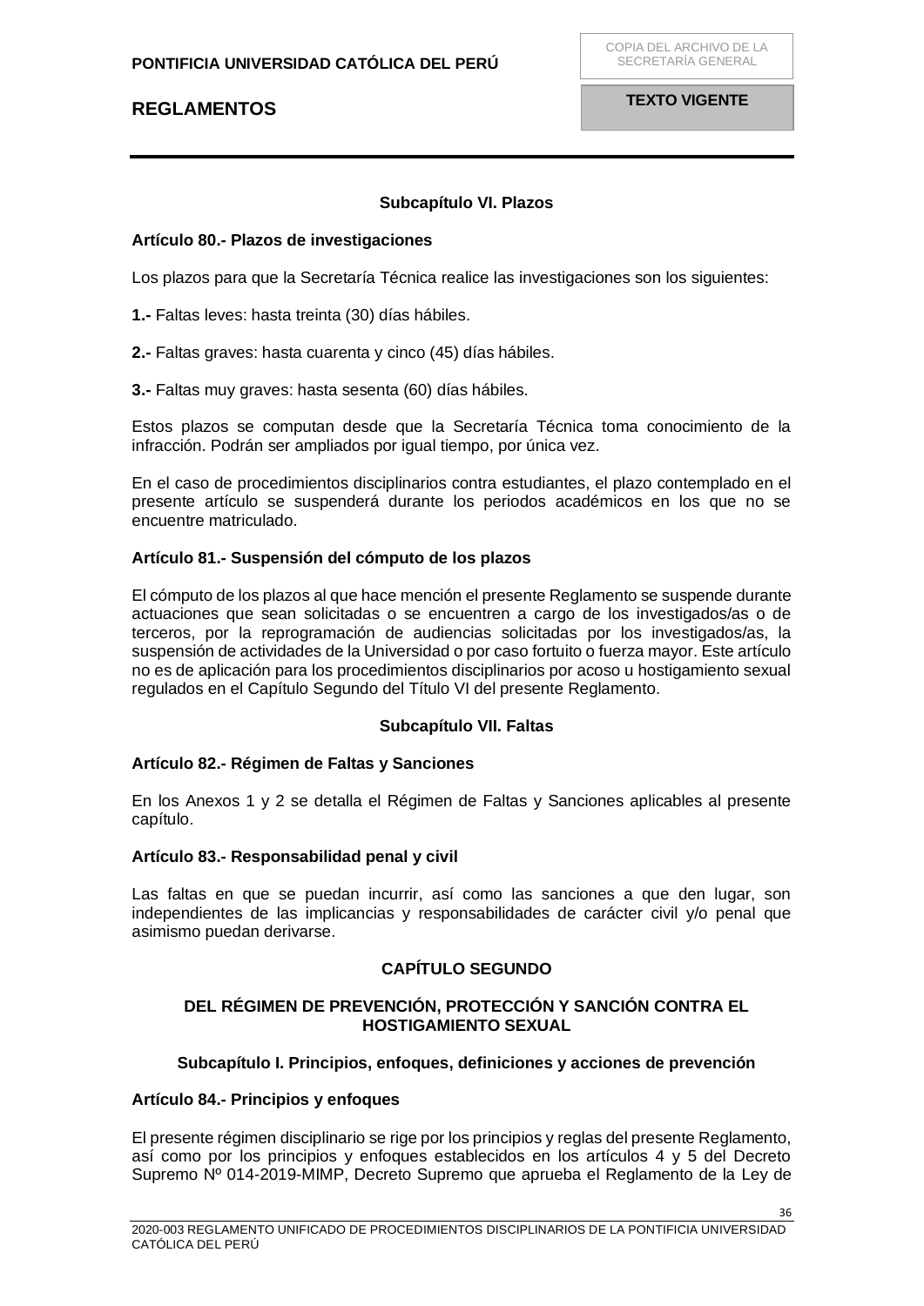### Subcapítulo VI. Plazos

**Artículo 80.- Plazos de investigaciones**

Los plazos para que la Secretaría Técnica realice las investigaciones son los siguientes:

**1.-** Faltas leves: hasta treinta (30) días hábiles.

**2.-** Faltas graves: hasta cuarenta y cinco (45) días hábiles.

**3.-** Faltas muy graves: hasta sesenta (60) días hábiles.

Estos plazos se computan desde que la Secretaría Técnica toma conocimiento de la infracción. Podrán ser ampliados por igual tiempo, por única vez.

En el caso de procedimientos disciplinarios contra estudiantes, el plazo contemplado en el presente artículo se suspenderá durante los periodos académicos en los que no se encuentre matriculado.

**Artículo 81.- Suspensión del cómputo de los plazos**

El cómputo de los plazos al que hace mención el presente Reglamento se suspende durante actuaciones que sean solicitadas o se encuentren a cargo de los investigados/as o de terceros, por la reprogramación de audiencias solicitadas por los investigados/as, la suspensión de actividades de la Universidad o por caso fortuito o fuerza mayor. Este artículo no es de aplicación para los procedimientos disciplinarios por acoso u hostigamiento sexual regulados en el Capítulo Segundo del Título VI del presente Reglamento.

### Subcapítulo VII. Faltas

**Artículo 82.- Régimen de Faltas y Sanciones**

En los Anexos 1 y 2 se detalla el Régimen de Faltas y Sanciones aplicables al presente capítulo.

**Artículo 83.- Responsabilidad penal y civil**

Las faltas en que se puedan incurrir, así como las sanciones a que den lugar, son independientes de las implicancias y responsabilidades de carácter civil y/o penal que asimismo puedan derivarse.

## CAPÍTULO SEGUNDO

## DEL RÉGIMEN DE PREVENCIÓN, PROTECCIÓN Y SANCIÓN CONTRA EL HOSTIGAMIENTO SEXUAL

### Subcapítulo I. Principios, enfoques, definiciones y acciones de prevención

**Artículo 84.- Principios y enfoques**

El presente régimen disciplinario se rige por los principios y reglas del presente Reglamento, así como por los principios y enfoques establecidos en los artículos 4 y 5 del Decreto Supremo Nº 014-2019-MIMP, Decreto Supremo que aprueba el Reglamento de la Ley de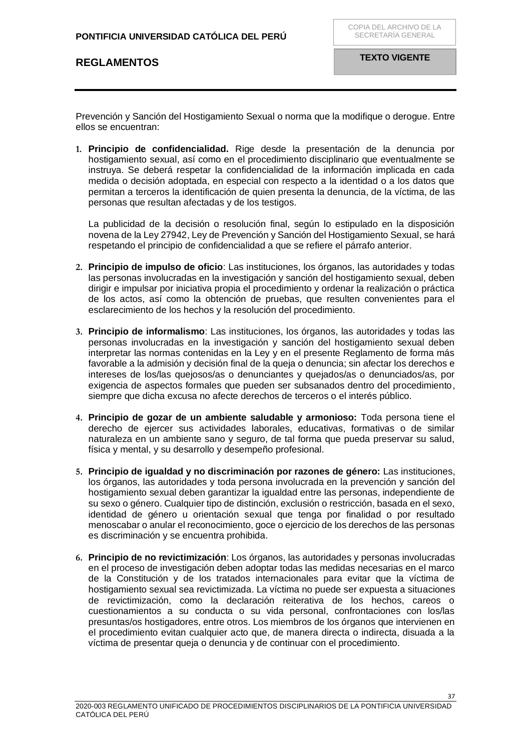Prevención y Sanción del Hostigamiento Sexual o norma que la modifique o derogue. Entre ellos se encuentran:

1. **Principio de confidencialidad.** Rige desde la presentación de la denuncia por hostigamiento sexual, así como en el procedimiento disciplinario que eventualmente se instruya. Se deberá respetar la confidencialidad de la información implicada en cada medida o decisión adoptada, en especial con respecto a la identidad o a los datos que permitan a terceros la identificación de quien presenta la denuncia, de la víctima, de las personas que resultan afectadas y de los testigos.

   La publicidad de la decisión o resolución final, según lo estipulado en la disposición novena de la Ley 27942, Ley de Prevención y Sanción del Hostigamiento Sexual, se hará respetando el principio de confidencialidad a que se refiere el párrafo anterior.

2. **Principio de impulso de oficio**: Las instituciones, los órganos, las autoridades y todas las personas involucradas en la investigación y sanción del hostigamiento sexual, deben dirigir e impulsar por iniciativa propia el procedimiento y ordenar la realización o práctica de los actos, así como la obtención de pruebas, que resulten convenientes para el esclarecimiento de los hechos y la resolución del procedimiento.

3. **Principio de informalismo**: Las instituciones, los órganos, las autoridades y todas las personas involucradas en la investigación y sanción del hostigamiento sexual deben interpretar las normas contenidas en la Ley y en el presente Reglamento de forma más favorable a la admisión y decisión final de la queja o denuncia; sin afectar los derechos e intereses de los/las quejosos/as o denunciantes y quejados/as o denunciados/as, por exigencia de aspectos formales que pueden ser subsanados dentro del procedimiento, siempre que dicha excusa no afecte derechos de terceros o el interés público.

4. **Principio de gozar de un ambiente saludable y armonioso:** Toda persona tiene el derecho de ejercer sus actividades laborales, educativas, formativas o de similar naturaleza en un ambiente sano y seguro, de tal forma que pueda preservar su salud, física y mental, y su desarrollo y desempeño profesional.

5. **Principio de igualdad y no discriminación por razones de género:** Las instituciones, los órganos, las autoridades y toda persona involucrada en la prevención y sanción del hostigamiento sexual deben garantizar la igualdad entre las personas, independiente de su sexo o género. Cualquier tipo de distinción, exclusión o restricción, basada en el sexo, identidad de género u orientación sexual que tenga por finalidad o por resultado menoscabar o anular el reconocimiento, goce o ejercicio de los derechos de las personas es discriminación y se encuentra prohibida.

6. **Principio de no revictimización**: Los órganos, las autoridades y personas involucradas en el proceso de investigación deben adoptar todas las medidas necesarias en el marco de la Constitución y de los tratados internacionales para evitar que la víctima de hostigamiento sexual sea revictimizada. La víctima no puede ser expuesta a situaciones de revictimización, como la declaración reiterativa de los hechos, careos o cuestionamientos a su conducta o su vida personal, confrontaciones con los/las presuntas/os hostigadores, entre otros. Los miembros de los órganos que intervienen en el procedimiento evitan cualquier acto que, de manera directa o indirecta, disuada a la víctima de presentar queja o denuncia y de continuar con el procedimiento.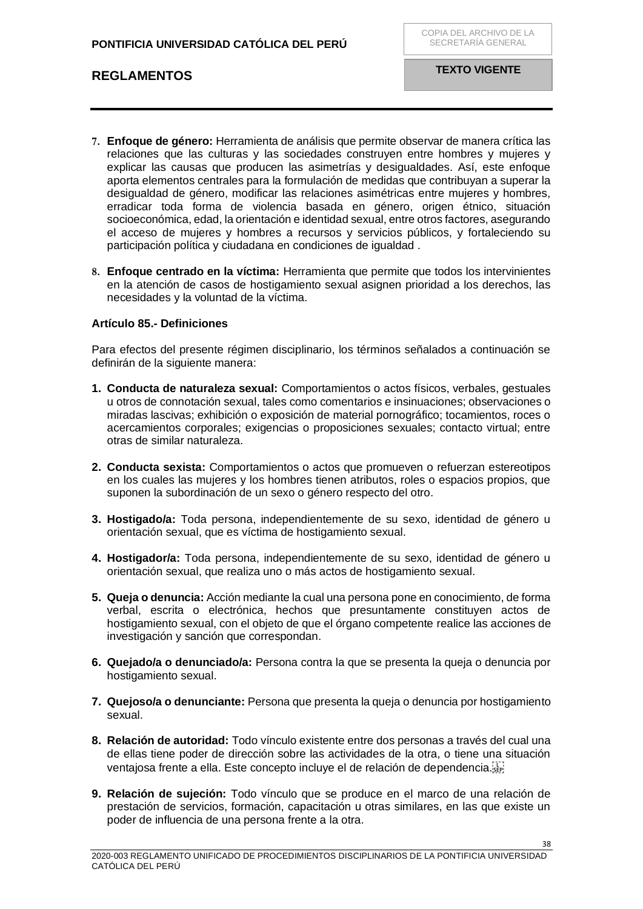7. **Enfoque de género:** Herramienta de análisis que permite observar de manera crítica las relaciones que las culturas y las sociedades construyen entre hombres y mujeres y explicar las causas que producen las asimetrías y desigualdades. Así, este enfoque aporta elementos centrales para la formulación de medidas que contribuyan a superar la desigualdad de género, modificar las relaciones asimétricas entre mujeres y hombres, erradicar toda forma de violencia basada en género, origen étnico, situación socioeconómica, edad, la orientación e identidad sexual, entre otros factores, asegurando el acceso de mujeres y hombres a recursos y servicios públicos, y fortaleciendo su participación política y ciudadana en condiciones de igualdad .

8. **Enfoque centrado en la víctima:** Herramienta que permite que todos los intervinientes en la atención de casos de hostigamiento sexual asignen prioridad a los derechos, las necesidades y la voluntad de la víctima.

**Artículo 85.- Definiciones**

Para efectos del presente régimen disciplinario, los términos señalados a continuación se definirán de la siguiente manera:

1. **Conducta de naturaleza sexual:** Comportamientos o actos físicos, verbales, gestuales u otros de connotación sexual, tales como comentarios e insinuaciones; observaciones o miradas lascivas; exhibición o exposición de material pornográfico; tocamientos, roces o acercamientos corporales; exigencias o proposiciones sexuales; contacto virtual; entre otras de similar naturaleza.

2. **Conducta sexista:** Comportamientos o actos que promueven o refuerzan estereotipos en los cuales las mujeres y los hombres tienen atributos, roles o espacios propios, que suponen la subordinación de un sexo o género respecto del otro.

3. **Hostigado/a:** Toda persona, independientemente de su sexo, identidad de género u orientación sexual, que es víctima de hostigamiento sexual.

4. **Hostigador/a:** Toda persona, independientemente de su sexo, identidad de género u orientación sexual, que realiza uno o más actos de hostigamiento sexual.

5. **Queja o denuncia:** Acción mediante la cual una persona pone en conocimiento, de forma verbal, escrita o electrónica, hechos que presuntamente constituyen actos de hostigamiento sexual, con el objeto de que el órgano competente realice las acciones de investigación y sanción que correspondan.

6. **Quejado/a o denunciado/a:** Persona contra la que se presenta la queja o denuncia por hostigamiento sexual.

7. **Quejoso/a o denunciante:** Persona que presenta la queja o denuncia por hostigamiento sexual.

8. **Relación de autoridad:** Todo vínculo existente entre dos personas a través del cual una de ellas tiene poder de dirección sobre las actividades de la otra, o tiene una situación ventajosa frente a ella. Este concepto incluye el de relación de dependencia.

9. **Relación de sujeción:** Todo vínculo que se produce en el marco de una relación de prestación de servicios, formación, capacitación u otras similares, en las que existe un poder de influencia de una persona frente a la otra.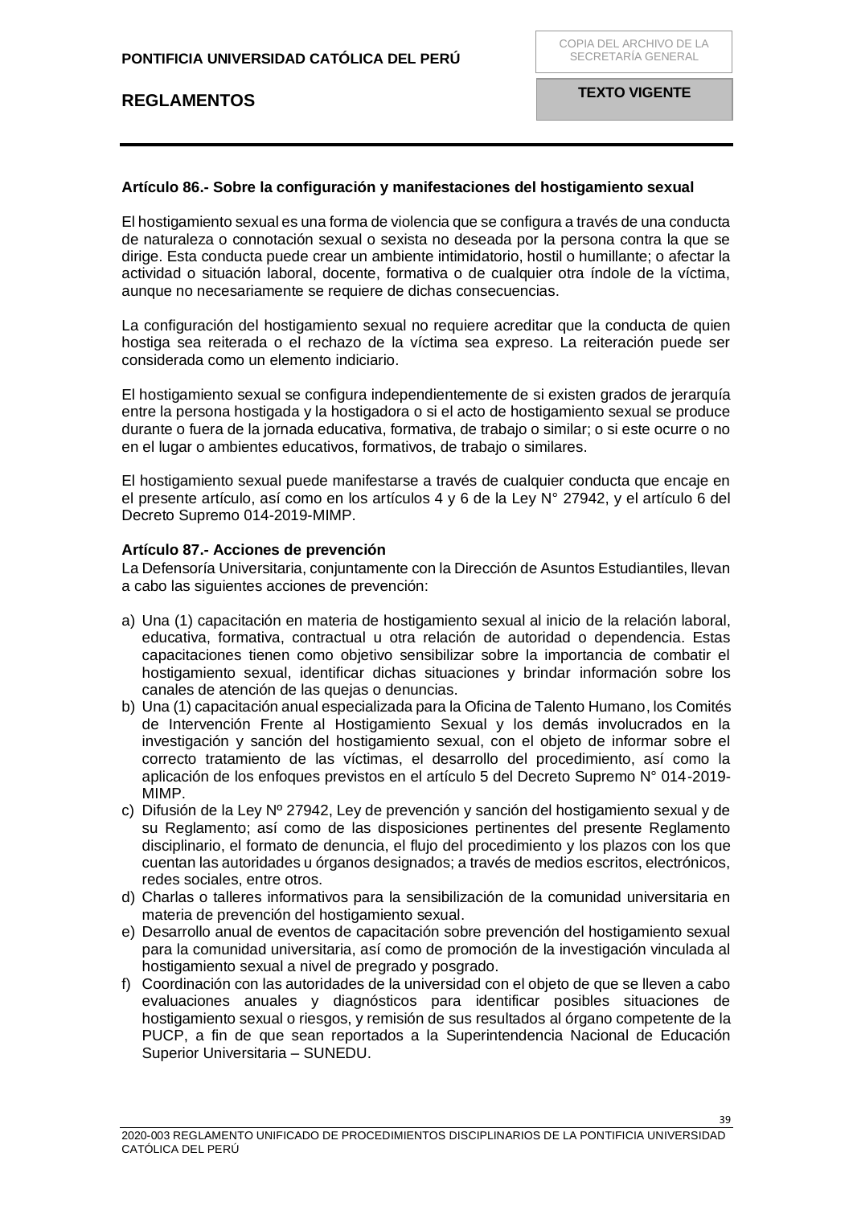**Artículo 86.- Sobre la configuración y manifestaciones del hostigamiento sexual**

El hostigamiento sexual es una forma de violencia que se configura a través de una conducta de naturaleza o connotación sexual o sexista no deseada por la persona contra la que se dirige. Esta conducta puede crear un ambiente intimidatorio, hostil o humillante; o afectar la actividad o situación laboral, docente, formativa o de cualquier otra índole de la víctima, aunque no necesariamente se requiere de dichas consecuencias.

La configuración del hostigamiento sexual no requiere acreditar que la conducta de quien hostiga sea reiterada o el rechazo de la víctima sea expreso. La reiteración puede ser considerada como un elemento indiciario.

El hostigamiento sexual se configura independientemente de si existen grados de jerarquía entre la persona hostigada y la hostigadora o si el acto de hostigamiento sexual se produce durante o fuera de la jornada educativa, formativa, de trabajo o similar; o si este ocurre o no en el lugar o ambientes educativos, formativos, de trabajo o similares.

El hostigamiento sexual puede manifestarse a través de cualquier conducta que encaje en el presente artículo, así como en los artículos 4 y 6 de la Ley N° 27942, y el artículo 6 del Decreto Supremo 014-2019-MIMP.

**Artículo 87.- Acciones de prevención**
La Defensoría Universitaria, conjuntamente con la Dirección de Asuntos Estudiantiles, llevan a cabo las siguientes acciones de prevención:

a) Una (1) capacitación en materia de hostigamiento sexual al inicio de la relación laboral, educativa, formativa, contractual u otra relación de autoridad o dependencia. Estas capacitaciones tienen como objetivo sensibilizar sobre la importancia de combatir el hostigamiento sexual, identificar dichas situaciones y brindar información sobre los canales de atención de las quejas o denuncias.
b) Una (1) capacitación anual especializada para la Oficina de Talento Humano, los Comités de Intervención Frente al Hostigamiento Sexual y los demás involucrados en la investigación y sanción del hostigamiento sexual, con el objeto de informar sobre el correcto tratamiento de las víctimas, el desarrollo del procedimiento, así como la aplicación de los enfoques previstos en el artículo 5 del Decreto Supremo N° 014-2019-MIMP.
c) Difusión de la Ley Nº 27942, Ley de prevención y sanción del hostigamiento sexual y de su Reglamento; así como de las disposiciones pertinentes del presente Reglamento disciplinario, el formato de denuncia, el flujo del procedimiento y los plazos con los que cuentan las autoridades u órganos designados; a través de medios escritos, electrónicos, redes sociales, entre otros.
d) Charlas o talleres informativos para la sensibilización de la comunidad universitaria en materia de prevención del hostigamiento sexual.
e) Desarrollo anual de eventos de capacitación sobre prevención del hostigamiento sexual para la comunidad universitaria, así como de promoción de la investigación vinculada al hostigamiento sexual a nivel de pregrado y posgrado.
f) Coordinación con las autoridades de la universidad con el objeto de que se lleven a cabo evaluaciones anuales y diagnósticos para identificar posibles situaciones de hostigamiento sexual o riesgos, y remisión de sus resultados al órgano competente de la PUCP, a fin de que sean reportados a la Superintendencia Nacional de Educación Superior Universitaria – SUNEDU.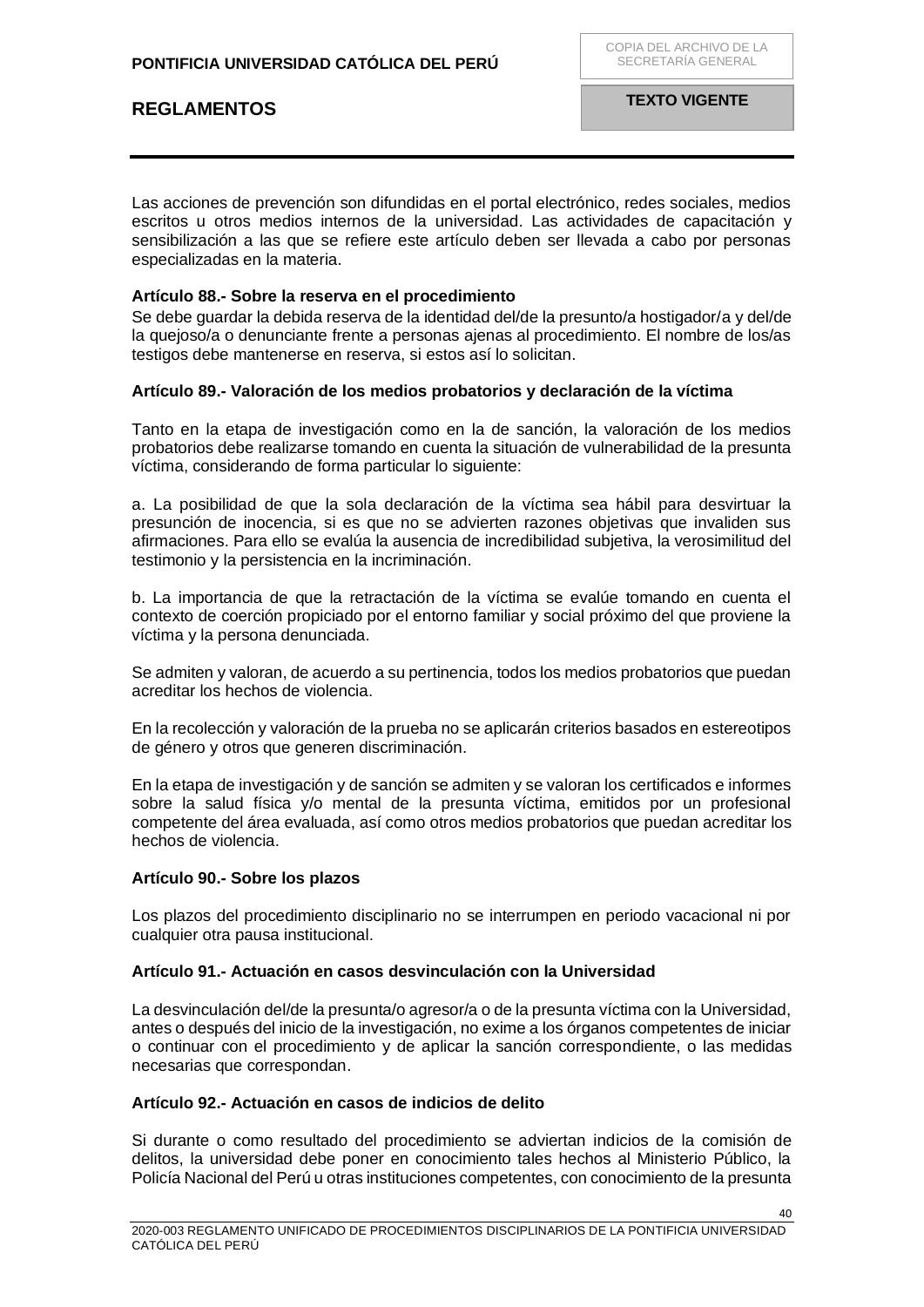Las acciones de prevención son difundidas en el portal electrónico, redes sociales, medios escritos u otros medios internos de la universidad. Las actividades de capacitación y sensibilización a las que se refiere este artículo deben ser llevada a cabo por personas especializadas en la materia.

**Artículo 88.- Sobre la reserva en el procedimiento**

Se debe guardar la debida reserva de la identidad del/de la presunto/a hostigador/a y del/de la quejoso/a o denunciante frente a personas ajenas al procedimiento. El nombre de los/as testigos debe mantenerse en reserva, si estos así lo solicitan.

**Artículo 89.- Valoración de los medios probatorios y declaración de la víctima**

Tanto en la etapa de investigación como en la de sanción, la valoración de los medios probatorios debe realizarse tomando en cuenta la situación de vulnerabilidad de la presunta víctima, considerando de forma particular lo siguiente:

a. La posibilidad de que la sola declaración de la víctima sea hábil para desvirtuar la presunción de inocencia, si es que no se advierten razones objetivas que invaliden sus afirmaciones. Para ello se evalúa la ausencia de incredibilidad subjetiva, la verosimilitud del testimonio y la persistencia en la incriminación.

b. La importancia de que la retractación de la víctima se evalúe tomando en cuenta el contexto de coerción propiciado por el entorno familiar y social próximo del que proviene la víctima y la persona denunciada.

Se admiten y valoran, de acuerdo a su pertinencia, todos los medios probatorios que puedan acreditar los hechos de violencia.

En la recolección y valoración de la prueba no se aplicarán criterios basados en estereotipos de género y otros que generen discriminación.

En la etapa de investigación y de sanción se admiten y se valoran los certificados e informes sobre la salud física y/o mental de la presunta víctima, emitidos por un profesional competente del área evaluada, así como otros medios probatorios que puedan acreditar los hechos de violencia.

**Artículo 90.- Sobre los plazos**

Los plazos del procedimiento disciplinario no se interrumpen en periodo vacacional ni por cualquier otra pausa institucional.

**Artículo 91.- Actuación en casos desvinculación con la Universidad**

La desvinculación del/de la presunta/o agresor/a o de la presunta víctima con la Universidad, antes o después del inicio de la investigación, no exime a los órganos competentes de iniciar o continuar con el procedimiento y de aplicar la sanción correspondiente, o las medidas necesarias que correspondan.

**Artículo 92.- Actuación en casos de indicios de delito**

Si durante o como resultado del procedimiento se adviertan indicios de la comisión de delitos, la universidad debe poner en conocimiento tales hechos al Ministerio Público, la Policía Nacional del Perú u otras instituciones competentes, con conocimiento de la presunta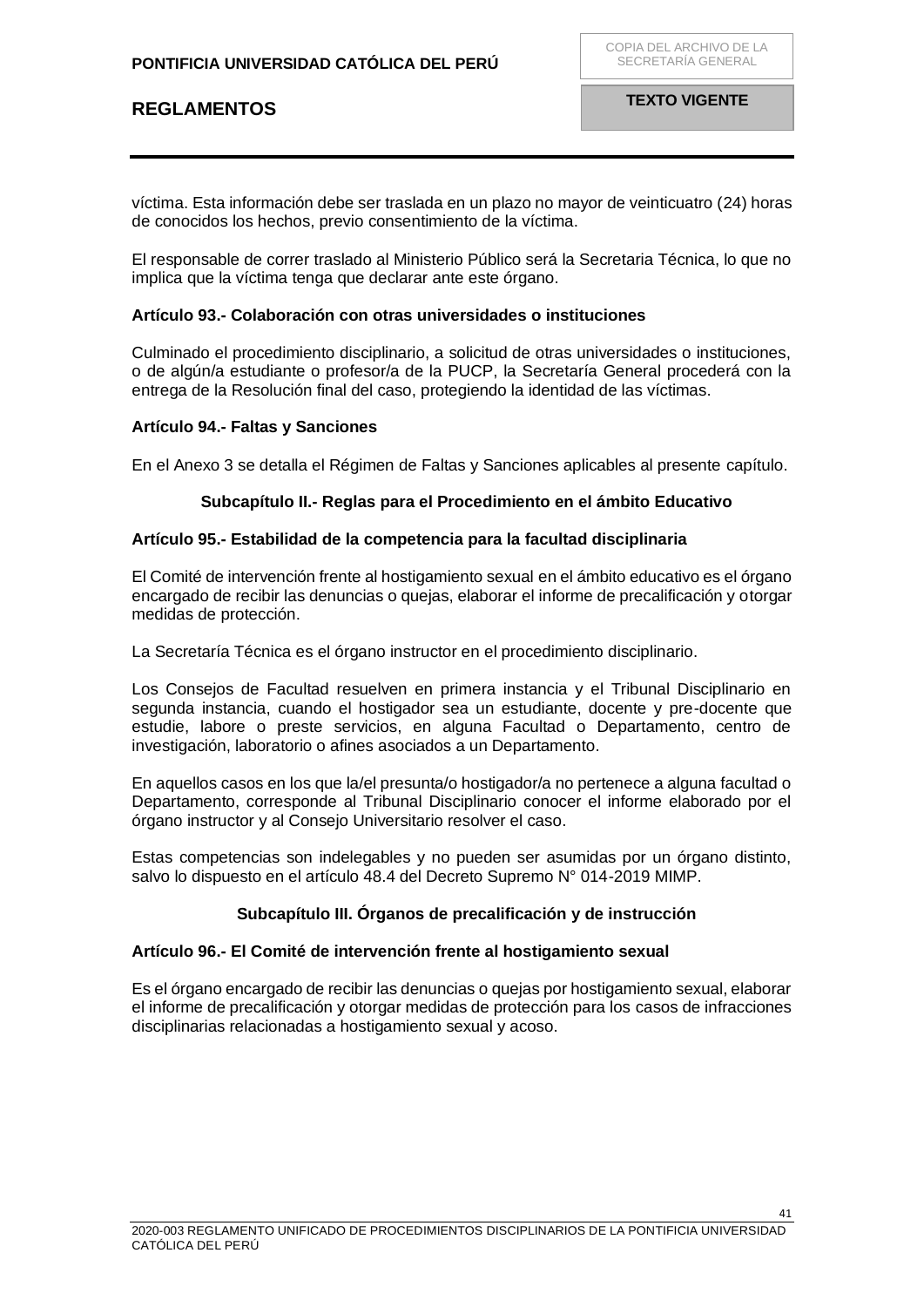víctima. Esta información debe ser traslada en un plazo no mayor de veinticuatro (24) horas de conocidos los hechos, previo consentimiento de la víctima.

El responsable de correr traslado al Ministerio Público será la Secretaria Técnica, lo que no implica que la víctima tenga que declarar ante este órgano.

**Artículo 93.- Colaboración con otras universidades o instituciones**

Culminado el procedimiento disciplinario, a solicitud de otras universidades o instituciones, o de algún/a estudiante o profesor/a de la PUCP, la Secretaría General procederá con la entrega de la Resolución final del caso, protegiendo la identidad de las víctimas.

**Artículo 94.- Faltas y Sanciones**

En el Anexo 3 se detalla el Régimen de Faltas y Sanciones aplicables al presente capítulo.

### Subcapítulo II.- Reglas para el Procedimiento en el ámbito Educativo

**Artículo 95.- Estabilidad de la competencia para la facultad disciplinaria**

El Comité de intervención frente al hostigamiento sexual en el ámbito educativo es el órgano encargado de recibir las denuncias o quejas, elaborar el informe de precalificación y otorgar medidas de protección.

La Secretaría Técnica es el órgano instructor en el procedimiento disciplinario.

Los Consejos de Facultad resuelven en primera instancia y el Tribunal Disciplinario en segunda instancia, cuando el hostigador sea un estudiante, docente y pre-docente que estudie, labore o preste servicios, en alguna Facultad o Departamento, centro de investigación, laboratorio o afines asociados a un Departamento.

En aquellos casos en los que la/el presunta/o hostigador/a no pertenece a alguna facultad o Departamento, corresponde al Tribunal Disciplinario conocer el informe elaborado por el órgano instructor y al Consejo Universitario resolver el caso.

Estas competencias son indelegables y no pueden ser asumidas por un órgano distinto, salvo lo dispuesto en el artículo 48.4 del Decreto Supremo N° 014-2019 MIMP.

### Subcapítulo III. Órganos de precalificación y de instrucción

**Artículo 96.- El Comité de intervención frente al hostigamiento sexual**

Es el órgano encargado de recibir las denuncias o quejas por hostigamiento sexual, elaborar el informe de precalificación y otorgar medidas de protección para los casos de infracciones disciplinarias relacionadas a hostigamiento sexual y acoso.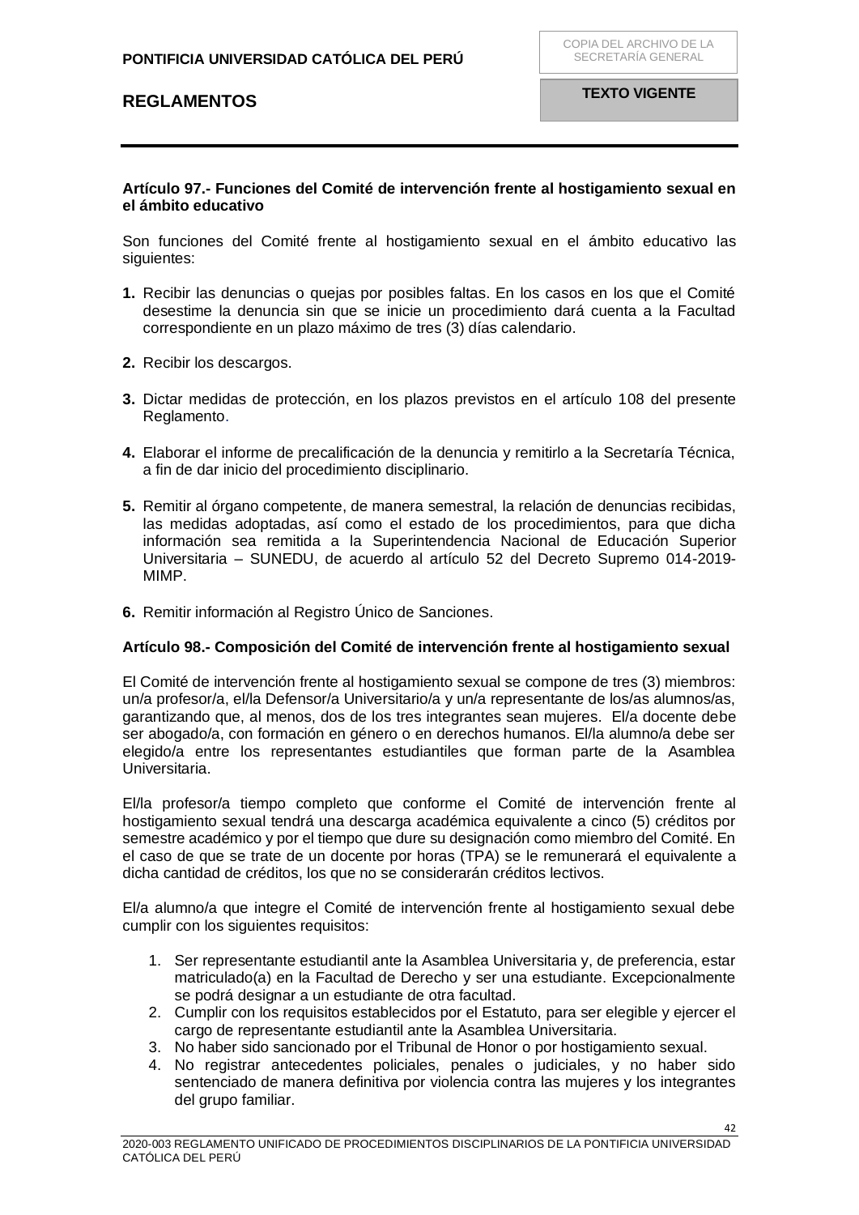**Artículo 97.- Funciones del Comité de intervención frente al hostigamiento sexual en el ámbito educativo**

Son funciones del Comité frente al hostigamiento sexual en el ámbito educativo las siguientes:

1. Recibir las denuncias o quejas por posibles faltas. En los casos en los que el Comité desestime la denuncia sin que se inicie un procedimiento dará cuenta a la Facultad correspondiente en un plazo máximo de tres (3) días calendario.

2. Recibir los descargos.

3. Dictar medidas de protección, en los plazos previstos en el artículo 108 del presente Reglamento.

4. Elaborar el informe de precalificación de la denuncia y remitirlo a la Secretaría Técnica, a fin de dar inicio del procedimiento disciplinario.

5. Remitir al órgano competente, de manera semestral, la relación de denuncias recibidas, las medidas adoptadas, así como el estado de los procedimientos, para que dicha información sea remitida a la Superintendencia Nacional de Educación Superior Universitaria – SUNEDU, de acuerdo al artículo 52 del Decreto Supremo 014-2019-MIMP.

6. Remitir información al Registro Único de Sanciones.

**Artículo 98.- Composición del Comité de intervención frente al hostigamiento sexual**

El Comité de intervención frente al hostigamiento sexual se compone de tres (3) miembros: un/a profesor/a, el/la Defensor/a Universitario/a y un/a representante de los/as alumnos/as, garantizando que, al menos, dos de los tres integrantes sean mujeres. El/a docente debe ser abogado/a, con formación en género o en derechos humanos. El/la alumno/a debe ser elegido/a entre los representantes estudiantiles que forman parte de la Asamblea Universitaria.

El/la profesor/a tiempo completo que conforme el Comité de intervención frente al hostigamiento sexual tendrá una descarga académica equivalente a cinco (5) créditos por semestre académico y por el tiempo que dure su designación como miembro del Comité. En el caso de que se trate de un docente por horas (TPA) se le remunerará el equivalente a dicha cantidad de créditos, los que no se considerarán créditos lectivos.

El/a alumno/a que integre el Comité de intervención frente al hostigamiento sexual debe cumplir con los siguientes requisitos:

1. Ser representante estudiantil ante la Asamblea Universitaria y, de preferencia, estar matriculado(a) en la Facultad de Derecho y ser una estudiante. Excepcionalmente se podrá designar a un estudiante de otra facultad.
2. Cumplir con los requisitos establecidos por el Estatuto, para ser elegible y ejercer el cargo de representante estudiantil ante la Asamblea Universitaria.
3. No haber sido sancionado por el Tribunal de Honor o por hostigamiento sexual.
4. No registrar antecedentes policiales, penales o judiciales, y no haber sido sentenciado de manera definitiva por violencia contra las mujeres y los integrantes del grupo familiar.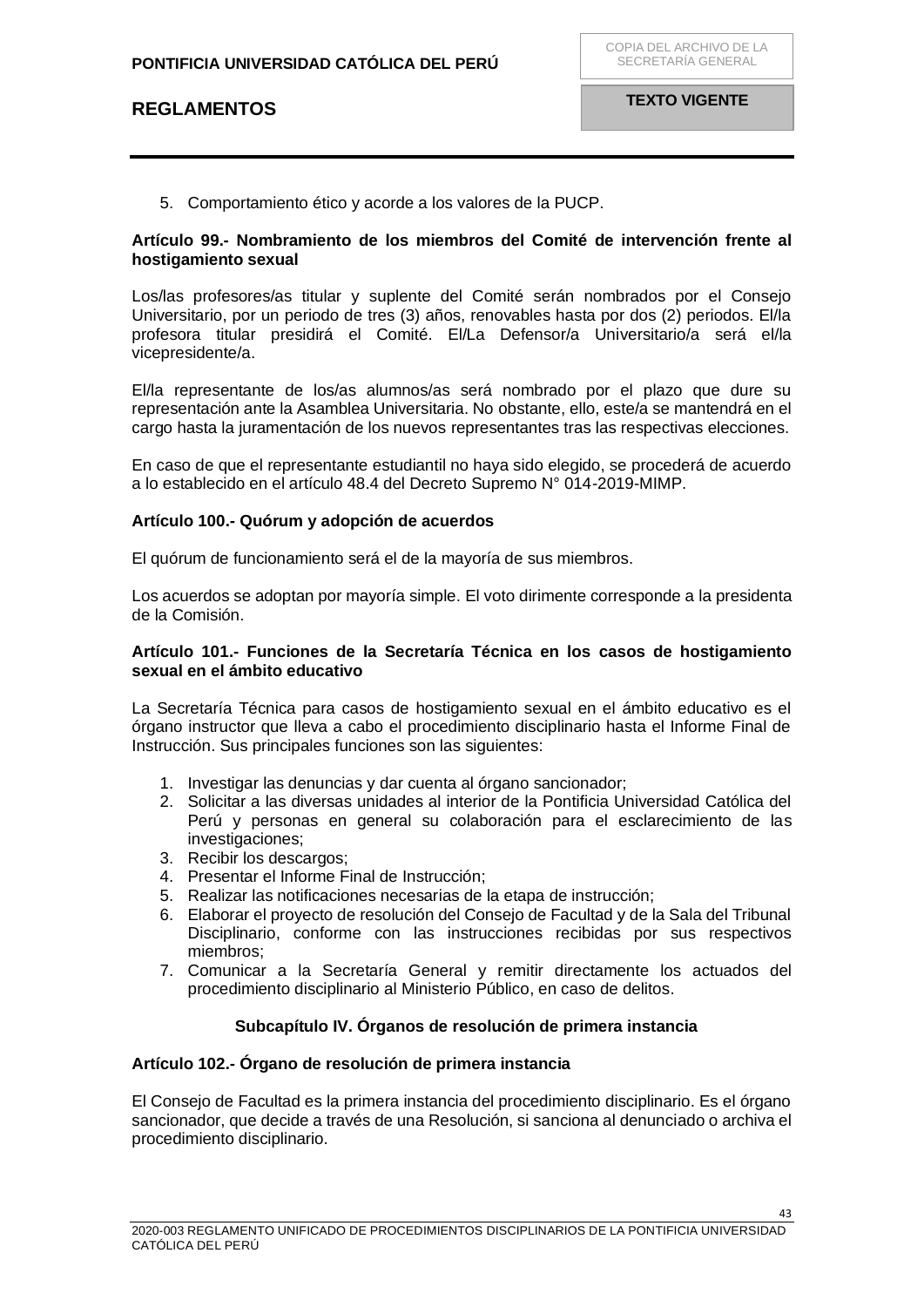5. Comportamiento ético y acorde a los valores de la PUCP.

**Artículo 99.- Nombramiento de los miembros del Comité de intervención frente al hostigamiento sexual**

Los/las profesores/as titular y suplente del Comité serán nombrados por el Consejo Universitario, por un periodo de tres (3) años, renovables hasta por dos (2) periodos. El/la profesora titular presidirá el Comité. El/La Defensor/a Universitario/a será el/la vicepresidente/a.

El/la representante de los/as alumnos/as será nombrado por el plazo que dure su representación ante la Asamblea Universitaria. No obstante, ello, este/a se mantendrá en el cargo hasta la juramentación de los nuevos representantes tras las respectivas elecciones.

En caso de que el representante estudiantil no haya sido elegido, se procederá de acuerdo a lo establecido en el artículo 48.4 del Decreto Supremo N° 014-2019-MIMP.

**Artículo 100.- Quórum y adopción de acuerdos**

El quórum de funcionamiento será el de la mayoría de sus miembros.

Los acuerdos se adoptan por mayoría simple. El voto dirimente corresponde a la presidenta de la Comisión.

**Artículo 101.- Funciones de la Secretaría Técnica en los casos de hostigamiento sexual en el ámbito educativo**

La Secretaría Técnica para casos de hostigamiento sexual en el ámbito educativo es el órgano instructor que lleva a cabo el procedimiento disciplinario hasta el Informe Final de Instrucción. Sus principales funciones son las siguientes:

1. Investigar las denuncias y dar cuenta al órgano sancionador;
2. Solicitar a las diversas unidades al interior de la Pontificia Universidad Católica del Perú y personas en general su colaboración para el esclarecimiento de las investigaciones;
3. Recibir los descargos;
4. Presentar el Informe Final de Instrucción;
5. Realizar las notificaciones necesarias de la etapa de instrucción;
6. Elaborar el proyecto de resolución del Consejo de Facultad y de la Sala del Tribunal Disciplinario, conforme con las instrucciones recibidas por sus respectivos miembros;
7. Comunicar a la Secretaría General y remitir directamente los actuados del procedimiento disciplinario al Ministerio Público, en caso de delitos.

## Subcapítulo IV. Órganos de resolución de primera instancia

**Artículo 102.- Órgano de resolución de primera instancia**

El Consejo de Facultad es la primera instancia del procedimiento disciplinario. Es el órgano sancionador, que decide a través de una Resolución, si sanciona al denunciado o archiva el procedimiento disciplinario.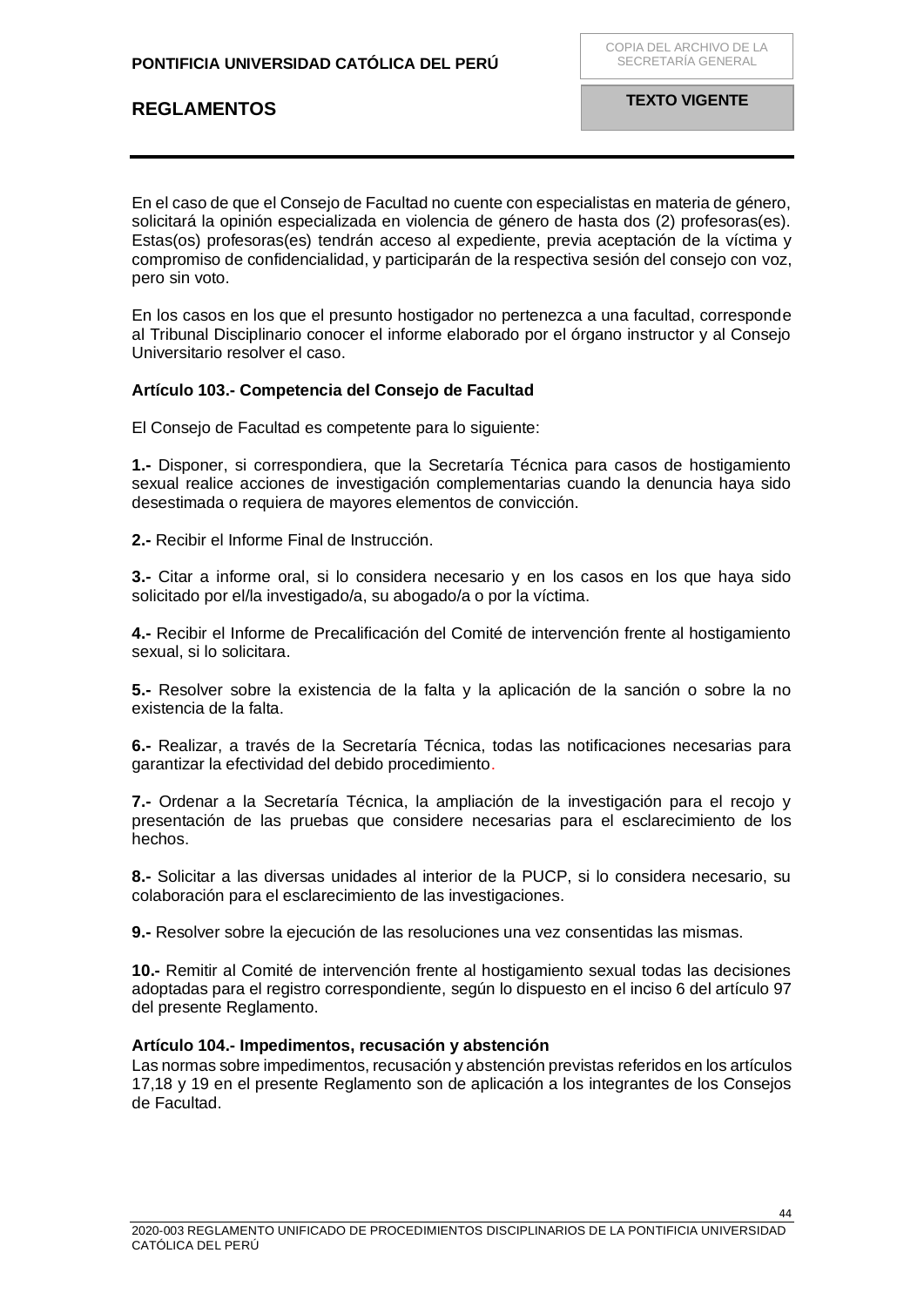En el caso de que el Consejo de Facultad no cuente con especialistas en materia de género, solicitará la opinión especializada en violencia de género de hasta dos (2) profesoras(es). Estas(os) profesoras(es) tendrán acceso al expediente, previa aceptación de la víctima y compromiso de confidencialidad, y participarán de la respectiva sesión del consejo con voz, pero sin voto.

En los casos en los que el presunto hostigador no pertenezca a una facultad, corresponde al Tribunal Disciplinario conocer el informe elaborado por el órgano instructor y al Consejo Universitario resolver el caso.

**Artículo 103.- Competencia del Consejo de Facultad**

El Consejo de Facultad es competente para lo siguiente:

**1.-** Disponer, si correspondiera, que la Secretaría Técnica para casos de hostigamiento sexual realice acciones de investigación complementarias cuando la denuncia haya sido desestimada o requiera de mayores elementos de convicción.

**2.-** Recibir el Informe Final de Instrucción.

**3.-** Citar a informe oral, si lo considera necesario y en los casos en los que haya sido solicitado por el/la investigado/a, su abogado/a o por la víctima.

**4.-** Recibir el Informe de Precalificación del Comité de intervención frente al hostigamiento sexual, si lo solicitara.

**5.-** Resolver sobre la existencia de la falta y la aplicación de la sanción o sobre la no existencia de la falta.

**6.-** Realizar, a través de la Secretaría Técnica, todas las notificaciones necesarias para garantizar la efectividad del debido procedimiento.

**7.-** Ordenar a la Secretaría Técnica, la ampliación de la investigación para el recojo y presentación de las pruebas que considere necesarias para el esclarecimiento de los hechos.

**8.-** Solicitar a las diversas unidades al interior de la PUCP, si lo considera necesario, su colaboración para el esclarecimiento de las investigaciones.

**9.-** Resolver sobre la ejecución de las resoluciones una vez consentidas las mismas.

**10.-** Remitir al Comité de intervención frente al hostigamiento sexual todas las decisiones adoptadas para el registro correspondiente, según lo dispuesto en el inciso 6 del artículo 97 del presente Reglamento.

**Artículo 104.- Impedimentos, recusación y abstención**

Las normas sobre impedimentos, recusación y abstención previstas referidos en los artículos 17,18 y 19 en el presente Reglamento son de aplicación a los integrantes de los Consejos de Facultad.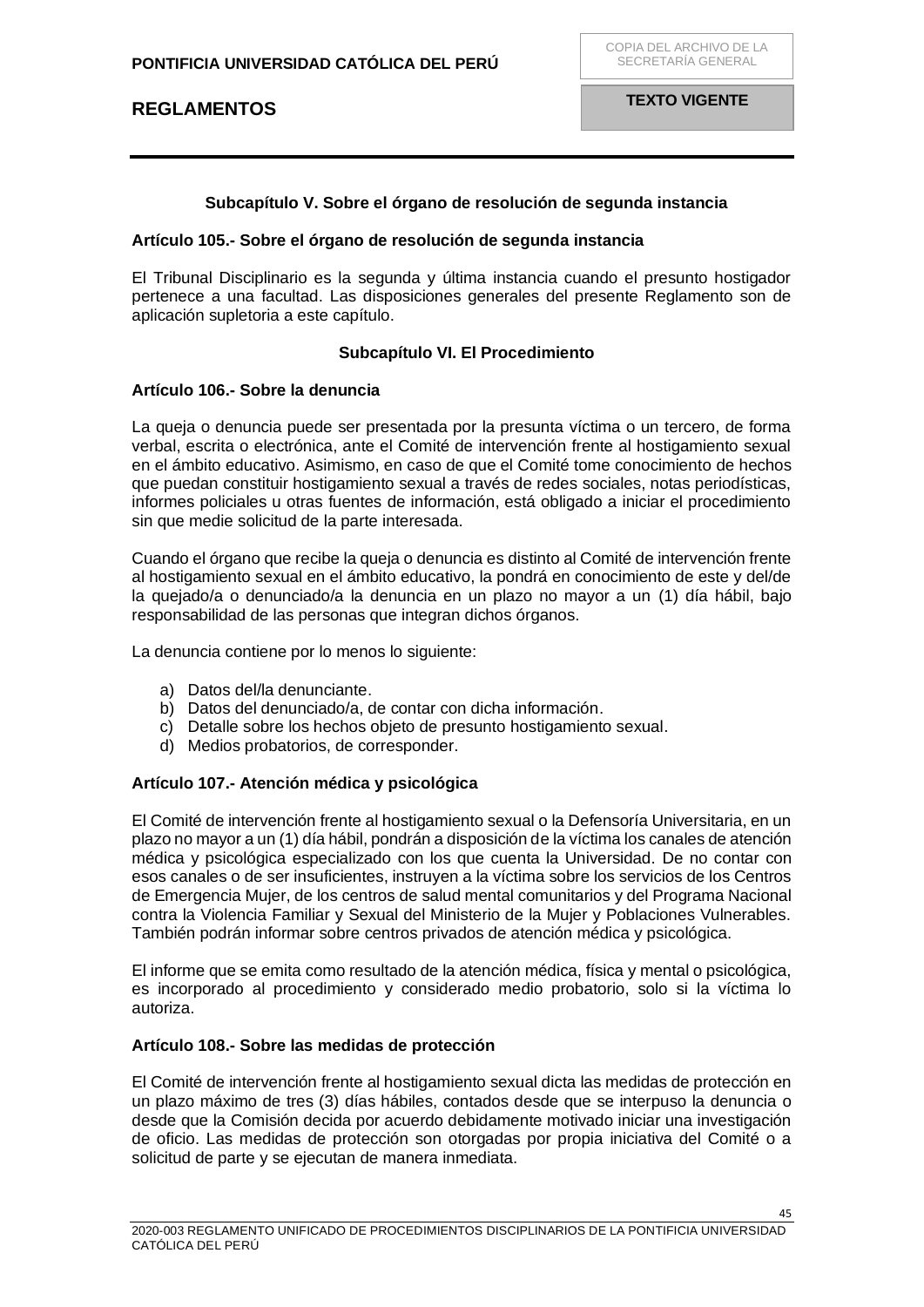### Subcapítulo V. Sobre el órgano de resolución de segunda instancia

**Artículo 105.- Sobre el órgano de resolución de segunda instancia**

El Tribunal Disciplinario es la segunda y última instancia cuando el presunto hostigador pertenece a una facultad. Las disposiciones generales del presente Reglamento son de aplicación supletoria a este capítulo.

### Subcapítulo VI. El Procedimiento

**Artículo 106.- Sobre la denuncia**

La queja o denuncia puede ser presentada por la presunta víctima o un tercero, de forma verbal, escrita o electrónica, ante el Comité de intervención frente al hostigamiento sexual en el ámbito educativo. Asimismo, en caso de que el Comité tome conocimiento de hechos que puedan constituir hostigamiento sexual a través de redes sociales, notas periodísticas, informes policiales u otras fuentes de información, está obligado a iniciar el procedimiento sin que medie solicitud de la parte interesada.

Cuando el órgano que recibe la queja o denuncia es distinto al Comité de intervención frente al hostigamiento sexual en el ámbito educativo, la pondrá en conocimiento de este y del/de la quejado/a o denunciado/a la denuncia en un plazo no mayor a un (1) día hábil, bajo responsabilidad de las personas que integran dichos órganos.

La denuncia contiene por lo menos lo siguiente:

a) Datos del/la denunciante.
b) Datos del denunciado/a, de contar con dicha información.
c) Detalle sobre los hechos objeto de presunto hostigamiento sexual.
d) Medios probatorios, de corresponder.

**Artículo 107.- Atención médica y psicológica**

El Comité de intervención frente al hostigamiento sexual o la Defensoría Universitaria, en un plazo no mayor a un (1) día hábil, pondrán a disposición de la víctima los canales de atención médica y psicológica especializado con los que cuenta la Universidad. De no contar con esos canales o de ser insuficientes, instruyen a la víctima sobre los servicios de los Centros de Emergencia Mujer, de los centros de salud mental comunitarios y del Programa Nacional contra la Violencia Familiar y Sexual del Ministerio de la Mujer y Poblaciones Vulnerables. También podrán informar sobre centros privados de atención médica y psicológica.

El informe que se emita como resultado de la atención médica, física y mental o psicológica, es incorporado al procedimiento y considerado medio probatorio, solo si la víctima lo autoriza.

**Artículo 108.- Sobre las medidas de protección**

El Comité de intervención frente al hostigamiento sexual dicta las medidas de protección en un plazo máximo de tres (3) días hábiles, contados desde que se interpuso la denuncia o desde que la Comisión decida por acuerdo debidamente motivado iniciar una investigación de oficio. Las medidas de protección son otorgadas por propia iniciativa del Comité o a solicitud de parte y se ejecutan de manera inmediata.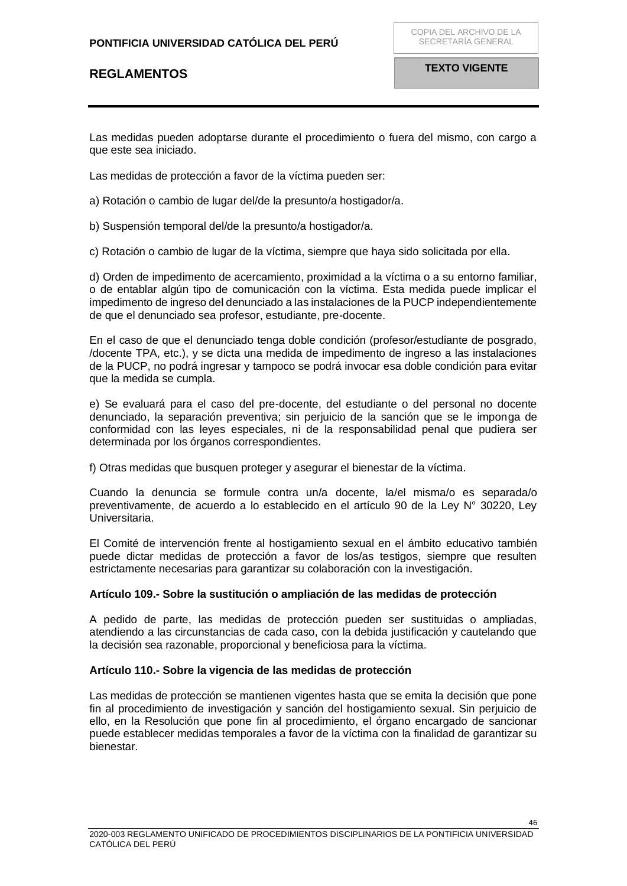Las medidas pueden adoptarse durante el procedimiento o fuera del mismo, con cargo a que este sea iniciado.

Las medidas de protección a favor de la víctima pueden ser:

a) Rotación o cambio de lugar del/de la presunto/a hostigador/a.

b) Suspensión temporal del/de la presunto/a hostigador/a.

c) Rotación o cambio de lugar de la víctima, siempre que haya sido solicitada por ella.

d) Orden de impedimento de acercamiento, proximidad a la víctima o a su entorno familiar, o de entablar algún tipo de comunicación con la víctima. Esta medida puede implicar el impedimento de ingreso del denunciado a las instalaciones de la PUCP independientemente de que el denunciado sea profesor, estudiante, pre-docente.

En el caso de que el denunciado tenga doble condición (profesor/estudiante de posgrado, /docente TPA, etc.), y se dicta una medida de impedimento de ingreso a las instalaciones de la PUCP, no podrá ingresar y tampoco se podrá invocar esa doble condición para evitar que la medida se cumpla.

e) Se evaluará para el caso del pre-docente, del estudiante o del personal no docente denunciado, la separación preventiva; sin perjuicio de la sanción que se le imponga de conformidad con las leyes especiales, ni de la responsabilidad penal que pudiera ser determinada por los órganos correspondientes.

f) Otras medidas que busquen proteger y asegurar el bienestar de la víctima.

Cuando la denuncia se formule contra un/a docente, la/el misma/o es separada/o preventivamente, de acuerdo a lo establecido en el artículo 90 de la Ley N° 30220, Ley Universitaria.

El Comité de intervención frente al hostigamiento sexual en el ámbito educativo también puede dictar medidas de protección a favor de los/as testigos, siempre que resulten estrictamente necesarias para garantizar su colaboración con la investigación.

**Artículo 109.- Sobre la sustitución o ampliación de las medidas de protección**

A pedido de parte, las medidas de protección pueden ser sustituidas o ampliadas, atendiendo a las circunstancias de cada caso, con la debida justificación y cautelando que la decisión sea razonable, proporcional y beneficiosa para la víctima.

**Artículo 110.- Sobre la vigencia de las medidas de protección**

Las medidas de protección se mantienen vigentes hasta que se emita la decisión que pone fin al procedimiento de investigación y sanción del hostigamiento sexual. Sin perjuicio de ello, en la Resolución que pone fin al procedimiento, el órgano encargado de sancionar puede establecer medidas temporales a favor de la víctima con la finalidad de garantizar su bienestar.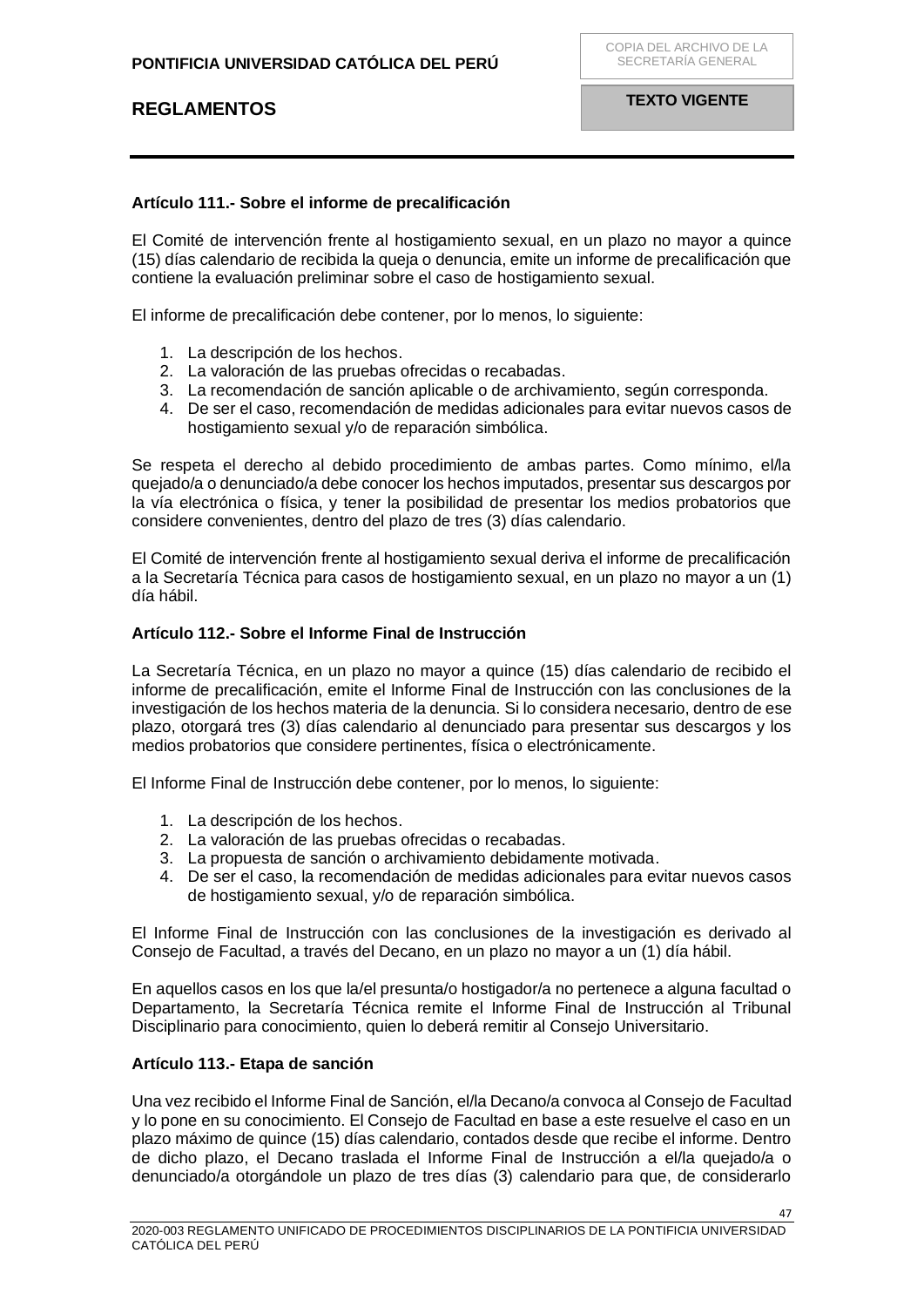### Artículo 111.- Sobre el informe de precalificación

El Comité de intervención frente al hostigamiento sexual, en un plazo no mayor a quince (15) días calendario de recibida la queja o denuncia, emite un informe de precalificación que contiene la evaluación preliminar sobre el caso de hostigamiento sexual.

El informe de precalificación debe contener, por lo menos, lo siguiente:

1. La descripción de los hechos.
2. La valoración de las pruebas ofrecidas o recabadas.
3. La recomendación de sanción aplicable o de archivamiento, según corresponda.
4. De ser el caso, recomendación de medidas adicionales para evitar nuevos casos de hostigamiento sexual y/o de reparación simbólica.

Se respeta el derecho al debido procedimiento de ambas partes. Como mínimo, el/la quejado/a o denunciado/a debe conocer los hechos imputados, presentar sus descargos por la vía electrónica o física, y tener la posibilidad de presentar los medios probatorios que considere convenientes, dentro del plazo de tres (3) días calendario.

El Comité de intervención frente al hostigamiento sexual deriva el informe de precalificación a la Secretaría Técnica para casos de hostigamiento sexual, en un plazo no mayor a un (1) día hábil.

### Artículo 112.- Sobre el Informe Final de Instrucción

La Secretaría Técnica, en un plazo no mayor a quince (15) días calendario de recibido el informe de precalificación, emite el Informe Final de Instrucción con las conclusiones de la investigación de los hechos materia de la denuncia. Si lo considera necesario, dentro de ese plazo, otorgará tres (3) días calendario al denunciado para presentar sus descargos y los medios probatorios que considere pertinentes, física o electrónicamente.

El Informe Final de Instrucción debe contener, por lo menos, lo siguiente:

1. La descripción de los hechos.
2. La valoración de las pruebas ofrecidas o recabadas.
3. La propuesta de sanción o archivamiento debidamente motivada.
4. De ser el caso, la recomendación de medidas adicionales para evitar nuevos casos de hostigamiento sexual, y/o de reparación simbólica.

El Informe Final de Instrucción con las conclusiones de la investigación es derivado al Consejo de Facultad, a través del Decano, en un plazo no mayor a un (1) día hábil.

En aquellos casos en los que la/el presunta/o hostigador/a no pertenece a alguna facultad o Departamento, la Secretaría Técnica remite el Informe Final de Instrucción al Tribunal Disciplinario para conocimiento, quien lo deberá remitir al Consejo Universitario.

### Artículo 113.- Etapa de sanción

Una vez recibido el Informe Final de Sanción, el/la Decano/a convoca al Consejo de Facultad y lo pone en su conocimiento. El Consejo de Facultad en base a este resuelve el caso en un plazo máximo de quince (15) días calendario, contados desde que recibe el informe. Dentro de dicho plazo, el Decano traslada el Informe Final de Instrucción a el/la quejado/a o denunciado/a otorgándole un plazo de tres días (3) calendario para que, de considerarlo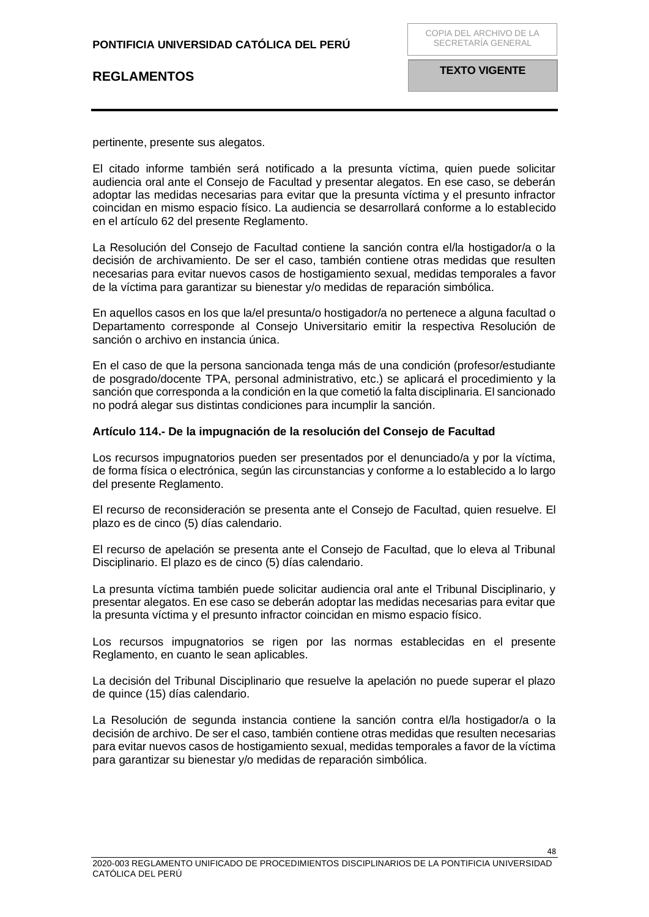pertinente, presente sus alegatos.

El citado informe también será notificado a la presunta víctima, quien puede solicitar audiencia oral ante el Consejo de Facultad y presentar alegatos. En ese caso, se deberán adoptar las medidas necesarias para evitar que la presunta víctima y el presunto infractor coincidan en mismo espacio físico. La audiencia se desarrollará conforme a lo establecido en el artículo 62 del presente Reglamento.

La Resolución del Consejo de Facultad contiene la sanción contra el/la hostigador/a o la decisión de archivamiento. De ser el caso, también contiene otras medidas que resulten necesarias para evitar nuevos casos de hostigamiento sexual, medidas temporales a favor de la víctima para garantizar su bienestar y/o medidas de reparación simbólica.

En aquellos casos en los que la/el presunta/o hostigador/a no pertenece a alguna facultad o Departamento corresponde al Consejo Universitario emitir la respectiva Resolución de sanción o archivo en instancia única.

En el caso de que la persona sancionada tenga más de una condición (profesor/estudiante de posgrado/docente TPA, personal administrativo, etc.) se aplicará el procedimiento y la sanción que corresponda a la condición en la que cometió la falta disciplinaria. El sancionado no podrá alegar sus distintas condiciones para incumplir la sanción.

**Artículo 114.- De la impugnación de la resolución del Consejo de Facultad**

Los recursos impugnatorios pueden ser presentados por el denunciado/a y por la víctima, de forma física o electrónica, según las circunstancias y conforme a lo establecido a lo largo del presente Reglamento.

El recurso de reconsideración se presenta ante el Consejo de Facultad, quien resuelve. El plazo es de cinco (5) días calendario.

El recurso de apelación se presenta ante el Consejo de Facultad, que lo eleva al Tribunal Disciplinario. El plazo es de cinco (5) días calendario.

La presunta víctima también puede solicitar audiencia oral ante el Tribunal Disciplinario, y presentar alegatos. En ese caso se deberán adoptar las medidas necesarias para evitar que la presunta víctima y el presunto infractor coincidan en mismo espacio físico.

Los recursos impugnatorios se rigen por las normas establecidas en el presente Reglamento, en cuanto le sean aplicables.

La decisión del Tribunal Disciplinario que resuelve la apelación no puede superar el plazo de quince (15) días calendario.

La Resolución de segunda instancia contiene la sanción contra el/la hostigador/a o la decisión de archivo. De ser el caso, también contiene otras medidas que resulten necesarias para evitar nuevos casos de hostigamiento sexual, medidas temporales a favor de la víctima para garantizar su bienestar y/o medidas de reparación simbólica.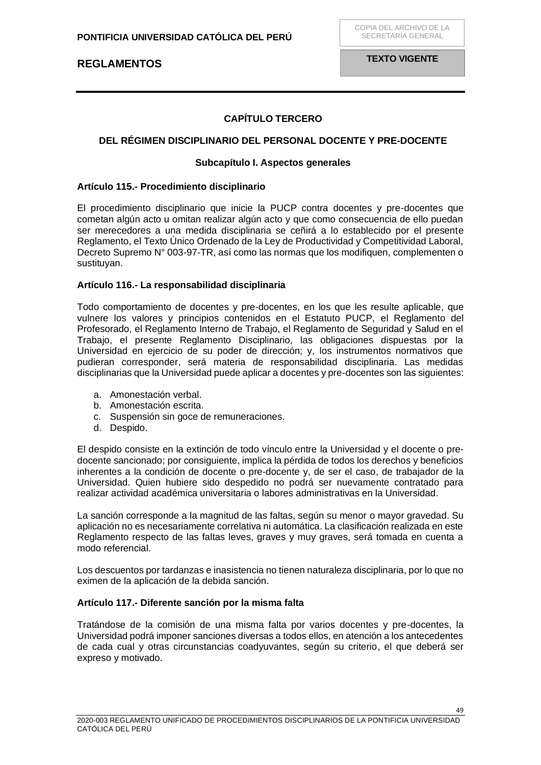## CAPÍTULO TERCERO

## DEL RÉGIMEN DISCIPLINARIO DEL PERSONAL DOCENTE Y PRE-DOCENTE

### Subcapítulo I. Aspectos generales

**Artículo 115.- Procedimiento disciplinario**

El procedimiento disciplinario que inicie la PUCP contra docentes y pre-docentes que cometan algún acto u omitan realizar algún acto y que como consecuencia de ello puedan ser merecedores a una medida disciplinaria se ceñirá a lo establecido por el presente Reglamento, el Texto Único Ordenado de la Ley de Productividad y Competitividad Laboral, Decreto Supremo N° 003-97-TR, así como las normas que los modifiquen, complementen o sustituyan.

**Artículo 116.- La responsabilidad disciplinaria**

Todo comportamiento de docentes y pre-docentes, en los que les resulte aplicable, que vulnere los valores y principios contenidos en el Estatuto PUCP, el Reglamento del Profesorado, el Reglamento Interno de Trabajo, el Reglamento de Seguridad y Salud en el Trabajo, el presente Reglamento Disciplinario, las obligaciones dispuestas por la Universidad en ejercicio de su poder de dirección; y, los instrumentos normativos que pudieran corresponder, será materia de responsabilidad disciplinaria. Las medidas disciplinarias que la Universidad puede aplicar a docentes y pre-docentes son las siguientes:

a. Amonestación verbal.
b. Amonestación escrita.
c. Suspensión sin goce de remuneraciones.
d. Despido.

El despido consiste en la extinción de todo vínculo entre la Universidad y el docente o pre-docente sancionado; por consiguiente, implica la pérdida de todos los derechos y beneficios inherentes a la condición de docente o pre-docente y, de ser el caso, de trabajador de la Universidad. Quien hubiere sido despedido no podrá ser nuevamente contratado para realizar actividad académica universitaria o labores administrativas en la Universidad.

La sanción corresponde a la magnitud de las faltas, según su menor o mayor gravedad. Su aplicación no es necesariamente correlativa ni automática. La clasificación realizada en este Reglamento respecto de las faltas leves, graves y muy graves, será tomada en cuenta a modo referencial.

Los descuentos por tardanzas e inasistencia no tienen naturaleza disciplinaria, por lo que no eximen de la aplicación de la debida sanción.

**Artículo 117.- Diferente sanción por la misma falta**

Tratándose de la comisión de una misma falta por varios docentes y pre-docentes, la Universidad podrá imponer sanciones diversas a todos ellos, en atención a los antecedentes de cada cual y otras circunstancias coadyuvantes, según su criterio, el que deberá ser expreso y motivado.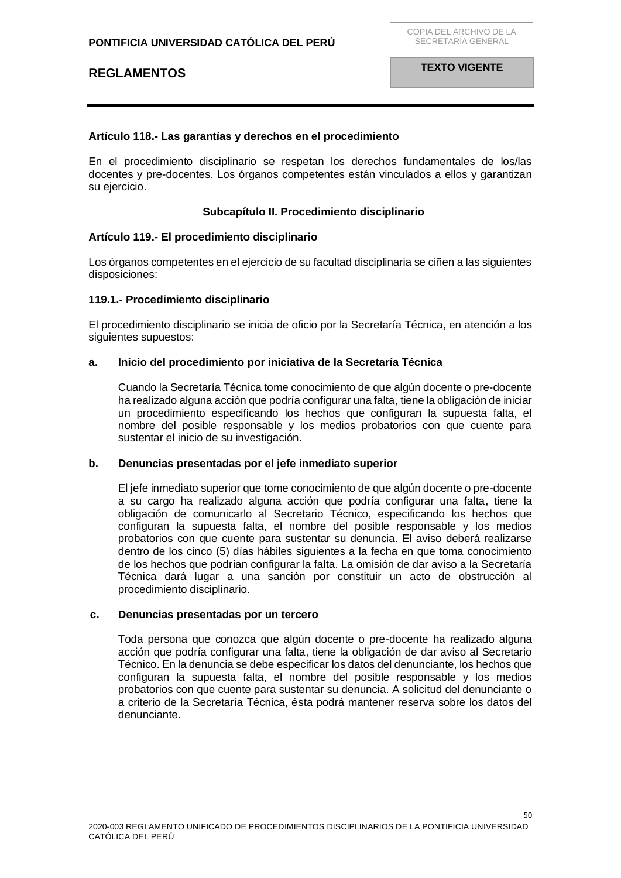**Artículo 118.- Las garantías y derechos en el procedimiento**

En el procedimiento disciplinario se respetan los derechos fundamentales de los/las docentes y pre-docentes. Los órganos competentes están vinculados a ellos y garantizan su ejercicio.

**Subcapítulo II. Procedimiento disciplinario**

**Artículo 119.- El procedimiento disciplinario**

Los órganos competentes en el ejercicio de su facultad disciplinaria se ciñen a las siguientes disposiciones:

**119.1.- Procedimiento disciplinario**

El procedimiento disciplinario se inicia de oficio por la Secretaría Técnica, en atención a los siguientes supuestos:

**a. Inicio del procedimiento por iniciativa de la Secretaría Técnica**

Cuando la Secretaría Técnica tome conocimiento de que algún docente o pre-docente ha realizado alguna acción que podría configurar una falta, tiene la obligación de iniciar un procedimiento especificando los hechos que configuran la supuesta falta, el nombre del posible responsable y los medios probatorios con que cuente para sustentar el inicio de su investigación.

**b. Denuncias presentadas por el jefe inmediato superior**

El jefe inmediato superior que tome conocimiento de que algún docente o pre-docente a su cargo ha realizado alguna acción que podría configurar una falta, tiene la obligación de comunicarlo al Secretario Técnico, especificando los hechos que configuran la supuesta falta, el nombre del posible responsable y los medios probatorios con que cuente para sustentar su denuncia. El aviso deberá realizarse dentro de los cinco (5) días hábiles siguientes a la fecha en que toma conocimiento de los hechos que podrían configurar la falta. La omisión de dar aviso a la Secretaría Técnica dará lugar a una sanción por constituir un acto de obstrucción al procedimiento disciplinario.

**c. Denuncias presentadas por un tercero**

Toda persona que conozca que algún docente o pre-docente ha realizado alguna acción que podría configurar una falta, tiene la obligación de dar aviso al Secretario Técnico. En la denuncia se debe especificar los datos del denunciante, los hechos que configuran la supuesta falta, el nombre del posible responsable y los medios probatorios con que cuente para sustentar su denuncia. A solicitud del denunciante o a criterio de la Secretaría Técnica, ésta podrá mantener reserva sobre los datos del denunciante.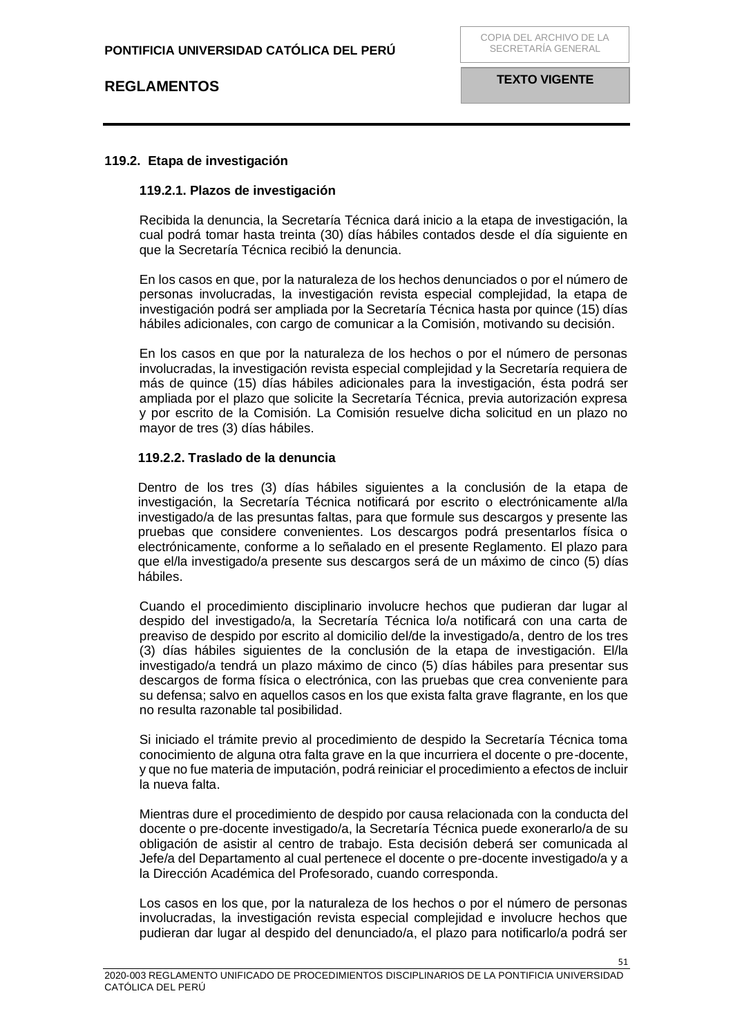### 119.2. Etapa de investigación

#### 119.2.1. Plazos de investigación

Recibida la denuncia, la Secretaría Técnica dará inicio a la etapa de investigación, la cual podrá tomar hasta treinta (30) días hábiles contados desde el día siguiente en que la Secretaría Técnica recibió la denuncia.

En los casos en que, por la naturaleza de los hechos denunciados o por el número de personas involucradas, la investigación revista especial complejidad, la etapa de investigación podrá ser ampliada por la Secretaría Técnica hasta por quince (15) días hábiles adicionales, con cargo de comunicar a la Comisión, motivando su decisión.

En los casos en que por la naturaleza de los hechos o por el número de personas involucradas, la investigación revista especial complejidad y la Secretaría requiera de más de quince (15) días hábiles adicionales para la investigación, ésta podrá ser ampliada por el plazo que solicite la Secretaría Técnica, previa autorización expresa y por escrito de la Comisión. La Comisión resuelve dicha solicitud en un plazo no mayor de tres (3) días hábiles.

#### 119.2.2. Traslado de la denuncia

Dentro de los tres (3) días hábiles siguientes a la conclusión de la etapa de investigación, la Secretaría Técnica notificará por escrito o electrónicamente al/la investigado/a de las presuntas faltas, para que formule sus descargos y presente las pruebas que considere convenientes. Los descargos podrá presentarlos física o electrónicamente, conforme a lo señalado en el presente Reglamento. El plazo para que el/la investigado/a presente sus descargos será de un máximo de cinco (5) días hábiles.

Cuando el procedimiento disciplinario involucre hechos que pudieran dar lugar al despido del investigado/a, la Secretaría Técnica lo/a notificará con una carta de preaviso de despido por escrito al domicilio del/de la investigado/a, dentro de los tres (3) días hábiles siguientes de la conclusión de la etapa de investigación. El/la investigado/a tendrá un plazo máximo de cinco (5) días hábiles para presentar sus descargos de forma física o electrónica, con las pruebas que crea conveniente para su defensa; salvo en aquellos casos en los que exista falta grave flagrante, en los que no resulta razonable tal posibilidad.

Si iniciado el trámite previo al procedimiento de despido la Secretaría Técnica toma conocimiento de alguna otra falta grave en la que incurriera el docente o pre-docente, y que no fue materia de imputación, podrá reiniciar el procedimiento a efectos de incluir la nueva falta.

Mientras dure el procedimiento de despido por causa relacionada con la conducta del docente o pre-docente investigado/a, la Secretaría Técnica puede exonerarlo/a de su obligación de asistir al centro de trabajo. Esta decisión deberá ser comunicada al Jefe/a del Departamento al cual pertenece el docente o pre-docente investigado/a y a la Dirección Académica del Profesorado, cuando corresponda.

Los casos en los que, por la naturaleza de los hechos o por el número de personas involucradas, la investigación revista especial complejidad e involucre hechos que pudieran dar lugar al despido del denunciado/a, el plazo para notificarlo/a podrá ser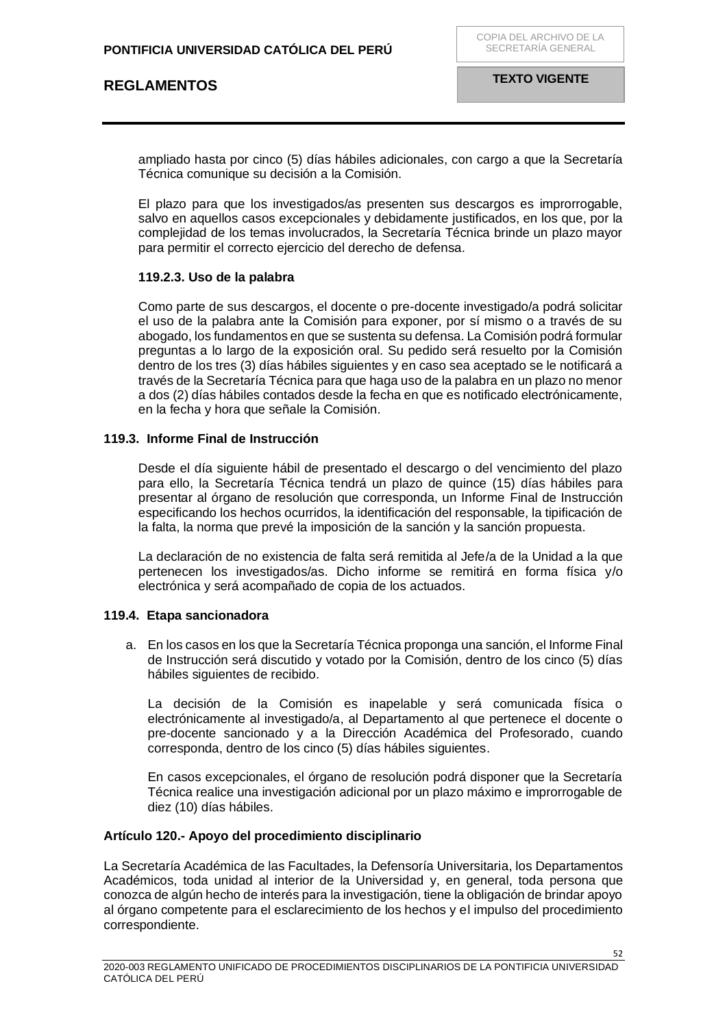ampliado hasta por cinco (5) días hábiles adicionales, con cargo a que la Secretaría Técnica comunique su decisión a la Comisión.

El plazo para que los investigados/as presenten sus descargos es improrrogable, salvo en aquellos casos excepcionales y debidamente justificados, en los que, por la complejidad de los temas involucrados, la Secretaría Técnica brinde un plazo mayor para permitir el correcto ejercicio del derecho de defensa.

**119.2.3. Uso de la palabra**

Como parte de sus descargos, el docente o pre-docente investigado/a podrá solicitar el uso de la palabra ante la Comisión para exponer, por sí mismo o a través de su abogado, los fundamentos en que se sustenta su defensa. La Comisión podrá formular preguntas a lo largo de la exposición oral. Su pedido será resuelto por la Comisión dentro de los tres (3) días hábiles siguientes y en caso sea aceptado se le notificará a través de la Secretaría Técnica para que haga uso de la palabra en un plazo no menor a dos (2) días hábiles contados desde la fecha en que es notificado electrónicamente, en la fecha y hora que señale la Comisión.

**119.3. Informe Final de Instrucción**

Desde el día siguiente hábil de presentado el descargo o del vencimiento del plazo para ello, la Secretaría Técnica tendrá un plazo de quince (15) días hábiles para presentar al órgano de resolución que corresponda, un Informe Final de Instrucción especificando los hechos ocurridos, la identificación del responsable, la tipificación de la falta, la norma que prevé la imposición de la sanción y la sanción propuesta.

La declaración de no existencia de falta será remitida al Jefe/a de la Unidad a la que pertenecen los investigados/as. Dicho informe se remitirá en forma física y/o electrónica y será acompañado de copia de los actuados.

**119.4. Etapa sancionadora**

a. En los casos en los que la Secretaría Técnica proponga una sanción, el Informe Final de Instrucción será discutido y votado por la Comisión, dentro de los cinco (5) días hábiles siguientes de recibido.

   La decisión de la Comisión es inapelable y será comunicada física o electrónicamente al investigado/a, al Departamento al que pertenece el docente o pre-docente sancionado y a la Dirección Académica del Profesorado, cuando corresponda, dentro de los cinco (5) días hábiles siguientes.

   En casos excepcionales, el órgano de resolución podrá disponer que la Secretaría Técnica realice una investigación adicional por un plazo máximo e improrrogable de diez (10) días hábiles.

**Artículo 120.- Apoyo del procedimiento disciplinario**

La Secretaría Académica de las Facultades, la Defensoría Universitaria, los Departamentos Académicos, toda unidad al interior de la Universidad y, en general, toda persona que conozca de algún hecho de interés para la investigación, tiene la obligación de brindar apoyo al órgano competente para el esclarecimiento de los hechos y el impulso del procedimiento correspondiente.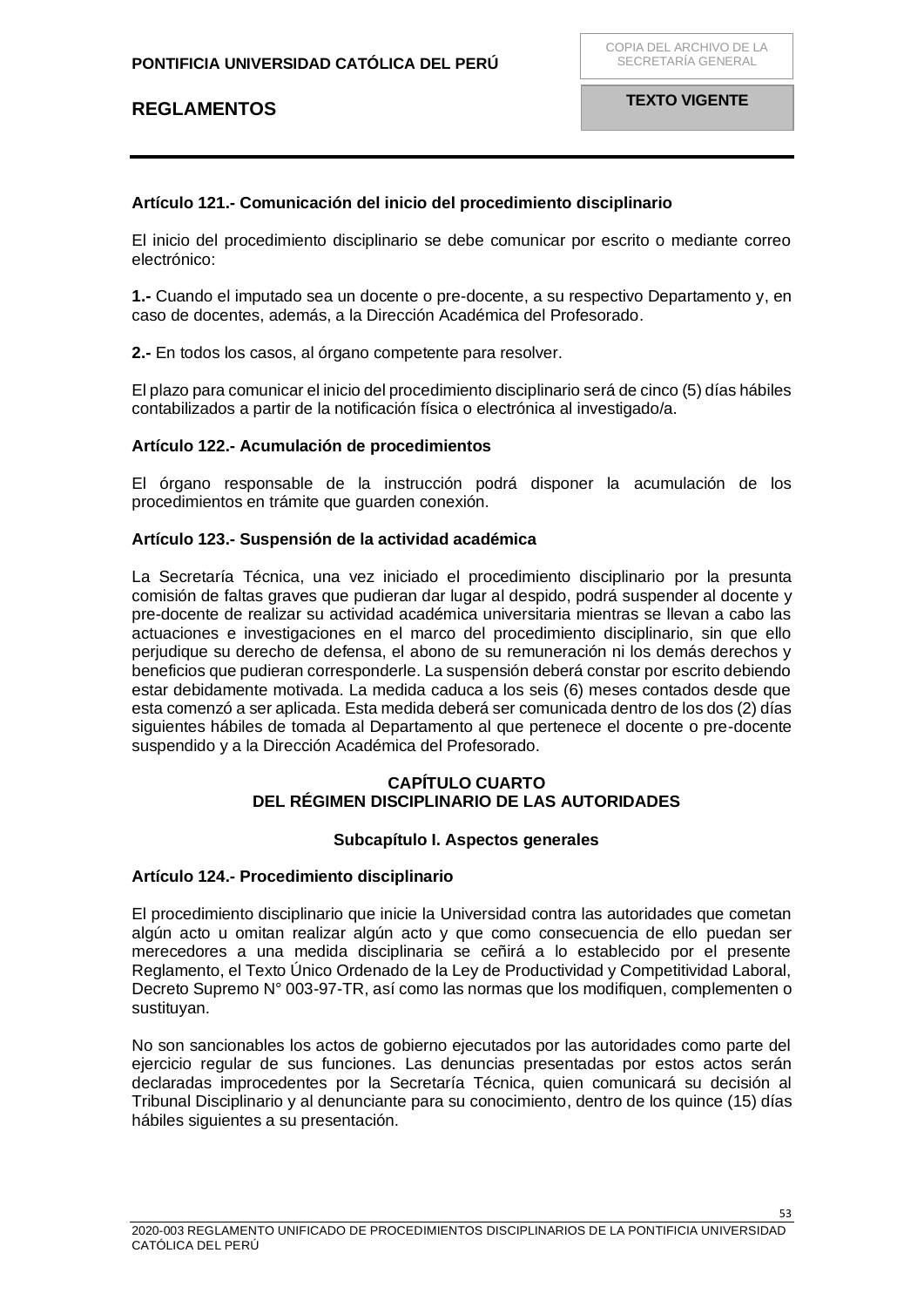**Artículo 121.- Comunicación del inicio del procedimiento disciplinario**

El inicio del procedimiento disciplinario se debe comunicar por escrito o mediante correo electrónico:

**1.-** Cuando el imputado sea un docente o pre-docente, a su respectivo Departamento y, en caso de docentes, además, a la Dirección Académica del Profesorado.

**2.-** En todos los casos, al órgano competente para resolver.

El plazo para comunicar el inicio del procedimiento disciplinario será de cinco (5) días hábiles contabilizados a partir de la notificación física o electrónica al investigado/a.

**Artículo 122.- Acumulación de procedimientos**

El órgano responsable de la instrucción podrá disponer la acumulación de los procedimientos en trámite que guarden conexión.

**Artículo 123.- Suspensión de la actividad académica**

La Secretaría Técnica, una vez iniciado el procedimiento disciplinario por la presunta comisión de faltas graves que pudieran dar lugar al despido, podrá suspender al docente y pre-docente de realizar su actividad académica universitaria mientras se llevan a cabo las actuaciones e investigaciones en el marco del procedimiento disciplinario, sin que ello perjudique su derecho de defensa, el abono de su remuneración ni los demás derechos y beneficios que pudieran corresponderle. La suspensión deberá constar por escrito debiendo estar debidamente motivada. La medida caduca a los seis (6) meses contados desde que esta comenzó a ser aplicada. Esta medida deberá ser comunicada dentro de los dos (2) días siguientes hábiles de tomada al Departamento al que pertenece el docente o pre-docente suspendido y a la Dirección Académica del Profesorado.

## CAPÍTULO CUARTO
## DEL RÉGIMEN DISCIPLINARIO DE LAS AUTORIDADES

### Subcapítulo I. Aspectos generales

**Artículo 124.- Procedimiento disciplinario**

El procedimiento disciplinario que inicie la Universidad contra las autoridades que cometan algún acto u omitan realizar algún acto y que como consecuencia de ello puedan ser merecedores a una medida disciplinaria se ceñirá a lo establecido por el presente Reglamento, el Texto Único Ordenado de la Ley de Productividad y Competitividad Laboral, Decreto Supremo N° 003-97-TR, así como las normas que los modifiquen, complementen o sustituyan.

No son sancionables los actos de gobierno ejecutados por las autoridades como parte del ejercicio regular de sus funciones. Las denuncias presentadas por estos actos serán declaradas improcedentes por la Secretaría Técnica, quien comunicará su decisión al Tribunal Disciplinario y al denunciante para su conocimiento, dentro de los quince (15) días hábiles siguientes a su presentación.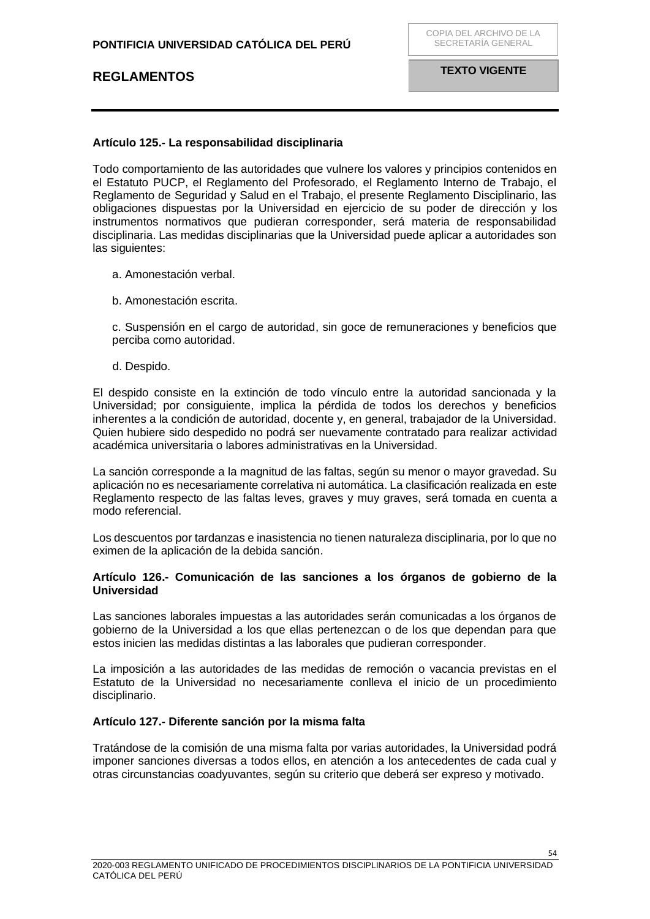**Artículo 125.- La responsabilidad disciplinaria**

Todo comportamiento de las autoridades que vulnere los valores y principios contenidos en el Estatuto PUCP, el Reglamento del Profesorado, el Reglamento Interno de Trabajo, el Reglamento de Seguridad y Salud en el Trabajo, el presente Reglamento Disciplinario, las obligaciones dispuestas por la Universidad en ejercicio de su poder de dirección y los instrumentos normativos que pudieran corresponder, será materia de responsabilidad disciplinaria. Las medidas disciplinarias que la Universidad puede aplicar a autoridades son las siguientes:

a. Amonestación verbal.

b. Amonestación escrita.

c. Suspensión en el cargo de autoridad, sin goce de remuneraciones y beneficios que perciba como autoridad.

d. Despido.

El despido consiste en la extinción de todo vínculo entre la autoridad sancionada y la Universidad; por consiguiente, implica la pérdida de todos los derechos y beneficios inherentes a la condición de autoridad, docente y, en general, trabajador de la Universidad. Quien hubiere sido despedido no podrá ser nuevamente contratado para realizar actividad académica universitaria o labores administrativas en la Universidad.

La sanción corresponde a la magnitud de las faltas, según su menor o mayor gravedad. Su aplicación no es necesariamente correlativa ni automática. La clasificación realizada en este Reglamento respecto de las faltas leves, graves y muy graves, será tomada en cuenta a modo referencial.

Los descuentos por tardanzas e inasistencia no tienen naturaleza disciplinaria, por lo que no eximen de la aplicación de la debida sanción.

**Artículo 126.- Comunicación de las sanciones a los órganos de gobierno de la Universidad**

Las sanciones laborales impuestas a las autoridades serán comunicadas a los órganos de gobierno de la Universidad a los que ellas pertenezcan o de los que dependan para que estos inicien las medidas distintas a las laborales que pudieran corresponder.

La imposición a las autoridades de las medidas de remoción o vacancia previstas en el Estatuto de la Universidad no necesariamente conlleva el inicio de un procedimiento disciplinario.

**Artículo 127.- Diferente sanción por la misma falta**

Tratándose de la comisión de una misma falta por varias autoridades, la Universidad podrá imponer sanciones diversas a todos ellos, en atención a los antecedentes de cada cual y otras circunstancias coadyuvantes, según su criterio que deberá ser expreso y motivado.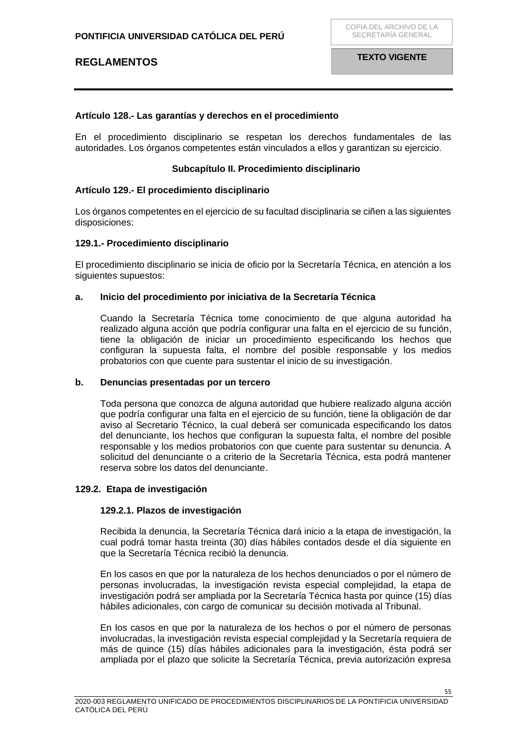**Artículo 128.- Las garantías y derechos en el procedimiento**

En el procedimiento disciplinario se respetan los derechos fundamentales de las autoridades. Los órganos competentes están vinculados a ellos y garantizan su ejercicio.

**Subcapítulo II. Procedimiento disciplinario**

**Artículo 129.- El procedimiento disciplinario**

Los órganos competentes en el ejercicio de su facultad disciplinaria se ciñen a las siguientes disposiciones:

**129.1.- Procedimiento disciplinario**

El procedimiento disciplinario se inicia de oficio por la Secretaría Técnica, en atención a los siguientes supuestos:

**a. Inicio del procedimiento por iniciativa de la Secretaría Técnica**

Cuando la Secretaría Técnica tome conocimiento de que alguna autoridad ha realizado alguna acción que podría configurar una falta en el ejercicio de su función, tiene la obligación de iniciar un procedimiento especificando los hechos que configuran la supuesta falta, el nombre del posible responsable y los medios probatorios con que cuente para sustentar el inicio de su investigación.

**b. Denuncias presentadas por un tercero**

Toda persona que conozca de alguna autoridad que hubiere realizado alguna acción que podría configurar una falta en el ejercicio de su función, tiene la obligación de dar aviso al Secretario Técnico, la cual deberá ser comunicada especificando los datos del denunciante, los hechos que configuran la supuesta falta, el nombre del posible responsable y los medios probatorios con que cuente para sustentar su denuncia. A solicitud del denunciante o a criterio de la Secretaría Técnica, esta podrá mantener reserva sobre los datos del denunciante.

**129.2. Etapa de investigación**

**129.2.1. Plazos de investigación**

Recibida la denuncia, la Secretaría Técnica dará inicio a la etapa de investigación, la cual podrá tomar hasta treinta (30) días hábiles contados desde el día siguiente en que la Secretaría Técnica recibió la denuncia.

En los casos en que por la naturaleza de los hechos denunciados o por el número de personas involucradas, la investigación revista especial complejidad, la etapa de investigación podrá ser ampliada por la Secretaría Técnica hasta por quince (15) días hábiles adicionales, con cargo de comunicar su decisión motivada al Tribunal.

En los casos en que por la naturaleza de los hechos o por el número de personas involucradas, la investigación revista especial complejidad y la Secretaría requiera de más de quince (15) días hábiles adicionales para la investigación, ésta podrá ser ampliada por el plazo que solicite la Secretaría Técnica, previa autorización expresa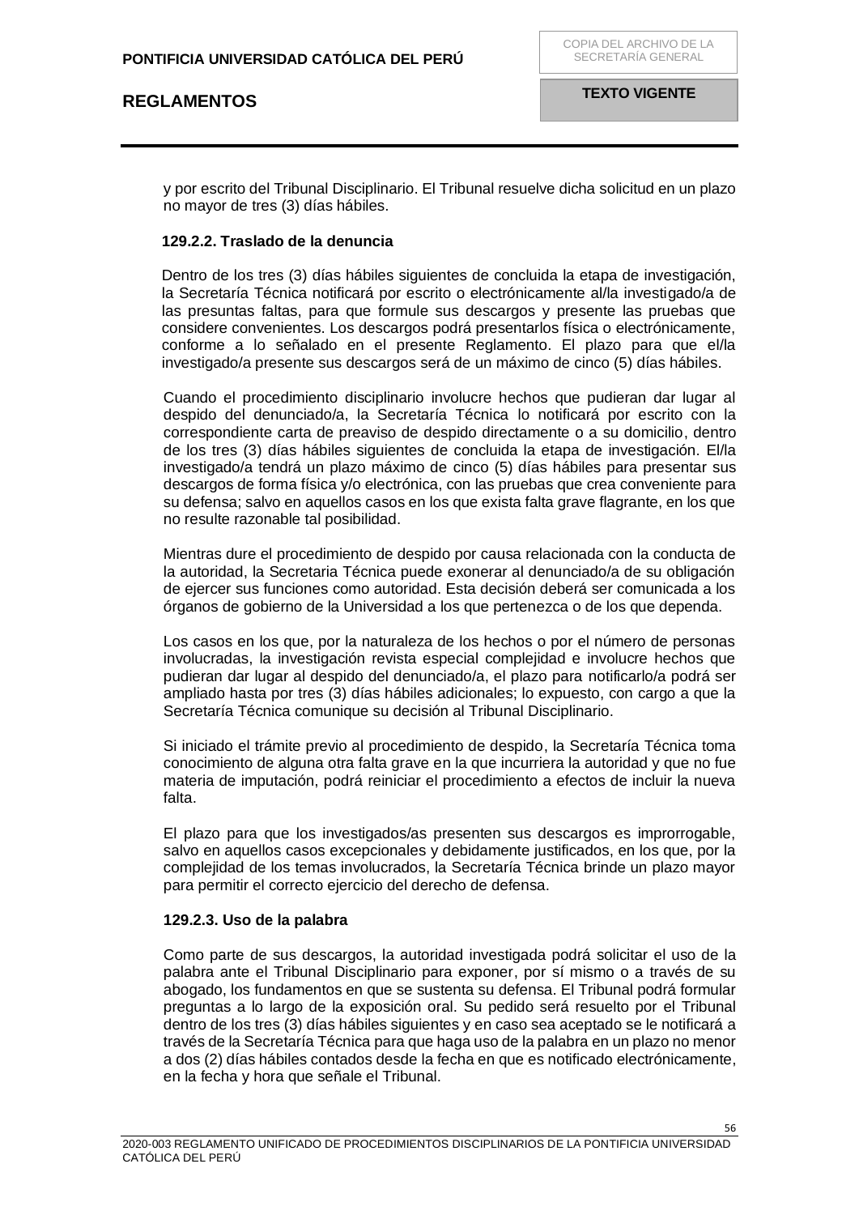y por escrito del Tribunal Disciplinario. El Tribunal resuelve dicha solicitud en un plazo no mayor de tres (3) días hábiles.

**129.2.2. Traslado de la denuncia**

Dentro de los tres (3) días hábiles siguientes de concluida la etapa de investigación, la Secretaría Técnica notificará por escrito o electrónicamente al/la investigado/a de las presuntas faltas, para que formule sus descargos y presente las pruebas que considere convenientes. Los descargos podrá presentarlos física o electrónicamente, conforme a lo señalado en el presente Reglamento. El plazo para que el/la investigado/a presente sus descargos será de un máximo de cinco (5) días hábiles.

Cuando el procedimiento disciplinario involucre hechos que pudieran dar lugar al despido del denunciado/a, la Secretaría Técnica lo notificará por escrito con la correspondiente carta de preaviso de despido directamente o a su domicilio, dentro de los tres (3) días hábiles siguientes de concluida la etapa de investigación. El/la investigado/a tendrá un plazo máximo de cinco (5) días hábiles para presentar sus descargos de forma física y/o electrónica, con las pruebas que crea conveniente para su defensa; salvo en aquellos casos en los que exista falta grave flagrante, en los que no resulte razonable tal posibilidad.

Mientras dure el procedimiento de despido por causa relacionada con la conducta de la autoridad, la Secretaria Técnica puede exonerar al denunciado/a de su obligación de ejercer sus funciones como autoridad. Esta decisión deberá ser comunicada a los órganos de gobierno de la Universidad a los que pertenezca o de los que dependa.

Los casos en los que, por la naturaleza de los hechos o por el número de personas involucradas, la investigación revista especial complejidad e involucre hechos que pudieran dar lugar al despido del denunciado/a, el plazo para notificarlo/a podrá ser ampliado hasta por tres (3) días hábiles adicionales; lo expuesto, con cargo a que la Secretaría Técnica comunique su decisión al Tribunal Disciplinario.

Si iniciado el trámite previo al procedimiento de despido, la Secretaría Técnica toma conocimiento de alguna otra falta grave en la que incurriera la autoridad y que no fue materia de imputación, podrá reiniciar el procedimiento a efectos de incluir la nueva falta.

El plazo para que los investigados/as presenten sus descargos es improrrogable, salvo en aquellos casos excepcionales y debidamente justificados, en los que, por la complejidad de los temas involucrados, la Secretaría Técnica brinde un plazo mayor para permitir el correcto ejercicio del derecho de defensa.

**129.2.3. Uso de la palabra**

Como parte de sus descargos, la autoridad investigada podrá solicitar el uso de la palabra ante el Tribunal Disciplinario para exponer, por sí mismo o a través de su abogado, los fundamentos en que se sustenta su defensa. El Tribunal podrá formular preguntas a lo largo de la exposición oral. Su pedido será resuelto por el Tribunal dentro de los tres (3) días hábiles siguientes y en caso sea aceptado se le notificará a través de la Secretaría Técnica para que haga uso de la palabra en un plazo no menor a dos (2) días hábiles contados desde la fecha en que es notificado electrónicamente, en la fecha y hora que señale el Tribunal.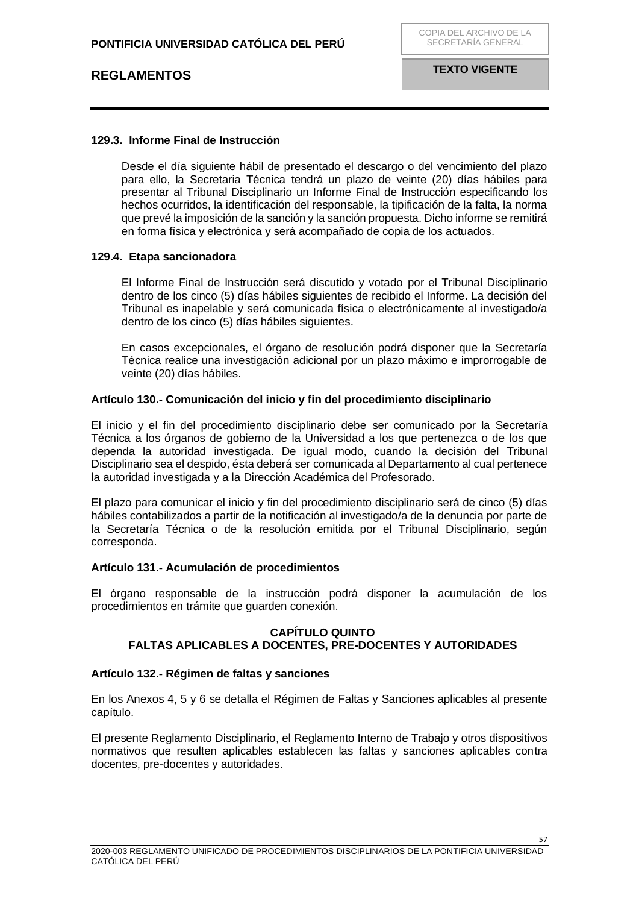### 129.3. Informe Final de Instrucción

Desde el día siguiente hábil de presentado el descargo o del vencimiento del plazo para ello, la Secretaria Técnica tendrá un plazo de veinte (20) días hábiles para presentar al Tribunal Disciplinario un Informe Final de Instrucción especificando los hechos ocurridos, la identificación del responsable, la tipificación de la falta, la norma que prevé la imposición de la sanción y la sanción propuesta. Dicho informe se remitirá en forma física y electrónica y será acompañado de copia de los actuados.

### 129.4. Etapa sancionadora

El Informe Final de Instrucción será discutido y votado por el Tribunal Disciplinario dentro de los cinco (5) días hábiles siguientes de recibido el Informe. La decisión del Tribunal es inapelable y será comunicada física o electrónicamente al investigado/a dentro de los cinco (5) días hábiles siguientes.

En casos excepcionales, el órgano de resolución podrá disponer que la Secretaría Técnica realice una investigación adicional por un plazo máximo e improrrogable de veinte (20) días hábiles.

### Artículo 130.- Comunicación del inicio y fin del procedimiento disciplinario

El inicio y el fin del procedimiento disciplinario debe ser comunicado por la Secretaría Técnica a los órganos de gobierno de la Universidad a los que pertenezca o de los que dependa la autoridad investigada. De igual modo, cuando la decisión del Tribunal Disciplinario sea el despido, ésta deberá ser comunicada al Departamento al cual pertenece la autoridad investigada y a la Dirección Académica del Profesorado.

El plazo para comunicar el inicio y fin del procedimiento disciplinario será de cinco (5) días hábiles contabilizados a partir de la notificación al investigado/a de la denuncia por parte de la Secretaría Técnica o de la resolución emitida por el Tribunal Disciplinario, según corresponda.

### Artículo 131.- Acumulación de procedimientos

El órgano responsable de la instrucción podrá disponer la acumulación de los procedimientos en trámite que guarden conexión.

## CAPÍTULO QUINTO
## FALTAS APLICABLES A DOCENTES, PRE-DOCENTES Y AUTORIDADES

### Artículo 132.- Régimen de faltas y sanciones

En los Anexos 4, 5 y 6 se detalla el Régimen de Faltas y Sanciones aplicables al presente capítulo.

El presente Reglamento Disciplinario, el Reglamento Interno de Trabajo y otros dispositivos normativos que resulten aplicables establecen las faltas y sanciones aplicables contra docentes, pre-docentes y autoridades.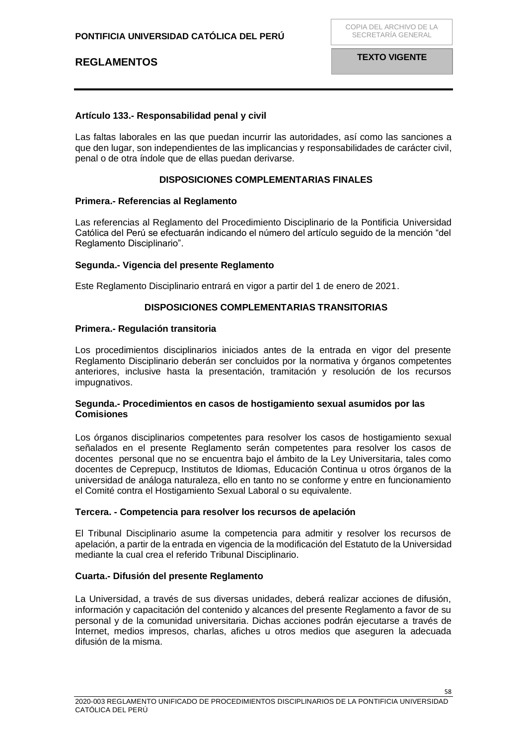**Artículo 133.- Responsabilidad penal y civil**

Las faltas laborales en las que puedan incurrir las autoridades, así como las sanciones a que den lugar, son independientes de las implicancias y responsabilidades de carácter civil, penal o de otra índole que de ellas puedan derivarse.

## DISPOSICIONES COMPLEMENTARIAS FINALES

**Primera.- Referencias al Reglamento**

Las referencias al Reglamento del Procedimiento Disciplinario de la Pontificia Universidad Católica del Perú se efectuarán indicando el número del artículo seguido de la mención "del Reglamento Disciplinario".

**Segunda.- Vigencia del presente Reglamento**

Este Reglamento Disciplinario entrará en vigor a partir del 1 de enero de 2021.

## DISPOSICIONES COMPLEMENTARIAS TRANSITORIAS

**Primera.- Regulación transitoria**

Los procedimientos disciplinarios iniciados antes de la entrada en vigor del presente Reglamento Disciplinario deberán ser concluidos por la normativa y órganos competentes anteriores, inclusive hasta la presentación, tramitación y resolución de los recursos impugnativos.

**Segunda.- Procedimientos en casos de hostigamiento sexual asumidos por las Comisiones**

Los órganos disciplinarios competentes para resolver los casos de hostigamiento sexual señalados en el presente Reglamento serán competentes para resolver los casos de docentes personal que no se encuentra bajo el ámbito de la Ley Universitaria, tales como docentes de Ceprepucp, Institutos de Idiomas, Educación Continua u otros órganos de la universidad de análoga naturaleza, ello en tanto no se conforme y entre en funcionamiento el Comité contra el Hostigamiento Sexual Laboral o su equivalente.

**Tercera. - Competencia para resolver los recursos de apelación**

El Tribunal Disciplinario asume la competencia para admitir y resolver los recursos de apelación, a partir de la entrada en vigencia de la modificación del Estatuto de la Universidad mediante la cual crea el referido Tribunal Disciplinario.

**Cuarta.- Difusión del presente Reglamento**

La Universidad, a través de sus diversas unidades, deberá realizar acciones de difusión, información y capacitación del contenido y alcances del presente Reglamento a favor de su personal y de la comunidad universitaria. Dichas acciones podrán ejecutarse a través de Internet, medios impresos, charlas, afiches u otros medios que aseguren la adecuada difusión de la misma.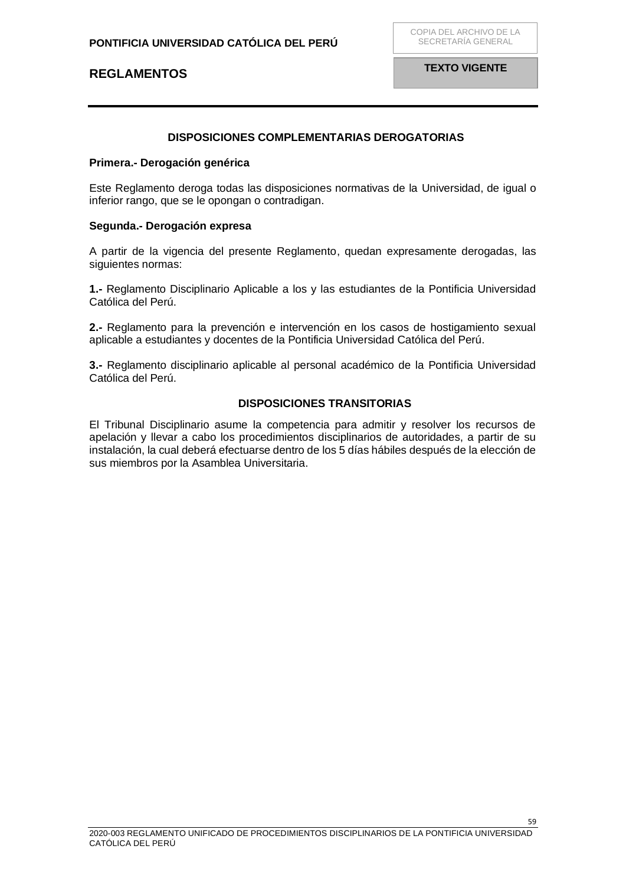## DISPOSICIONES COMPLEMENTARIAS DEROGATORIAS

**Primera.- Derogación genérica**

Este Reglamento deroga todas las disposiciones normativas de la Universidad, de igual o inferior rango, que se le opongan o contradigan.

**Segunda.- Derogación expresa**

A partir de la vigencia del presente Reglamento, quedan expresamente derogadas, las siguientes normas:

**1.-** Reglamento Disciplinario Aplicable a los y las estudiantes de la Pontificia Universidad Católica del Perú.

**2.-** Reglamento para la prevención e intervención en los casos de hostigamiento sexual aplicable a estudiantes y docentes de la Pontificia Universidad Católica del Perú.

**3.-** Reglamento disciplinario aplicable al personal académico de la Pontificia Universidad Católica del Perú.

## DISPOSICIONES TRANSITORIAS

El Tribunal Disciplinario asume la competencia para admitir y resolver los recursos de apelación y llevar a cabo los procedimientos disciplinarios de autoridades, a partir de su instalación, la cual deberá efectuarse dentro de los 5 días hábiles después de la elección de sus miembros por la Asamblea Universitaria.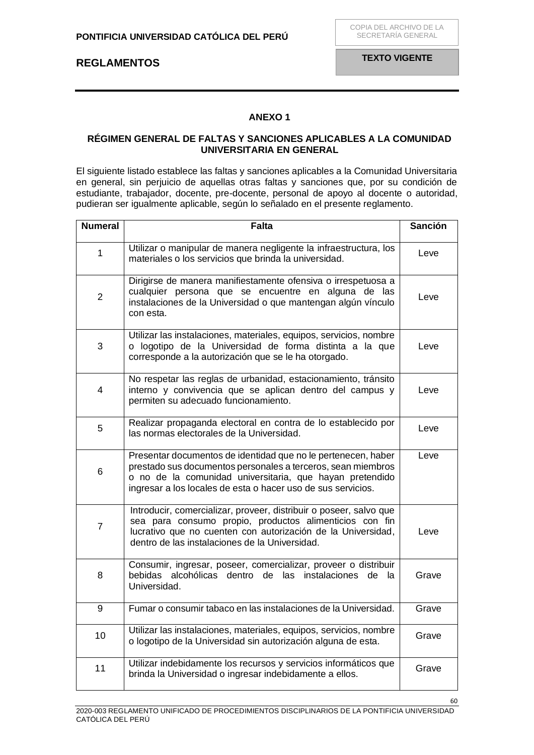## ANEXO 1

### RÉGIMEN GENERAL DE FALTAS Y SANCIONES APLICABLES A LA COMUNIDAD UNIVERSITARIA EN GENERAL

El siguiente listado establece las faltas y sanciones aplicables a la Comunidad Universitaria en general, sin perjuicio de aquellas otras faltas y sanciones que, por su condición de estudiante, trabajador, docente, pre-docente, personal de apoyo al docente o autoridad, pudieran ser igualmente aplicable, según lo señalado en el presente reglamento.

| Numeral | Falta | Sanción |
|---|---|---|
| 1 | Utilizar o manipular de manera negligente la infraestructura, los materiales o los servicios que brinda la universidad. | Leve |
| 2 | Dirigirse de manera manifiestamente ofensiva o irrespetuosa a cualquier persona que se encuentre en alguna de las instalaciones de la Universidad o que mantengan algún vínculo con esta. | Leve |
| 3 | Utilizar las instalaciones, materiales, equipos, servicios, nombre o logotipo de la Universidad de forma distinta a la que corresponde a la autorización que se le ha otorgado. | Leve |
| 4 | No respetar las reglas de urbanidad, estacionamiento, tránsito interno y convivencia que se aplican dentro del campus y permiten su adecuado funcionamiento. | Leve |
| 5 | Realizar propaganda electoral en contra de lo establecido por las normas electorales de la Universidad. | Leve |
| 6 | Presentar documentos de identidad que no le pertenecen, haber prestado sus documentos personales a terceros, sean miembros o no de la comunidad universitaria, que hayan pretendido ingresar a los locales de esta o hacer uso de sus servicios. | Leve |
| 7 | Introducir, comercializar, proveer, distribuir o poseer, salvo que sea para consumo propio, productos alimenticios con fin lucrativo que no cuenten con autorización de la Universidad, dentro de las instalaciones de la Universidad. | Leve |
| 8 | Consumir, ingresar, poseer, comercializar, proveer o distribuir bebidas alcohólicas dentro de las instalaciones de la Universidad. | Grave |
| 9 | Fumar o consumir tabaco en las instalaciones de la Universidad. | Grave |
| 10 | Utilizar las instalaciones, materiales, equipos, servicios, nombre o logotipo de la Universidad sin autorización alguna de esta. | Grave |
| 11 | Utilizar indebidamente los recursos y servicios informáticos que brinda la Universidad o ingresar indebidamente a ellos. | Grave |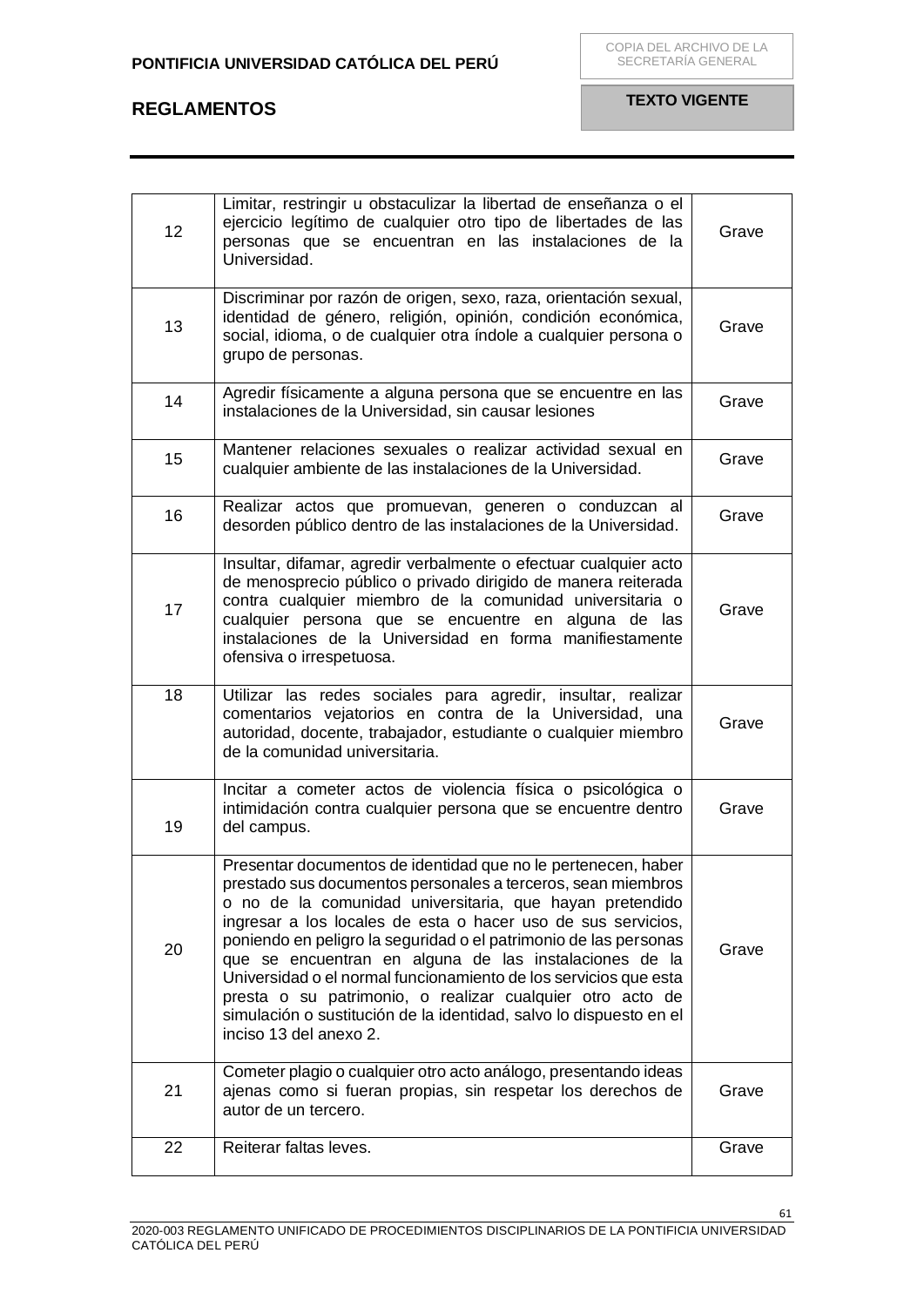| | | |
|---|---|---|
| 12 | Limitar, restringir u obstaculizar la libertad de enseñanza o el ejercicio legítimo de cualquier otro tipo de libertades de las personas que se encuentran en las instalaciones de la Universidad. | Grave |
| 13 | Discriminar por razón de origen, sexo, raza, orientación sexual, identidad de género, religión, opinión, condición económica, social, idioma, o de cualquier otra índole a cualquier persona o grupo de personas. | Grave |
| 14 | Agredir físicamente a alguna persona que se encuentre en las instalaciones de la Universidad, sin causar lesiones | Grave |
| 15 | Mantener relaciones sexuales o realizar actividad sexual en cualquier ambiente de las instalaciones de la Universidad. | Grave |
| 16 | Realizar actos que promuevan, generen o conduzcan al desorden público dentro de las instalaciones de la Universidad. | Grave |
| 17 | Insultar, difamar, agredir verbalmente o efectuar cualquier acto de menosprecio público o privado dirigido de manera reiterada contra cualquier miembro de la comunidad universitaria o cualquier persona que se encuentre en alguna de las instalaciones de la Universidad en forma manifiestamente ofensiva o irrespetuosa. | Grave |
| 18 | Utilizar las redes sociales para agredir, insultar, realizar comentarios vejatorios en contra de la Universidad, una autoridad, docente, trabajador, estudiante o cualquier miembro de la comunidad universitaria. | Grave |
| 19 | Incitar a cometer actos de violencia física o psicológica o intimidación contra cualquier persona que se encuentre dentro del campus. | Grave |
| 20 | Presentar documentos de identidad que no le pertenecen, haber prestado sus documentos personales a terceros, sean miembros o no de la comunidad universitaria, que hayan pretendido ingresar a los locales de esta o hacer uso de sus servicios, poniendo en peligro la seguridad o el patrimonio de las personas que se encuentran en alguna de las instalaciones de la Universidad o el normal funcionamiento de los servicios que esta presta o su patrimonio, o realizar cualquier otro acto de simulación o sustitución de la identidad, salvo lo dispuesto en el inciso 13 del anexo 2. | Grave |
| 21 | Cometer plagio o cualquier otro acto análogo, presentando ideas ajenas como si fueran propias, sin respetar los derechos de autor de un tercero. | Grave |
| 22 | Reiterar faltas leves. | Grave |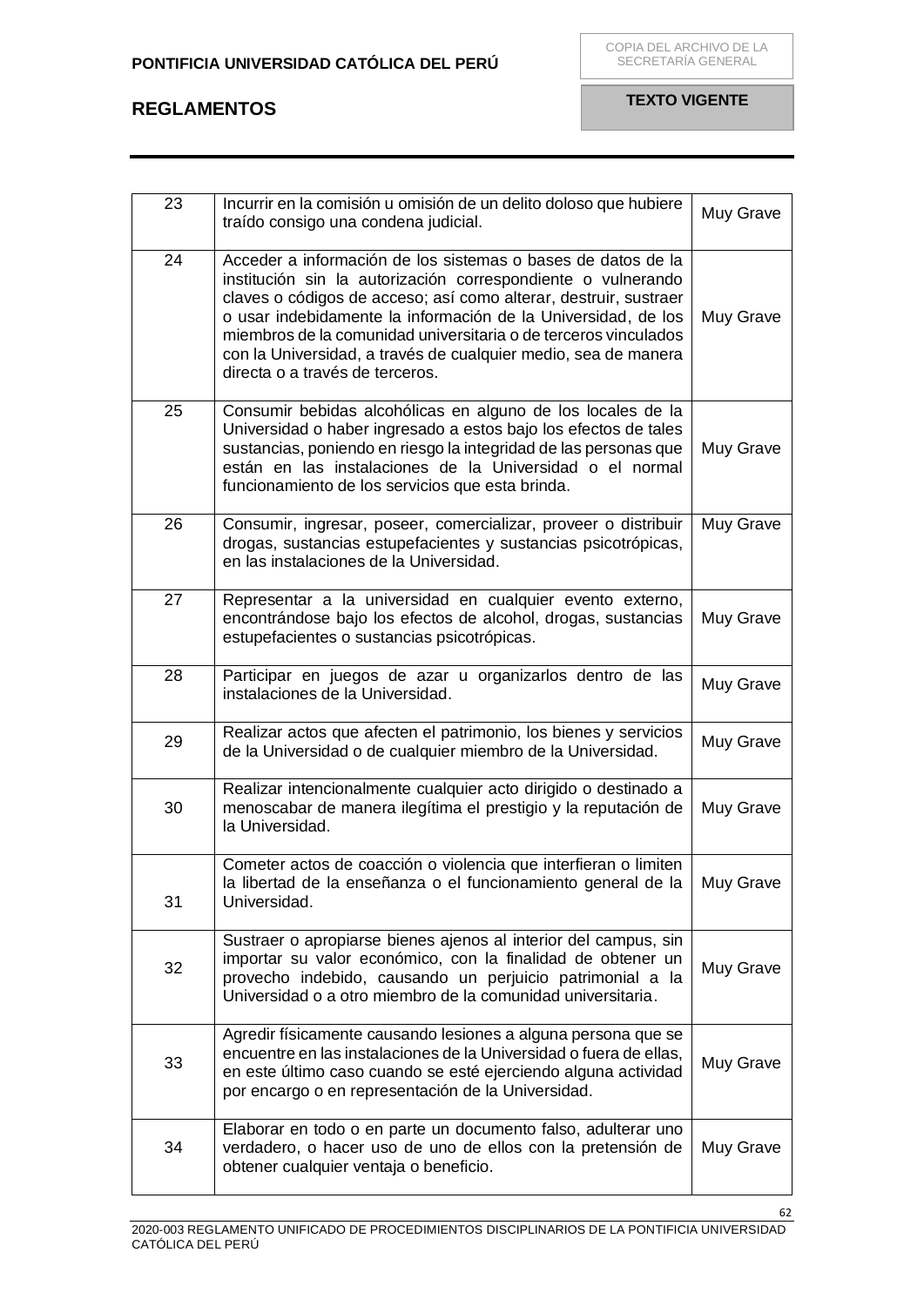| 23 | Incurrir en la comisión u omisión de un delito doloso que hubiere traído consigo una condena judicial. | Muy Grave |
|---|---|---|
| 24 | Acceder a información de los sistemas o bases de datos de la institución sin la autorización correspondiente o vulnerando claves o códigos de acceso; así como alterar, destruir, sustraer o usar indebidamente la información de la Universidad, de los miembros de la comunidad universitaria o de terceros vinculados con la Universidad, a través de cualquier medio, sea de manera directa o a través de terceros. | Muy Grave |
| 25 | Consumir bebidas alcohólicas en alguno de los locales de la Universidad o haber ingresado a estos bajo los efectos de tales sustancias, poniendo en riesgo la integridad de las personas que están en las instalaciones de la Universidad o el normal funcionamiento de los servicios que esta brinda. | Muy Grave |
| 26 | Consumir, ingresar, poseer, comercializar, proveer o distribuir drogas, sustancias estupefacientes y sustancias psicotrópicas, en las instalaciones de la Universidad. | Muy Grave |
| 27 | Representar a la universidad en cualquier evento externo, encontrándose bajo los efectos de alcohol, drogas, sustancias estupefacientes o sustancias psicotrópicas. | Muy Grave |
| 28 | Participar en juegos de azar u organizarlos dentro de las instalaciones de la Universidad. | Muy Grave |
| 29 | Realizar actos que afecten el patrimonio, los bienes y servicios de la Universidad o de cualquier miembro de la Universidad. | Muy Grave |
| 30 | Realizar intencionalmente cualquier acto dirigido o destinado a menoscabar de manera ilegítima el prestigio y la reputación de la Universidad. | Muy Grave |
| 31 | Cometer actos de coacción o violencia que interfieran o limiten la libertad de la enseñanza o el funcionamiento general de la Universidad. | Muy Grave |
| 32 | Sustraer o apropiarse bienes ajenos al interior del campus, sin importar su valor económico, con la finalidad de obtener un provecho indebido, causando un perjuicio patrimonial a la Universidad o a otro miembro de la comunidad universitaria. | Muy Grave |
| 33 | Agredir físicamente causando lesiones a alguna persona que se encuentre en las instalaciones de la Universidad o fuera de ellas, en este último caso cuando se esté ejerciendo alguna actividad por encargo o en representación de la Universidad. | Muy Grave |
| 34 | Elaborar en todo o en parte un documento falso, adulterar uno verdadero, o hacer uso de uno de ellos con la pretensión de obtener cualquier ventaja o beneficio. | Muy Grave |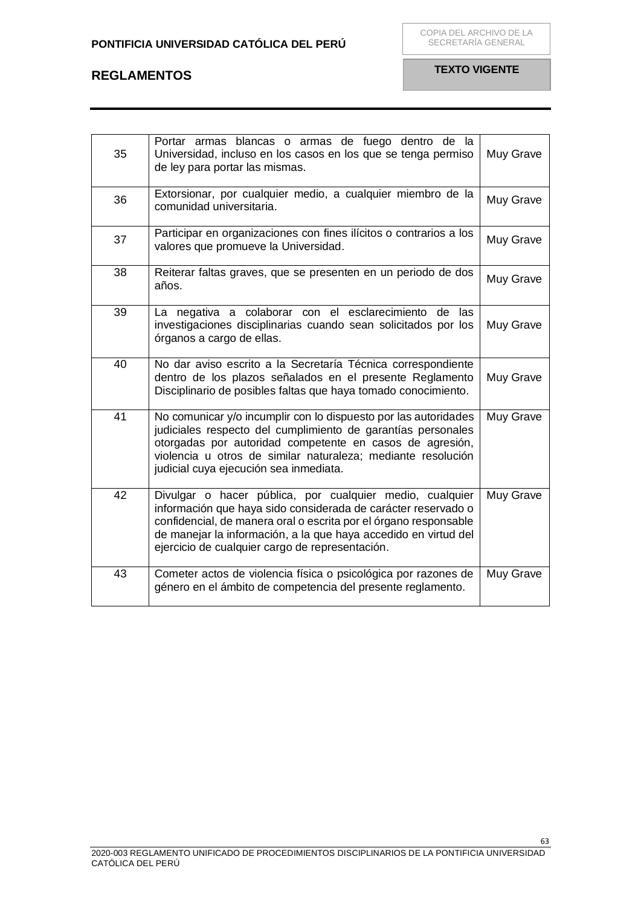| | | |
|---|---|---|
| 35 | Portar armas blancas o armas de fuego dentro de la Universidad, incluso en los casos en los que se tenga permiso de ley para portar las mismas. | Muy Grave |
| 36 | Extorsionar, por cualquier medio, a cualquier miembro de la comunidad universitaria. | Muy Grave |
| 37 | Participar en organizaciones con fines ilícitos o contrarios a los valores que promueve la Universidad. | Muy Grave |
| 38 | Reiterar faltas graves, que se presenten en un periodo de dos años. | Muy Grave |
| 39 | La negativa a colaborar con el esclarecimiento de las investigaciones disciplinarias cuando sean solicitados por los órganos a cargo de ellas. | Muy Grave |
| 40 | No dar aviso escrito a la Secretaría Técnica correspondiente dentro de los plazos señalados en el presente Reglamento Disciplinario de posibles faltas que haya tomado conocimiento. | Muy Grave |
| 41 | No comunicar y/o incumplir con lo dispuesto por las autoridades judiciales respecto del cumplimiento de garantías personales otorgadas por autoridad competente en casos de agresión, violencia u otros de similar naturaleza; mediante resolución judicial cuya ejecución sea inmediata. | Muy Grave |
| 42 | Divulgar o hacer pública, por cualquier medio, cualquier información que haya sido considerada de carácter reservado o confidencial, de manera oral o escrita por el órgano responsable de manejar la información, a la que haya accedido en virtud del ejercicio de cualquier cargo de representación. | Muy Grave |
| 43 | Cometer actos de violencia física o psicológica por razones de género en el ámbito de competencia del presente reglamento. | Muy Grave |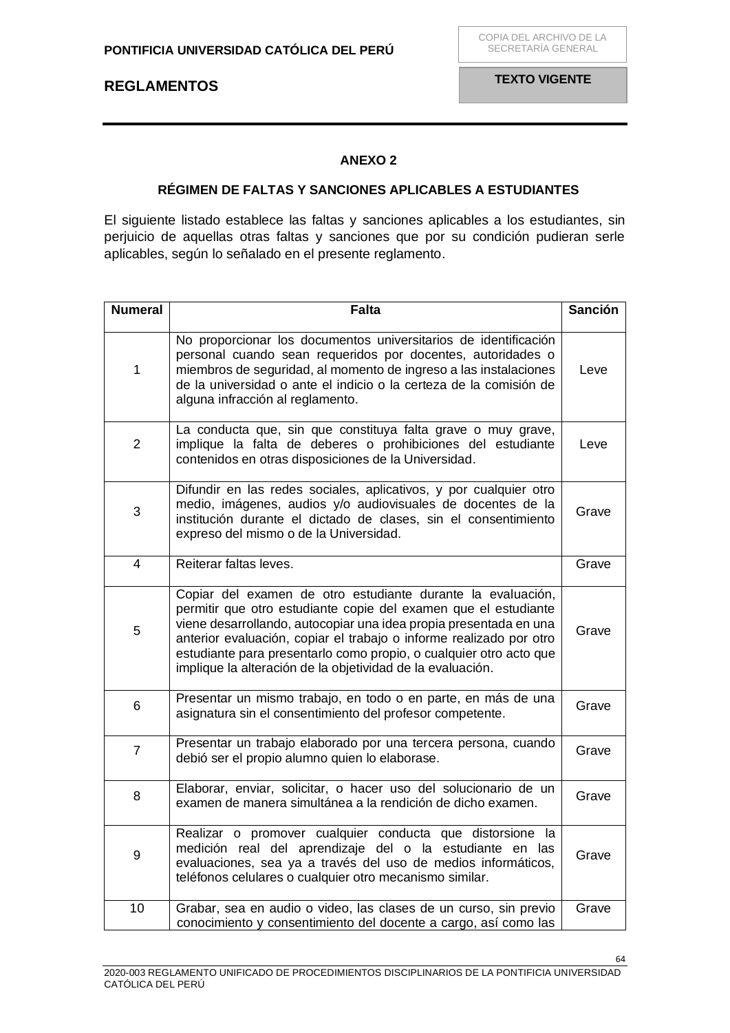## ANEXO 2

## RÉGIMEN DE FALTAS Y SANCIONES APLICABLES A ESTUDIANTES

El siguiente listado establece las faltas y sanciones aplicables a los estudiantes, sin perjuicio de aquellas otras faltas y sanciones que por su condición pudieran serle aplicables, según lo señalado en el presente reglamento.

| Numeral | Falta | Sanción |
|---|---|---|
| 1 | No proporcionar los documentos universitarios de identificación personal cuando sean requeridos por docentes, autoridades o miembros de seguridad, al momento de ingreso a las instalaciones de la universidad o ante el indicio o la certeza de la comisión de alguna infracción al reglamento. | Leve |
| 2 | La conducta que, sin que constituya falta grave o muy grave, implique la falta de deberes o prohibiciones del estudiante contenidos en otras disposiciones de la Universidad. | Leve |
| 3 | Difundir en las redes sociales, aplicativos, y por cualquier otro medio, imágenes, audios y/o audiovisuales de docentes de la institución durante el dictado de clases, sin el consentimiento expreso del mismo o de la Universidad. | Grave |
| 4 | Reiterar faltas leves. | Grave |
| 5 | Copiar del examen de otro estudiante durante la evaluación, permitir que otro estudiante copie del examen que el estudiante viene desarrollando, autocopiar una idea propia presentada en una anterior evaluación, copiar el trabajo o informe realizado por otro estudiante para presentarlo como propio, o cualquier otro acto que implique la alteración de la objetividad de la evaluación. | Grave |
| 6 | Presentar un mismo trabajo, en todo o en parte, en más de una asignatura sin el consentimiento del profesor competente. | Grave |
| 7 | Presentar un trabajo elaborado por una tercera persona, cuando debió ser el propio alumno quien lo elaborase. | Grave |
| 8 | Elaborar, enviar, solicitar, o hacer uso del solucionario de un examen de manera simultánea a la rendición de dicho examen. | Grave |
| 9 | Realizar o promover cualquier conducta que distorsione la medición real del aprendizaje del o la estudiante en las evaluaciones, sea ya a través del uso de medios informáticos, teléfonos celulares o cualquier otro mecanismo similar. | Grave |
| 10 | Grabar, sea en audio o video, las clases de un curso, sin previo conocimiento y consentimiento del docente a cargo, así como las | Grave |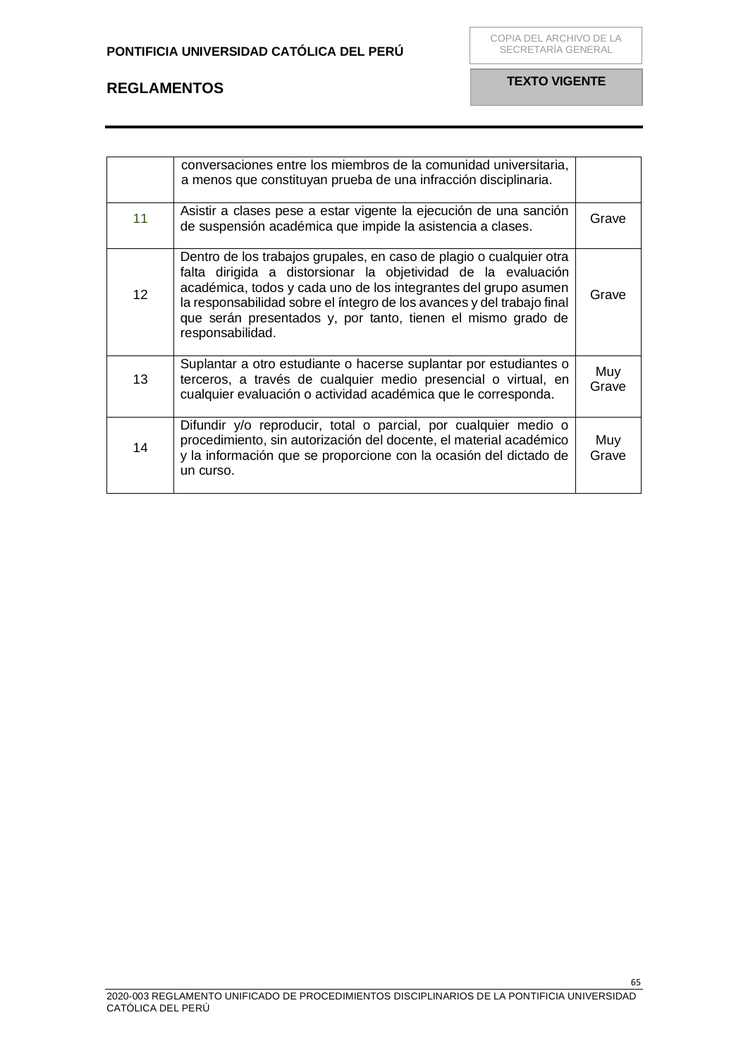| | | |
|---|---|---|
| | conversaciones entre los miembros de la comunidad universitaria, a menos que constituyan prueba de una infracción disciplinaria. | |
| 11 | Asistir a clases pese a estar vigente la ejecución de una sanción de suspensión académica que impide la asistencia a clases. | Grave |
| 12 | Dentro de los trabajos grupales, en caso de plagio o cualquier otra falta dirigida a distorsionar la objetividad de la evaluación académica, todos y cada uno de los integrantes del grupo asumen la responsabilidad sobre el íntegro de los avances y del trabajo final que serán presentados y, por tanto, tienen el mismo grado de responsabilidad. | Grave |
| 13 | Suplantar a otro estudiante o hacerse suplantar por estudiantes o terceros, a través de cualquier medio presencial o virtual, en cualquier evaluación o actividad académica que le corresponda. | Muy Grave |
| 14 | Difundir y/o reproducir, total o parcial, por cualquier medio o procedimiento, sin autorización del docente, el material académico y la información que se proporcione con la ocasión del dictado de un curso. | Muy Grave |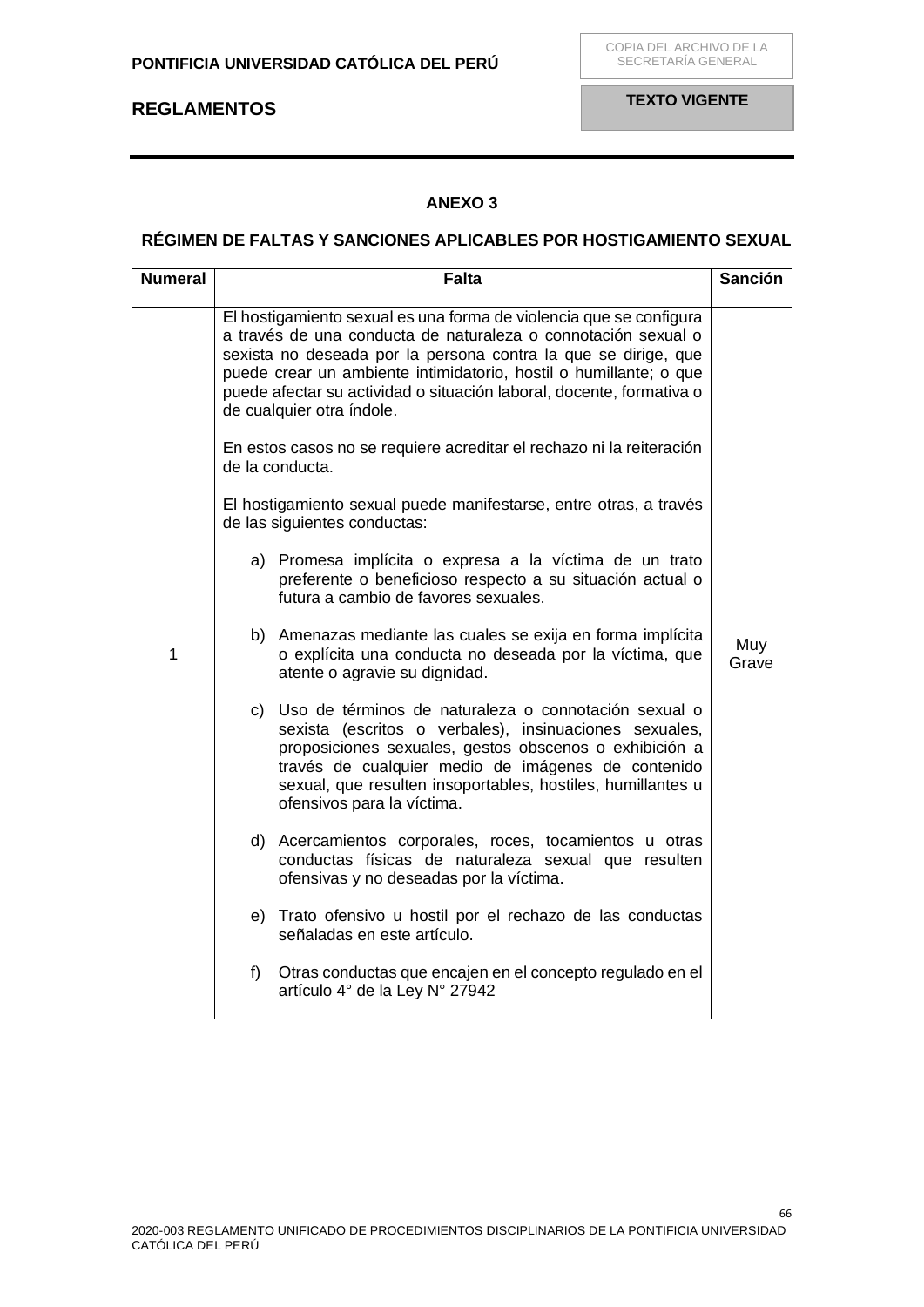## ANEXO 3

## RÉGIMEN DE FALTAS Y SANCIONES APLICABLES POR HOSTIGAMIENTO SEXUAL

| Numeral | Falta | Sanción |
|---|---|---|
| 1 | El hostigamiento sexual es una forma de violencia que se configura a través de una conducta de naturaleza o connotación sexual o sexista no deseada por la persona contra la que se dirige, que puede crear un ambiente intimidatorio, hostil o humillante; o que puede afectar su actividad o situación laboral, docente, formativa o de cualquier otra índole.<br><br>En estos casos no se requiere acreditar el rechazo ni la reiteración de la conducta.<br><br>El hostigamiento sexual puede manifestarse, entre otras, a través de las siguientes conductas:<br><br>a) Promesa implícita o expresa a la víctima de un trato preferente o beneficioso respecto a su situación actual o futura a cambio de favores sexuales.<br><br>b) Amenazas mediante las cuales se exija en forma implícita o explícita una conducta no deseada por la víctima, que atente o agravie su dignidad.<br><br>c) Uso de términos de naturaleza o connotación sexual o sexista (escritos o verbales), insinuaciones sexuales, proposiciones sexuales, gestos obscenos o exhibición a través de cualquier medio de imágenes de contenido sexual, que resulten insoportables, hostiles, humillantes u ofensivos para la víctima.<br><br>d) Acercamientos corporales, roces, tocamientos u otras conductas físicas de naturaleza sexual que resulten ofensivas y no deseadas por la víctima.<br><br>e) Trato ofensivo u hostil por el rechazo de las conductas señaladas en este artículo.<br><br>f) Otras conductas que encajen en el concepto regulado en el artículo 4° de la Ley N° 27942 | Muy Grave |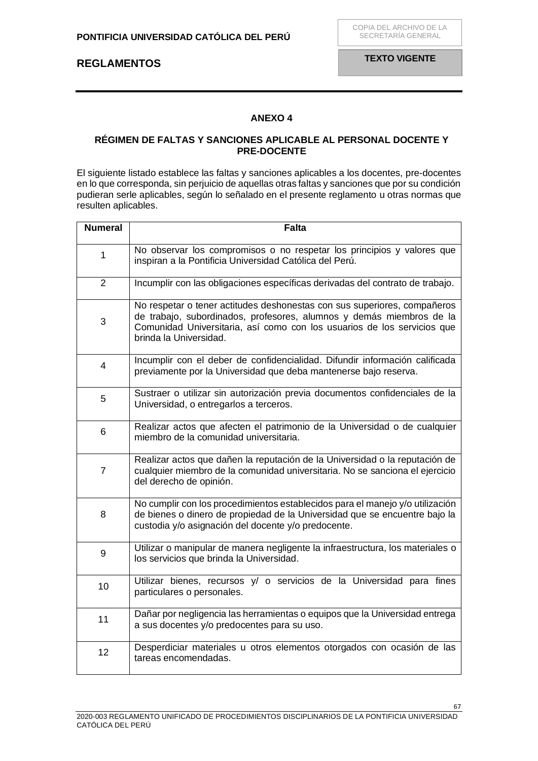## ANEXO 4

### RÉGIMEN DE FALTAS Y SANCIONES APLICABLE AL PERSONAL DOCENTE Y PRE-DOCENTE

El siguiente listado establece las faltas y sanciones aplicables a los docentes, pre-docentes en lo que corresponda, sin perjuicio de aquellas otras faltas y sanciones que por su condición pudieran serle aplicables, según lo señalado en el presente reglamento u otras normas que resulten aplicables.

| Numeral | Falta |
|---|---|
| 1 | No observar los compromisos o no respetar los principios y valores que inspiran a la Pontificia Universidad Católica del Perú. |
| 2 | Incumplir con las obligaciones específicas derivadas del contrato de trabajo. |
| 3 | No respetar o tener actitudes deshonestas con sus superiores, compañeros de trabajo, subordinados, profesores, alumnos y demás miembros de la Comunidad Universitaria, así como con los usuarios de los servicios que brinda la Universidad. |
| 4 | Incumplir con el deber de confidencialidad. Difundir información calificada previamente por la Universidad que deba mantenerse bajo reserva. |
| 5 | Sustraer o utilizar sin autorización previa documentos confidenciales de la Universidad, o entregarlos a terceros. |
| 6 | Realizar actos que afecten el patrimonio de la Universidad o de cualquier miembro de la comunidad universitaria. |
| 7 | Realizar actos que dañen la reputación de la Universidad o la reputación de cualquier miembro de la comunidad universitaria. No se sanciona el ejercicio del derecho de opinión. |
| 8 | No cumplir con los procedimientos establecidos para el manejo y/o utilización de bienes o dinero de propiedad de la Universidad que se encuentre bajo la custodia y/o asignación del docente y/o predocente. |
| 9 | Utilizar o manipular de manera negligente la infraestructura, los materiales o los servicios que brinda la Universidad. |
| 10 | Utilizar bienes, recursos y/ o servicios de la Universidad para fines particulares o personales. |
| 11 | Dañar por negligencia las herramientas o equipos que la Universidad entrega a sus docentes y/o predocentes para su uso. |
| 12 | Desperdiciar materiales u otros elementos otorgados con ocasión de las tareas encomendadas. |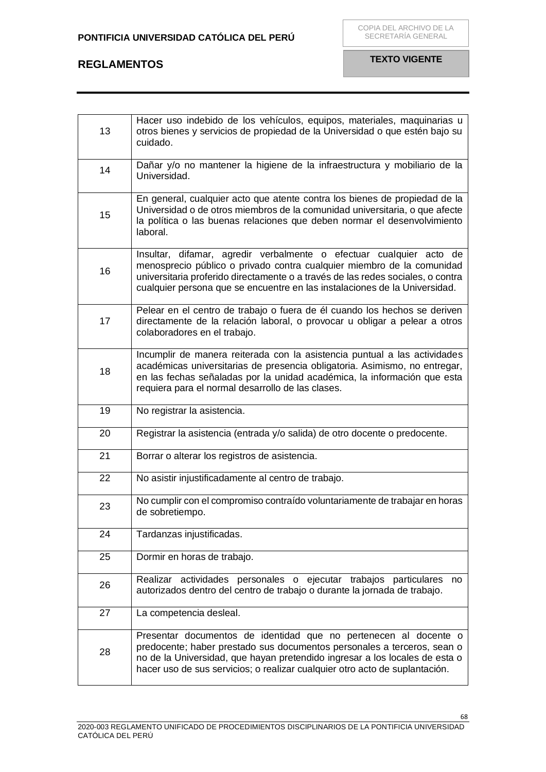| | |
|---|---|
| 13 | Hacer uso indebido de los vehículos, equipos, materiales, maquinarias u otros bienes y servicios de propiedad de la Universidad o que estén bajo su cuidado. |
| 14 | Dañar y/o no mantener la higiene de la infraestructura y mobiliario de la Universidad. |
| 15 | En general, cualquier acto que atente contra los bienes de propiedad de la Universidad o de otros miembros de la comunidad universitaria, o que afecte la política o las buenas relaciones que deben normar el desenvolvimiento laboral. |
| 16 | Insultar, difamar, agredir verbalmente o efectuar cualquier acto de menosprecio público o privado contra cualquier miembro de la comunidad universitaria proferido directamente o a través de las redes sociales, o contra cualquier persona que se encuentre en las instalaciones de la Universidad. |
| 17 | Pelear en el centro de trabajo o fuera de él cuando los hechos se deriven directamente de la relación laboral, o provocar u obligar a pelear a otros colaboradores en el trabajo. |
| 18 | Incumplir de manera reiterada con la asistencia puntual a las actividades académicas universitarias de presencia obligatoria. Asimismo, no entregar, en las fechas señaladas por la unidad académica, la información que esta requiera para el normal desarrollo de las clases. |
| 19 | No registrar la asistencia. |
| 20 | Registrar la asistencia (entrada y/o salida) de otro docente o predocente. |
| 21 | Borrar o alterar los registros de asistencia. |
| 22 | No asistir injustificadamente al centro de trabajo. |
| 23 | No cumplir con el compromiso contraído voluntariamente de trabajar en horas de sobretiempo. |
| 24 | Tardanzas injustificadas. |
| 25 | Dormir en horas de trabajo. |
| 26 | Realizar actividades personales o ejecutar trabajos particulares no autorizados dentro del centro de trabajo o durante la jornada de trabajo. |
| 27 | La competencia desleal. |
| 28 | Presentar documentos de identidad que no pertenecen al docente o predocente; haber prestado sus documentos personales a terceros, sean o no de la Universidad, que hayan pretendido ingresar a los locales de esta o hacer uso de sus servicios; o realizar cualquier otro acto de suplantación. |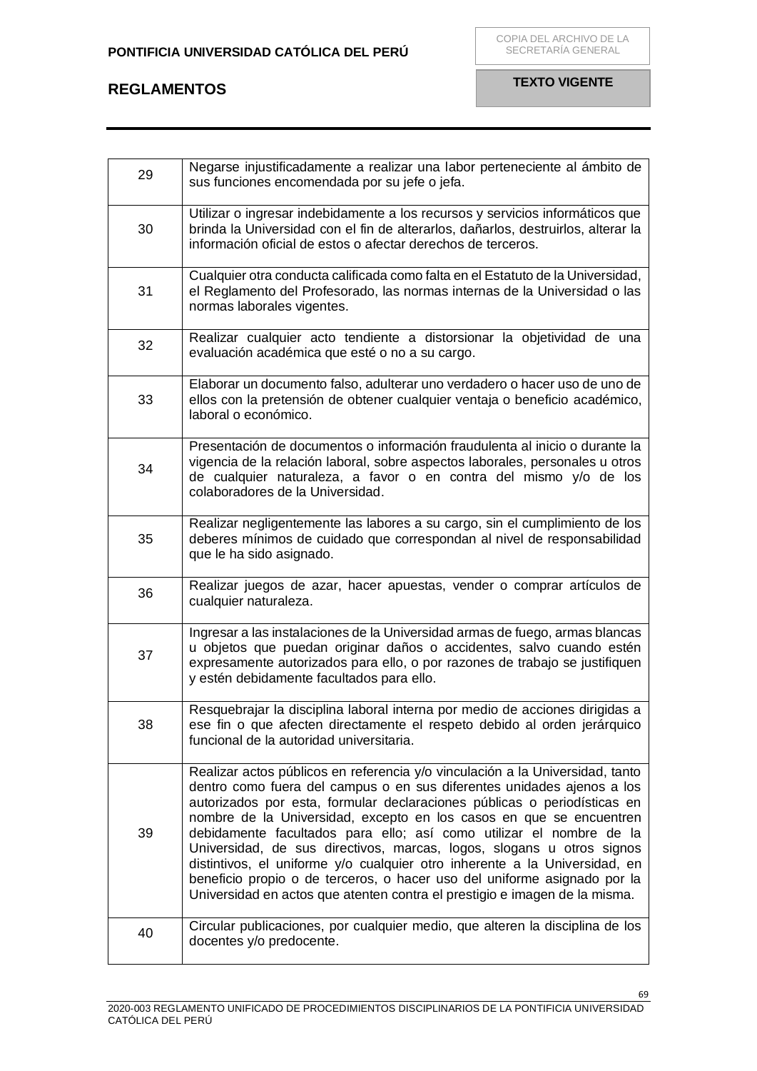| | |
|---|---|
| 29 | Negarse injustificadamente a realizar una labor perteneciente al ámbito de sus funciones encomendada por su jefe o jefa. |
| 30 | Utilizar o ingresar indebidamente a los recursos y servicios informáticos que brinda la Universidad con el fin de alterarlos, dañarlos, destruirlos, alterar la información oficial de estos o afectar derechos de terceros. |
| 31 | Cualquier otra conducta calificada como falta en el Estatuto de la Universidad, el Reglamento del Profesorado, las normas internas de la Universidad o las normas laborales vigentes. |
| 32 | Realizar cualquier acto tendiente a distorsionar la objetividad de una evaluación académica que esté o no a su cargo. |
| 33 | Elaborar un documento falso, adulterar uno verdadero o hacer uso de uno de ellos con la pretensión de obtener cualquier ventaja o beneficio académico, laboral o económico. |
| 34 | Presentación de documentos o información fraudulenta al inicio o durante la vigencia de la relación laboral, sobre aspectos laborales, personales u otros de cualquier naturaleza, a favor o en contra del mismo y/o de los colaboradores de la Universidad. |
| 35 | Realizar negligentemente las labores a su cargo, sin el cumplimiento de los deberes mínimos de cuidado que correspondan al nivel de responsabilidad que le ha sido asignado. |
| 36 | Realizar juegos de azar, hacer apuestas, vender o comprar artículos de cualquier naturaleza. |
| 37 | Ingresar a las instalaciones de la Universidad armas de fuego, armas blancas u objetos que puedan originar daños o accidentes, salvo cuando estén expresamente autorizados para ello, o por razones de trabajo se justifiquen y estén debidamente facultados para ello. |
| 38 | Resquebrajar la disciplina laboral interna por medio de acciones dirigidas a ese fin o que afecten directamente el respeto debido al orden jerárquico funcional de la autoridad universitaria. |
| 39 | Realizar actos públicos en referencia y/o vinculación a la Universidad, tanto dentro como fuera del campus o en sus diferentes unidades ajenos a los autorizados por esta, formular declaraciones públicas o periodísticas en nombre de la Universidad, excepto en los casos en que se encuentren debidamente facultados para ello; así como utilizar el nombre de la Universidad, de sus directivos, marcas, logos, slogans u otros signos distintivos, el uniforme y/o cualquier otro inherente a la Universidad, en beneficio propio o de terceros, o hacer uso del uniforme asignado por la Universidad en actos que atenten contra el prestigio e imagen de la misma. |
| 40 | Circular publicaciones, por cualquier medio, que alteren la disciplina de los docentes y/o predocente. |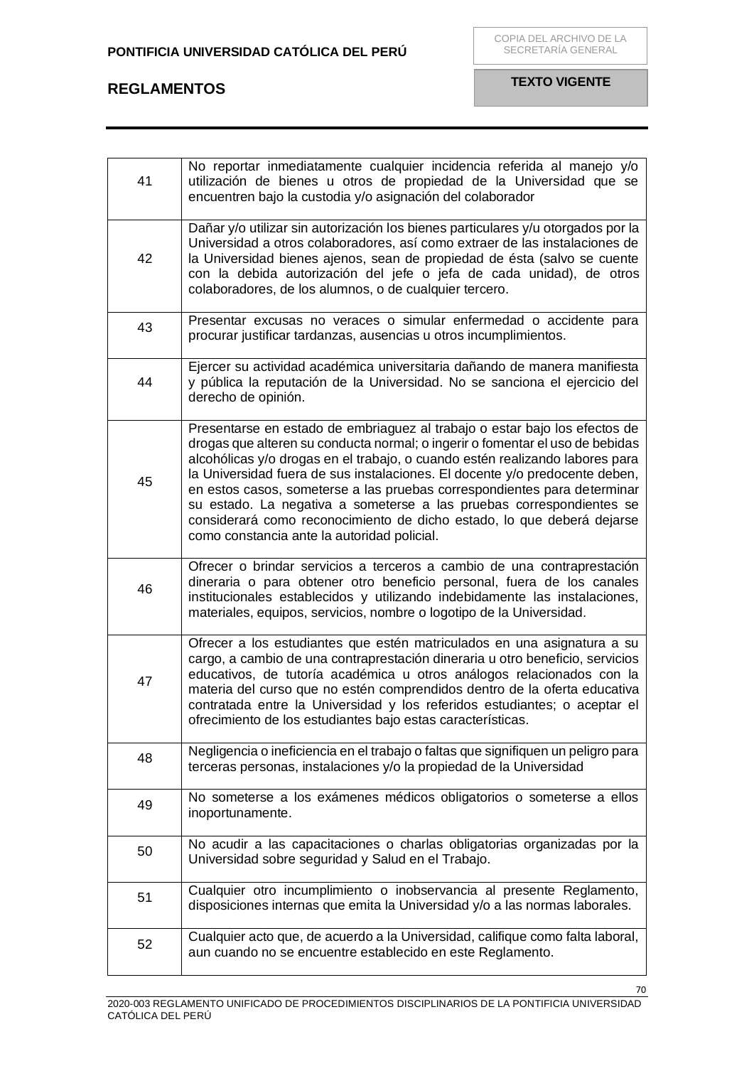| | |
|---|---|
| 41 | No reportar inmediatamente cualquier incidencia referida al manejo y/o utilización de bienes u otros de propiedad de la Universidad que se encuentren bajo la custodia y/o asignación del colaborador |
| 42 | Dañar y/o utilizar sin autorización los bienes particulares y/u otorgados por la Universidad a otros colaboradores, así como extraer de las instalaciones de la Universidad bienes ajenos, sean de propiedad de ésta (salvo se cuente con la debida autorización del jefe o jefa de cada unidad), de otros colaboradores, de los alumnos, o de cualquier tercero. |
| 43 | Presentar excusas no veraces o simular enfermedad o accidente para procurar justificar tardanzas, ausencias u otros incumplimientos. |
| 44 | Ejercer su actividad académica universitaria dañando de manera manifiesta y pública la reputación de la Universidad. No se sanciona el ejercicio del derecho de opinión. |
| 45 | Presentarse en estado de embriaguez al trabajo o estar bajo los efectos de drogas que alteren su conducta normal; o ingerir o fomentar el uso de bebidas alcohólicas y/o drogas en el trabajo, o cuando estén realizando labores para la Universidad fuera de sus instalaciones. El docente y/o predocente deben, en estos casos, someterse a las pruebas correspondientes para determinar su estado. La negativa a someterse a las pruebas correspondientes se considerará como reconocimiento de dicho estado, lo que deberá dejarse como constancia ante la autoridad policial. |
| 46 | Ofrecer o brindar servicios a terceros a cambio de una contraprestación dineraria o para obtener otro beneficio personal, fuera de los canales institucionales establecidos y utilizando indebidamente las instalaciones, materiales, equipos, servicios, nombre o logotipo de la Universidad. |
| 47 | Ofrecer a los estudiantes que estén matriculados en una asignatura a su cargo, a cambio de una contraprestación dineraria u otro beneficio, servicios educativos, de tutoría académica u otros análogos relacionados con la materia del curso que no estén comprendidos dentro de la oferta educativa contratada entre la Universidad y los referidos estudiantes; o aceptar el ofrecimiento de los estudiantes bajo estas características. |
| 48 | Negligencia o ineficiencia en el trabajo o faltas que signifiquen un peligro para terceras personas, instalaciones y/o la propiedad de la Universidad |
| 49 | No someterse a los exámenes médicos obligatorios o someterse a ellos inoportunamente. |
| 50 | No acudir a las capacitaciones o charlas obligatorias organizadas por la Universidad sobre seguridad y Salud en el Trabajo. |
| 51 | Cualquier otro incumplimiento o inobservancia al presente Reglamento, disposiciones internas que emita la Universidad y/o a las normas laborales. |
| 52 | Cualquier acto que, de acuerdo a la Universidad, califique como falta laboral, aun cuando no se encuentre establecido en este Reglamento. |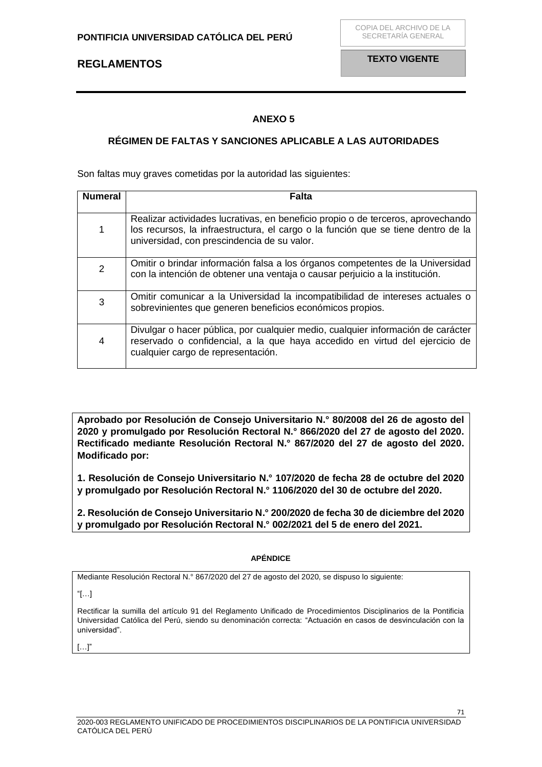## ANEXO 5

## RÉGIMEN DE FALTAS Y SANCIONES APLICABLE A LAS AUTORIDADES

Son faltas muy graves cometidas por la autoridad las siguientes:

| Numeral | Falta |
| --- | --- |
| 1 | Realizar actividades lucrativas, en beneficio propio o de terceros, aprovechando los recursos, la infraestructura, el cargo o la función que se tiene dentro de la universidad, con prescindencia de su valor. |
| 2 | Omitir o brindar información falsa a los órganos competentes de la Universidad con la intención de obtener una ventaja o causar perjuicio a la institución. |
| 3 | Omitir comunicar a la Universidad la incompatibilidad de intereses actuales o sobrevinientes que generen beneficios económicos propios. |
| 4 | Divulgar o hacer pública, por cualquier medio, cualquier información de carácter reservado o confidencial, a la que haya accedido en virtud del ejercicio de cualquier cargo de representación. |

**Aprobado por Resolución de Consejo Universitario N.° 80/2008 del 26 de agosto del 2020 y promulgado por Resolución Rectoral N.° 866/2020 del 27 de agosto del 2020. Rectificado mediante Resolución Rectoral N.° 867/2020 del 27 de agosto del 2020. Modificado por:**

**1. Resolución de Consejo Universitario N.° 107/2020 de fecha 28 de octubre del 2020 y promulgado por Resolución Rectoral N.° 1106/2020 del 30 de octubre del 2020.**

**2. Resolución de Consejo Universitario N.° 200/2020 de fecha 30 de diciembre del 2020 y promulgado por Resolución Rectoral N.° 002/2021 del 5 de enero del 2021.**

**APÉNDICE**

Mediante Resolución Rectoral N.° 867/2020 del 27 de agosto del 2020, se dispuso lo siguiente:

"[…]

Rectificar la sumilla del artículo 91 del Reglamento Unificado de Procedimientos Disciplinarios de la Pontificia Universidad Católica del Perú, siendo su denominación correcta: "Actuación en casos de desvinculación con la universidad".

[…]"